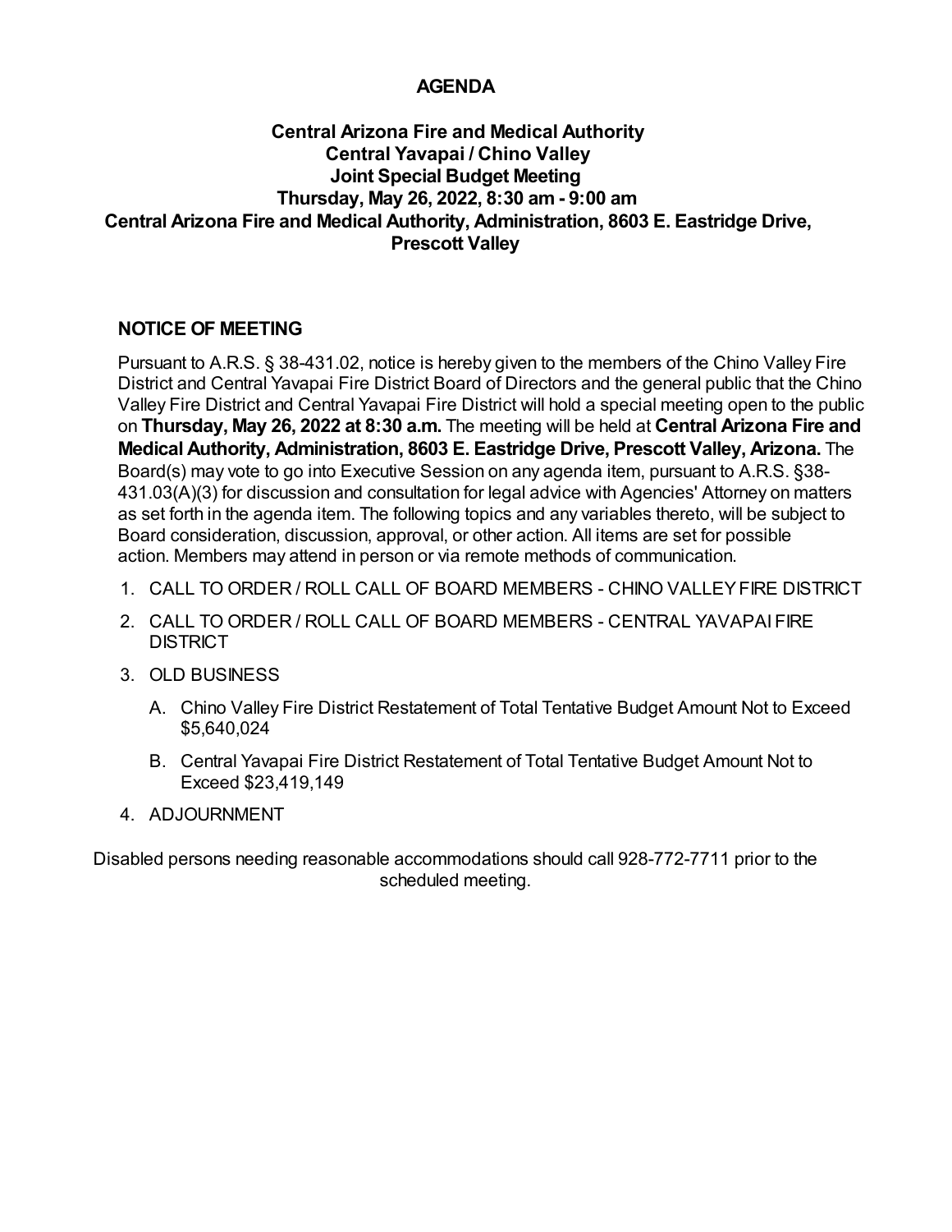# AGENDA

## Central Arizona Fire and Medical Authority
## Central Yavapai / Chino Valley
## Joint Special Budget Meeting
## Thursday, May 26, 2022, 8:30 am - 9:00 am
## Central Arizona Fire and Medical Authority, Administration, 8603 E. Eastridge Drive, Prescott Valley

### NOTICE OF MEETING

Pursuant to A.R.S. § 38-431.02, notice is hereby given to the members of the Chino Valley Fire District and Central Yavapai Fire District Board of Directors and the general public that the Chino Valley Fire District and Central Yavapai Fire District will hold a special meeting open to the public on **Thursday, May 26, 2022 at 8:30 a.m.** The meeting will be held at **Central Arizona Fire and Medical Authority, Administration, 8603 E. Eastridge Drive, Prescott Valley, Arizona.** The Board(s) may vote to go into Executive Session on any agenda item, pursuant to A.R.S. §38-431.03(A)(3) for discussion and consultation for legal advice with Agencies' Attorney on matters as set forth in the agenda item. The following topics and any variables thereto, will be subject to Board consideration, discussion, approval, or other action. All items are set for possible action. Members may attend in person or via remote methods of communication.

1. CALL TO ORDER / ROLL CALL OF BOARD MEMBERS - CHINO VALLEY FIRE DISTRICT
2. CALL TO ORDER / ROLL CALL OF BOARD MEMBERS - CENTRAL YAVAPAI FIRE DISTRICT
3. OLD BUSINESS
   A. Chino Valley Fire District Restatement of Total Tentative Budget Amount Not to Exceed $5,640,024
   B. Central Yavapai Fire District Restatement of Total Tentative Budget Amount Not to Exceed $23,419,149
4. ADJOURNMENT

Disabled persons needing reasonable accommodations should call 928-772-7711 prior to the scheduled meeting.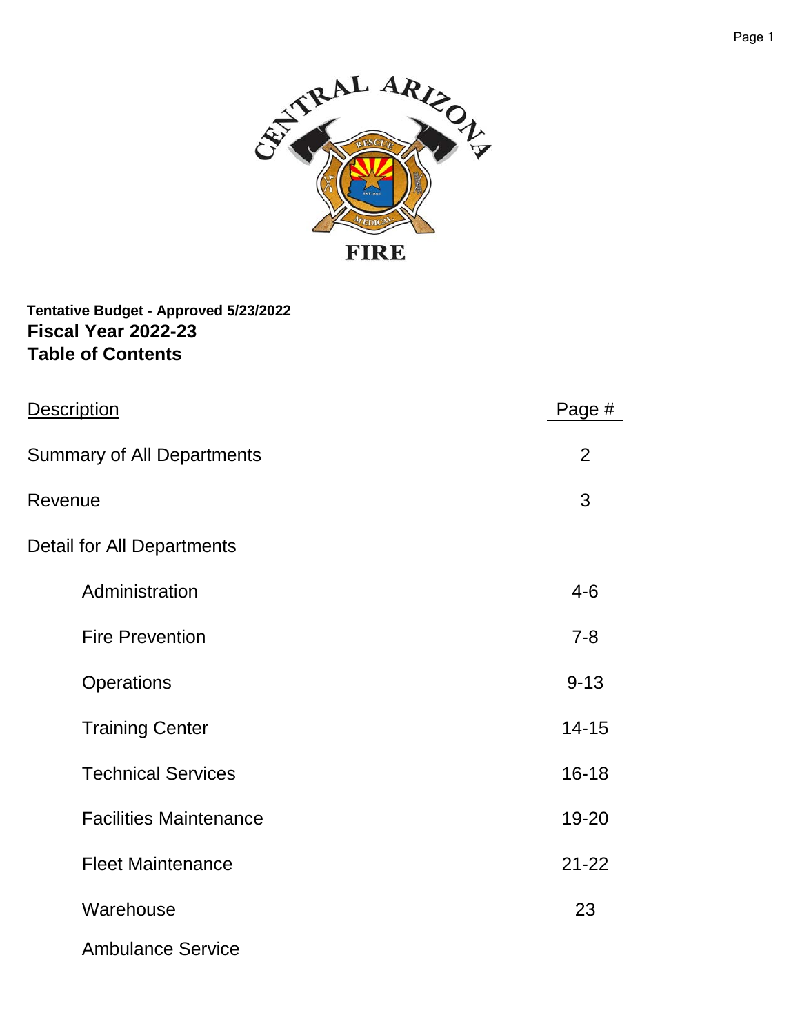**Tentative Budget - Approved 5/23/2022**

**Fiscal Year 2022-23**

**Table of Contents**

| Description | Page # |
|---|---|
| Summary of All Departments | 2 |
| Revenue | 3 |
| Detail for All Departments | |
| Administration | 4-6 |
| Fire Prevention | 7-8 |
| Operations | 9-13 |
| Training Center | 14-15 |
| Technical Services | 16-18 |
| Facilities Maintenance | 19-20 |
| Fleet Maintenance | 21-22 |
| Warehouse | 23 |
| Ambulance Service | |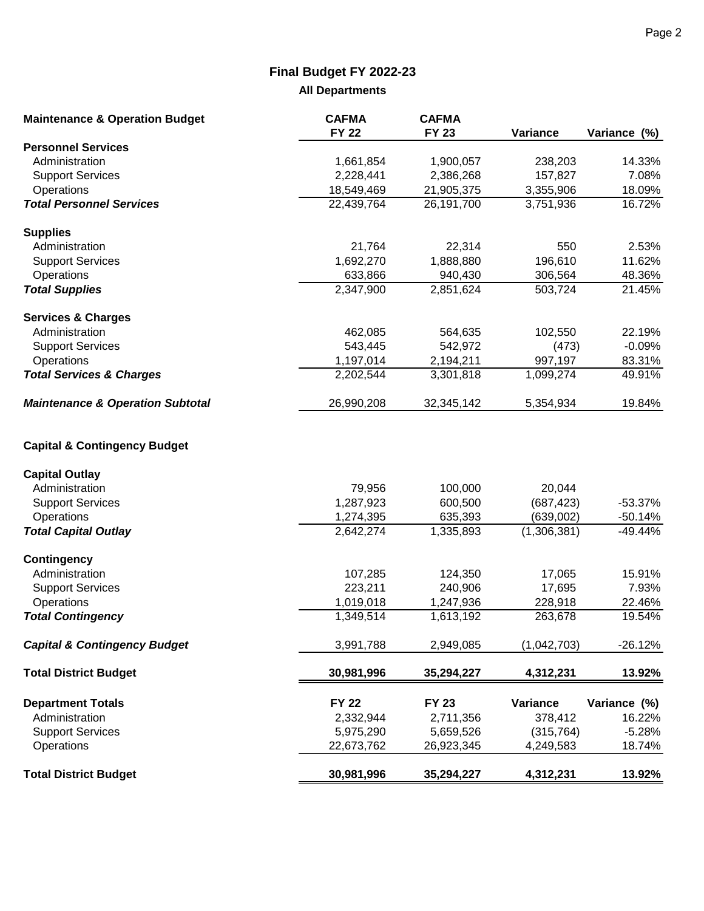## Final Budget FY 2022-23

### All Departments

| Maintenance & Operation Budget | CAFMA FY 22 | CAFMA FY 23 | Variance | Variance (%) |
|---|---|---|---|---|
| **Personnel Services** | | | | |
| Administration | 1,661,854 | 1,900,057 | 238,203 | 14.33% |
| Support Services | 2,228,441 | 2,386,268 | 157,827 | 7.08% |
| Operations | 18,549,469 | 21,905,375 | 3,355,906 | 18.09% |
| ***Total Personnel Services*** | 22,439,764 | 26,191,700 | 3,751,936 | 16.72% |
| **Supplies** | | | | |
| Administration | 21,764 | 22,314 | 550 | 2.53% |
| Support Services | 1,692,270 | 1,888,880 | 196,610 | 11.62% |
| Operations | 633,866 | 940,430 | 306,564 | 48.36% |
| ***Total Supplies*** | 2,347,900 | 2,851,624 | 503,724 | 21.45% |
| **Services & Charges** | | | | |
| Administration | 462,085 | 564,635 | 102,550 | 22.19% |
| Support Services | 543,445 | 542,972 | (473) | -0.09% |
| Operations | 1,197,014 | 2,194,211 | 997,197 | 83.31% |
| ***Total Services & Charges*** | 2,202,544 | 3,301,818 | 1,099,274 | 49.91% |
| ***Maintenance & Operation Subtotal*** | 26,990,208 | 32,345,142 | 5,354,934 | 19.84% |
| | | | | |
| **Capital & Contingency Budget** | | | | |
| **Capital Outlay** | | | | |
| Administration | 79,956 | 100,000 | 20,044 | |
| Support Services | 1,287,923 | 600,500 | (687,423) | -53.37% |
| Operations | 1,274,395 | 635,393 | (639,002) | -50.14% |
| ***Total Capital Outlay*** | 2,642,274 | 1,335,893 | (1,306,381) | -49.44% |
| **Contingency** | | | | |
| Administration | 107,285 | 124,350 | 17,065 | 15.91% |
| Support Services | 223,211 | 240,906 | 17,695 | 7.93% |
| Operations | 1,019,018 | 1,247,936 | 228,918 | 22.46% |
| ***Total Contingency*** | 1,349,514 | 1,613,192 | 263,678 | 19.54% |
| ***Capital & Contingency Budget*** | 3,991,788 | 2,949,085 | (1,042,703) | -26.12% |
| **Total District Budget** | **30,981,996** | **35,294,227** | **4,312,231** | **13.92%** |

| Department Totals | FY 22 | FY 23 | Variance | Variance (%) |
|---|---|---|---|---|
| Administration | 2,332,944 | 2,711,356 | 378,412 | 16.22% |
| Support Services | 5,975,290 | 5,659,526 | (315,764) | -5.28% |
| Operations | 22,673,762 | 26,923,345 | 4,249,583 | 18.74% |
| **Total District Budget** | **30,981,996** | **35,294,227** | **4,312,231** | **13.92%** |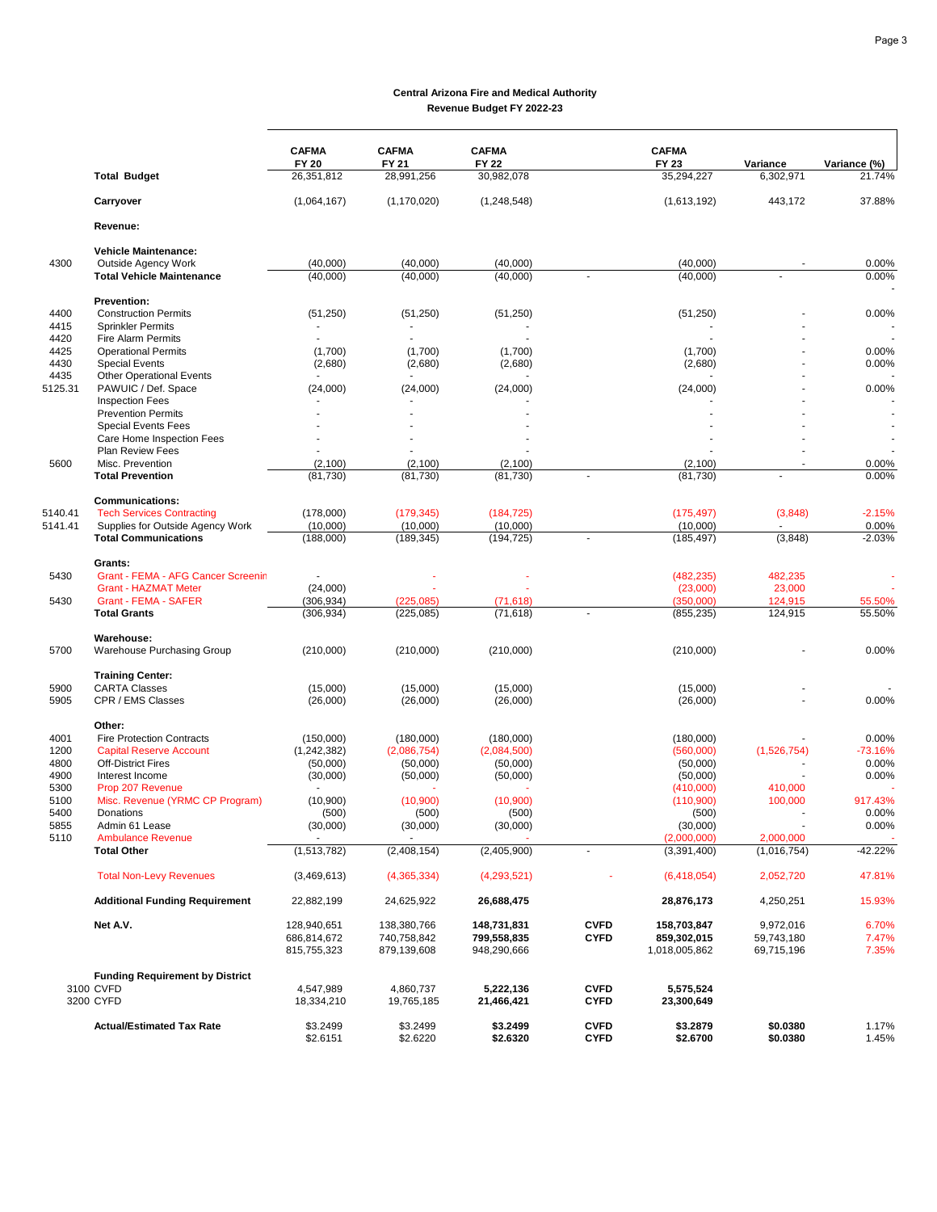**Central Arizona Fire and Medical Authority**
**Revenue Budget FY 2022-23**

| | | CAFMA FY 20 | CAFMA FY 21 | CAFMA FY 22 | | CAFMA FY 23 | Variance | Variance (%) |
|---|---|---|---|---|---|---|---|---|
| | **Total Budget** | 26,351,812 | 28,991,256 | 30,982,078 | | 35,294,227 | 6,302,971 | 21.74% |
| | **Carryover** | (1,064,167) | (1,170,020) | (1,248,548) | | (1,613,192) | 443,172 | 37.88% |
| | **Revenue:** | | | | | | | |
| | **Vehicle Maintenance:** | | | | | | | |
| 4300 | Outside Agency Work | (40,000) | (40,000) | (40,000) | | (40,000) | - | 0.00% |
| | **Total Vehicle Maintenance** | (40,000) | (40,000) | (40,000) | - | (40,000) | - | 0.00% |
| | **Prevention:** | | | | | | | |
| 4400 | Construction Permits | (51,250) | (51,250) | (51,250) | | (51,250) | - | 0.00% |
| 4415 | Sprinkler Permits | - | - | - | | - | - | - |
| 4420 | Fire Alarm Permits | - | - | - | | - | - | - |
| 4425 | Operational Permits | (1,700) | (1,700) | (1,700) | | (1,700) | - | 0.00% |
| 4430 | Special Events | (2,680) | (2,680) | (2,680) | | (2,680) | - | 0.00% |
| 4435 | Other Operational Events | - | - | - | | - | - | - |
| 5125.31 | PAWUIC / Def. Space | (24,000) | (24,000) | (24,000) | | (24,000) | - | 0.00% |
| | Inspection Fees | - | - | - | | - | - | - |
| | Prevention Permits | - | - | - | | - | - | - |
| | Special Events Fees | - | - | - | | - | - | - |
| | Care Home Inspection Fees | - | - | - | | - | - | - |
| | Plan Review Fees | - | - | - | | - | - | - |
| 5600 | Misc. Prevention | (2,100) | (2,100) | (2,100) | | (2,100) | - | 0.00% |
| | **Total Prevention** | (81,730) | (81,730) | (81,730) | - | (81,730) | - | 0.00% |
| | **Communications:** | | | | | | | |
| 5140.41 | Tech Services Contracting | (178,000) | (179,345) | (184,725) | | (175,497) | (3,848) | -2.15% |
| 5141.41 | Supplies for Outside Agency Work | (10,000) | (10,000) | (10,000) | | (10,000) | - | 0.00% |
| | **Total Communications** | (188,000) | (189,345) | (194,725) | - | (185,497) | (3,848) | -2.03% |
| | **Grants:** | | | | | | | |
| 5430 | Grant - FEMA - AFG Cancer Screenin | - | - | - | | (482,235) | 482,235 | - |
| | Grant - HAZMAT Meter | (24,000) | - | - | | (23,000) | 23,000 | - |
| 5430 | Grant - FEMA - SAFER | (306,934) | (225,085) | (71,618) | | (350,000) | 124,915 | 55.50% |
| | **Total Grants** | (306,934) | (225,085) | (71,618) | - | (855,235) | 124,915 | 55.50% |
| | **Warehouse:** | | | | | | | |
| 5700 | Warehouse Purchasing Group | (210,000) | (210,000) | (210,000) | | (210,000) | - | 0.00% |
| | **Training Center:** | | | | | | | |
| 5900 | CARTA Classes | (15,000) | (15,000) | (15,000) | | (15,000) | - | - |
| 5905 | CPR / EMS Classes | (26,000) | (26,000) | (26,000) | | (26,000) | - | 0.00% |
| | **Other:** | | | | | | | |
| 4001 | Fire Protection Contracts | (150,000) | (180,000) | (180,000) | | (180,000) | - | 0.00% |
| 1200 | Capital Reserve Account | (1,242,382) | (2,086,754) | (2,084,500) | | (560,000) | (1,526,754) | -73.16% |
| 4800 | Off-District Fires | (50,000) | (50,000) | (50,000) | | (50,000) | - | 0.00% |
| 4900 | Interest Income | (30,000) | (50,000) | (50,000) | | (50,000) | - | 0.00% |
| 5300 | Prop 207 Revenue | - | - | - | | (410,000) | 410,000 | - |
| 5100 | Misc. Revenue (YRMC CP Program) | (10,900) | (10,900) | (10,900) | | (110,900) | 100,000 | 917.43% |
| 5400 | Donations | (500) | (500) | (500) | | (500) | - | 0.00% |
| 5855 | Admin 61 Lease | (30,000) | (30,000) | (30,000) | | (30,000) | - | 0.00% |
| 5110 | Ambulance Revenue | - | - | - | | (2,000,000) | 2,000,000 | - |
| | **Total Other** | (1,513,782) | (2,408,154) | (2,405,900) | - | (3,391,400) | (1,016,754) | -42.22% |
| | Total Non-Levy Revenues | (3,469,613) | (4,365,334) | (4,293,521) | - | (6,418,054) | 2,052,720 | 47.81% |
| | **Additional Funding Requirement** | 22,882,199 | 24,625,922 | **26,688,475** | | 28,876,173 | 4,250,251 | 15.93% |
| | **Net A.V.** | 128,940,651 | 138,380,766 | **148,731,831** | **CVFD** | **158,703,847** | 9,972,016 | 6.70% |
| | | 686,814,672 | 740,758,842 | **799,558,835** | **CYFD** | **859,302,015** | 59,743,180 | 7.47% |
| | | 815,755,323 | 879,139,608 | 948,290,666 | | 1,018,005,862 | 69,715,196 | 7.35% |
| | **Funding Requirement by District** | | | | | | | |
| 3100 | CVFD | 4,547,989 | 4,860,737 | **5,222,136** | **CVFD** | **5,575,524** | | |
| 3200 | CYFD | 18,334,210 | 19,765,185 | **21,466,421** | **CYFD** | **23,300,649** | | |
| | **Actual/Estimated Tax Rate** | $3.2499 | $3.2499 | **$3.2499** | **CVFD** | **$3.2879** | **$0.0380** | 1.17% |
| | | $2.6151 | $2.6220 | **$2.6320** | **CYFD** | **$2.6700** | **$0.0380** | 1.45% |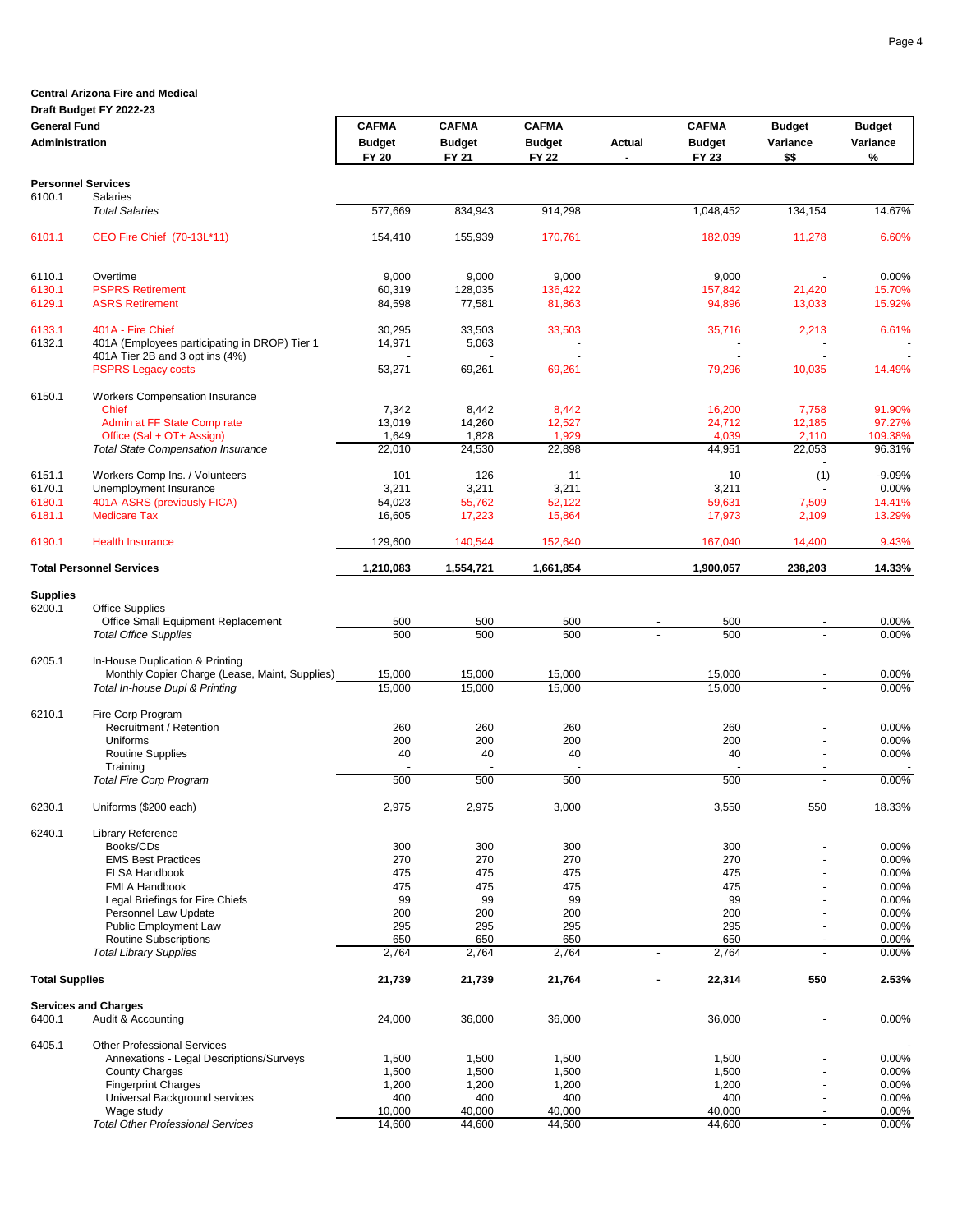**Central Arizona Fire and Medical**
**Draft Budget FY 2022-23**
**General Fund**
**Administration**

| | | CAFMA Budget FY 20 | CAFMA Budget FY 21 | CAFMA Budget FY 22 | Actual - | CAFMA Budget FY 23 | Budget Variance $$ | Budget Variance % |
|---|---|---|---|---|---|---|---|---|
| **Personnel Services** | | | | | | | | |
| 6100.1 | Salaries | | | | | | | |
| | *Total Salaries* | 577,669 | 834,943 | 914,298 | | 1,048,452 | 134,154 | 14.67% |
| 6101.1 | CEO Fire Chief (70-13L*11) | 154,410 | 155,939 | 170,761 | | 182,039 | 11,278 | 6.60% |
| 6110.1 | Overtime | 9,000 | 9,000 | 9,000 | | 9,000 | - | 0.00% |
| 6130.1 | PSPRS Retirement | 60,319 | 128,035 | 136,422 | | 157,842 | 21,420 | 15.70% |
| 6129.1 | ASRS Retirement | 84,598 | 77,581 | 81,863 | | 94,896 | 13,033 | 15.92% |
| 6133.1 | 401A - Fire Chief | 30,295 | 33,503 | 33,503 | | 35,716 | 2,213 | 6.61% |
| 6132.1 | 401A (Employees participating in DROP) Tier 1 | 14,971 | 5,063 | - | | - | - | - |
| | 401A Tier 2B and 3 opt ins (4%) | - | - | - | | - | - | - |
| | PSPRS Legacy costs | 53,271 | 69,261 | 69,261 | | 79,296 | 10,035 | 14.49% |
| 6150.1 | Workers Compensation Insurance | | | | | | | |
| | Chief | 7,342 | 8,442 | 8,442 | | 16,200 | 7,758 | 91.90% |
| | Admin at FF State Comp rate | 13,019 | 14,260 | 12,527 | | 24,712 | 12,185 | 97.27% |
| | Office (Sal + OT+ Assign) | 1,649 | 1,828 | 1,929 | | 4,039 | 2,110 | 109.38% |
| | *Total State Compensation Insurance* | 22,010 | 24,530 | 22,898 | | 44,951 | 22,053 | 96.31% |
| 6151.1 | Workers Comp Ins. / Volunteers | 101 | 126 | 11 | | 10 | (1) | -9.09% |
| 6170.1 | Unemployment Insurance | 3,211 | 3,211 | 3,211 | | 3,211 | - | 0.00% |
| 6180.1 | 401A-ASRS (previously FICA) | 54,023 | 55,762 | 52,122 | | 59,631 | 7,509 | 14.41% |
| 6181.1 | Medicare Tax | 16,605 | 17,223 | 15,864 | | 17,973 | 2,109 | 13.29% |
| 6190.1 | Health Insurance | 129,600 | 140,544 | 152,640 | | 167,040 | 14,400 | 9.43% |
| **Total Personnel Services** | | **1,210,083** | **1,554,721** | **1,661,854** | | **1,900,057** | **238,203** | **14.33%** |
| **Supplies** | | | | | | | | |
| 6200.1 | Office Supplies | | | | | | | |
| | Office Small Equipment Replacement | 500 | 500 | 500 | - | 500 | - | 0.00% |
| | *Total Office Supplies* | 500 | 500 | 500 | - | 500 | - | 0.00% |
| 6205.1 | In-House Duplication & Printing | | | | | | | |
| | Monthly Copier Charge (Lease, Maint, Supplies) | 15,000 | 15,000 | 15,000 | | 15,000 | - | 0.00% |
| | *Total In-house Dupl & Printing* | 15,000 | 15,000 | 15,000 | | 15,000 | - | 0.00% |
| 6210.1 | Fire Corp Program | | | | | | | |
| | Recruitment / Retention | 260 | 260 | 260 | | 260 | - | 0.00% |
| | Uniforms | 200 | 200 | 200 | | 200 | - | 0.00% |
| | Routine Supplies | 40 | 40 | 40 | | 40 | - | 0.00% |
| | Training | - | - | - | | - | - | - |
| | *Total Fire Corp Program* | 500 | 500 | 500 | | 500 | - | 0.00% |
| 6230.1 | Uniforms ($200 each) | 2,975 | 2,975 | 3,000 | | 3,550 | 550 | 18.33% |
| 6240.1 | Library Reference | | | | | | | |
| | Books/CDs | 300 | 300 | 300 | | 300 | - | 0.00% |
| | EMS Best Practices | 270 | 270 | 270 | | 270 | - | 0.00% |
| | FLSA Handbook | 475 | 475 | 475 | | 475 | - | 0.00% |
| | FMLA Handbook | 475 | 475 | 475 | | 475 | - | 0.00% |
| | Legal Briefings for Fire Chiefs | 99 | 99 | 99 | | 99 | - | 0.00% |
| | Personnel Law Update | 200 | 200 | 200 | | 200 | - | 0.00% |
| | Public Employment Law | 295 | 295 | 295 | | 295 | - | 0.00% |
| | Routine Subscriptions | 650 | 650 | 650 | | 650 | - | 0.00% |
| | *Total Library Supplies* | 2,764 | 2,764 | 2,764 | - | 2,764 | - | 0.00% |
| **Total Supplies** | | **21,739** | **21,739** | **21,764** | **-** | **22,314** | **550** | **2.53%** |
| **Services and Charges** | | | | | | | | |
| 6400.1 | Audit & Accounting | 24,000 | 36,000 | 36,000 | | 36,000 | - | 0.00% |
| 6405.1 | Other Professional Services | | | | | | | - |
| | Annexations - Legal Descriptions/Surveys | 1,500 | 1,500 | 1,500 | | 1,500 | - | 0.00% |
| | County Charges | 1,500 | 1,500 | 1,500 | | 1,500 | - | 0.00% |
| | Fingerprint Charges | 1,200 | 1,200 | 1,200 | | 1,200 | - | 0.00% |
| | Universal Background services | 400 | 400 | 400 | | 400 | - | 0.00% |
| | Wage study | 10,000 | 40,000 | 40,000 | | 40,000 | - | 0.00% |
| | *Total Other Professional Services* | 14,600 | 44,600 | 44,600 | | 44,600 | - | 0.00% |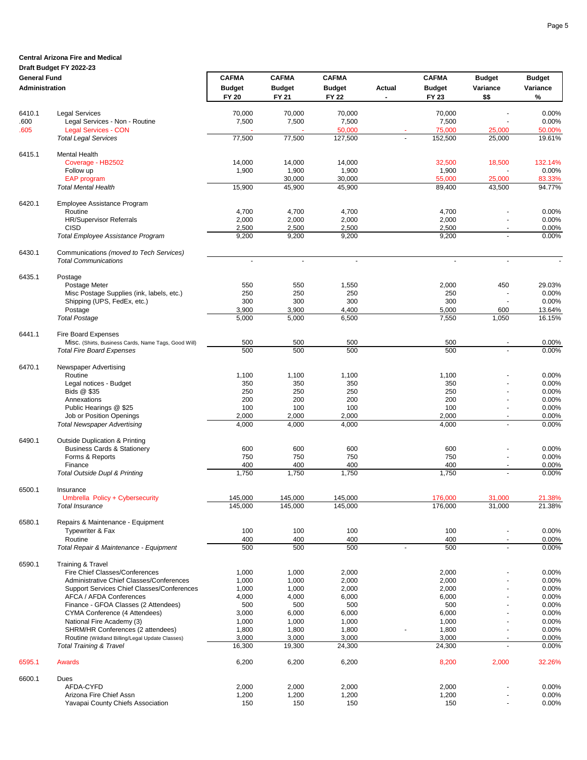**Central Arizona Fire and Medical**
**Draft Budget FY 2022-23**

| General Fund Administration | | CAFMA Budget FY 20 | CAFMA Budget FY 21 | CAFMA Budget FY 22 | Actual - | CAFMA Budget FY 23 | Budget Variance $$ | Budget Variance % |
|---|---|---|---|---|---|---|---|---|
| 6410.1 | Legal Services | 70,000 | 70,000 | 70,000 | | 70,000 | - | 0.00% |
| .600 | Legal Services - Non - Routine | 7,500 | 7,500 | 7,500 | | 7,500 | - | 0.00% |
| .605 | Legal Services - CON | - | - | 50,000 | - | 75,000 | 25,000 | 50.00% |
| | *Total Legal Services* | 77,500 | 77,500 | 127,500 | - | 152,500 | 25,000 | 19.61% |
| 6415.1 | Mental Health | | | | | | | |
| | Coverage - HB2502 | 14,000 | 14,000 | 14,000 | | 32,500 | 18,500 | 132.14% |
| | Follow up | 1,900 | 1,900 | 1,900 | | 1,900 | - | 0.00% |
| | EAP program | | 30,000 | 30,000 | | 55,000 | 25,000 | 83.33% |
| | *Total Mental Health* | 15,900 | 45,900 | 45,900 | | 89,400 | 43,500 | 94.77% |
| 6420.1 | Employee Assistance Program | | | | | | | |
| | Routine | 4,700 | 4,700 | 4,700 | | 4,700 | - | 0.00% |
| | HR/Supervisor Referrals | 2,000 | 2,000 | 2,000 | | 2,000 | - | 0.00% |
| | CISD | 2,500 | 2,500 | 2,500 | | 2,500 | - | 0.00% |
| | *Total Employee Assistance Program* | 9,200 | 9,200 | 9,200 | | 9,200 | - | 0.00% |
| 6430.1 | Communications *(moved to Tech Services)* | | | | | | | |
| | *Total Communications* | - | - | - | | - | - | - |
| 6435.1 | Postage | | | | | | | |
| | Postage Meter | 550 | 550 | 1,550 | | 2,000 | 450 | 29.03% |
| | Misc Postage Supplies (ink, labels, etc.) | 250 | 250 | 250 | | 250 | - | 0.00% |
| | Shipping (UPS, FedEx, etc.) | 300 | 300 | 300 | | 300 | - | 0.00% |
| | Postage | 3,900 | 3,900 | 4,400 | | 5,000 | 600 | 13.64% |
| | *Total Postage* | 5,000 | 5,000 | 6,500 | | 7,550 | 1,050 | 16.15% |
| 6441.1 | Fire Board Expenses | | | | | | | |
| | Misc. (Shirts, Business Cards, Name Tags, Good Will) | 500 | 500 | 500 | | 500 | - | 0.00% |
| | *Total Fire Board Expenses* | 500 | 500 | 500 | | 500 | - | 0.00% |
| 6470.1 | Newspaper Advertising | | | | | | | |
| | Routine | 1,100 | 1,100 | 1,100 | | 1,100 | - | 0.00% |
| | Legal notices - Budget | 350 | 350 | 350 | | 350 | - | 0.00% |
| | Bids @ $35 | 250 | 250 | 250 | | 250 | - | 0.00% |
| | Annexations | 200 | 200 | 200 | | 200 | - | 0.00% |
| | Public Hearings @ $25 | 100 | 100 | 100 | | 100 | - | 0.00% |
| | Job or Position Openings | 2,000 | 2,000 | 2,000 | | 2,000 | - | 0.00% |
| | *Total Newspaper Advertising* | 4,000 | 4,000 | 4,000 | | 4,000 | - | 0.00% |
| 6490.1 | Outside Duplication & Printing | | | | | | | |
| | Business Cards & Stationery | 600 | 600 | 600 | | 600 | - | 0.00% |
| | Forms & Reports | 750 | 750 | 750 | | 750 | - | 0.00% |
| | Finance | 400 | 400 | 400 | | 400 | - | 0.00% |
| | *Total Outside Dupl & Printing* | 1,750 | 1,750 | 1,750 | | 1,750 | - | 0.00% |
| 6500.1 | Insurance | | | | | | | |
| | Umbrella Policy + Cybersecurity | 145,000 | 145,000 | 145,000 | | 176,000 | 31,000 | 21.38% |
| | *Total Insurance* | 145,000 | 145,000 | 145,000 | | 176,000 | 31,000 | 21.38% |
| 6580.1 | Repairs & Maintenance - Equipment | | | | | | | |
| | Typewriter & Fax | 100 | 100 | 100 | | 100 | - | 0.00% |
| | Routine | 400 | 400 | 400 | | 400 | - | 0.00% |
| | *Total Repair & Maintenance - Equipment* | 500 | 500 | 500 | - | 500 | - | 0.00% |
| 6590.1 | Training & Travel | | | | | | | |
| | Fire Chief Classes/Conferences | 1,000 | 1,000 | 2,000 | | 2,000 | - | 0.00% |
| | Administrative Chief Classes/Conferences | 1,000 | 1,000 | 2,000 | | 2,000 | - | 0.00% |
| | Support Services Chief Classes/Conferences | 1,000 | 1,000 | 2,000 | | 2,000 | - | 0.00% |
| | AFCA / AFDA Conferences | 4,000 | 4,000 | 6,000 | | 6,000 | - | 0.00% |
| | Finance - GFOA Classes (2 Attendees) | 500 | 500 | 500 | | 500 | - | 0.00% |
| | CYMA Conference (4 Attendees) | 3,000 | 6,000 | 6,000 | | 6,000 | - | 0.00% |
| | National Fire Academy (3) | 1,000 | 1,000 | 1,000 | | 1,000 | - | 0.00% |
| | SHRM/HR Conferences (2 attendees) | 1,800 | 1,800 | 1,800 | - | 1,800 | - | 0.00% |
| | Routine (Wildland Billing/Legal Update Classes) | 3,000 | 3,000 | 3,000 | | 3,000 | - | 0.00% |
| | *Total Training & Travel* | 16,300 | 19,300 | 24,300 | | 24,300 | - | 0.00% |
| 6595.1 | Awards | 6,200 | 6,200 | 6,200 | | 8,200 | 2,000 | 32.26% |
| 6600.1 | Dues | | | | | | | |
| | AFDA-CYFD | 2,000 | 2,000 | 2,000 | | 2,000 | - | 0.00% |
| | Arizona Fire Chief Assn | 1,200 | 1,200 | 1,200 | | 1,200 | - | 0.00% |
| | Yavapai County Chiefs Association | 150 | 150 | 150 | | 150 | - | 0.00% |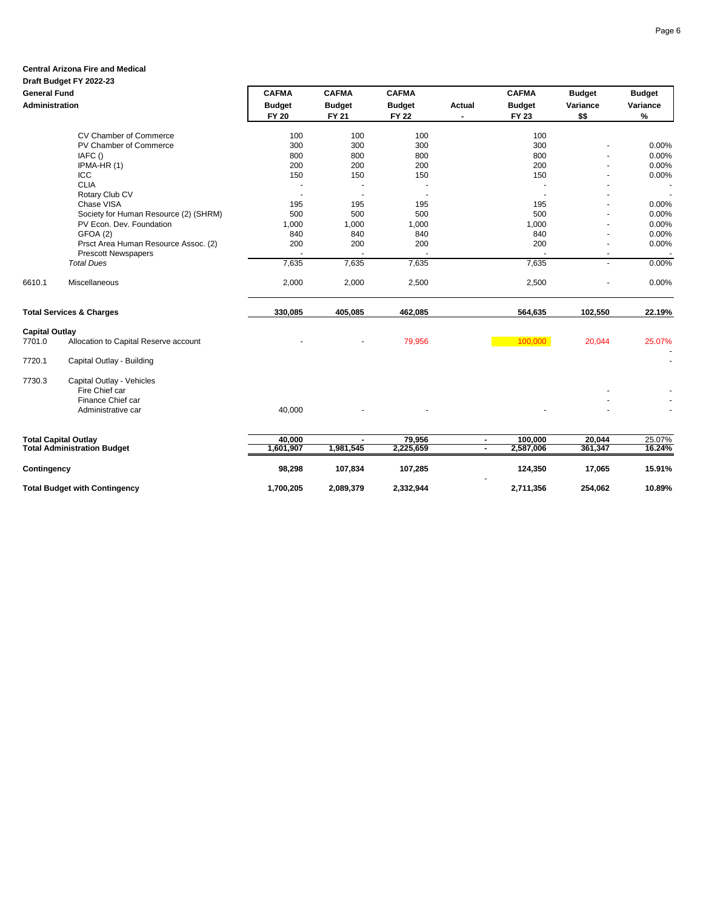**Central Arizona Fire and Medical**
**Draft Budget FY 2022-23**

| General Fund Administration | | CAFMA Budget FY 20 | CAFMA Budget FY 21 | CAFMA Budget FY 22 | Actual - | CAFMA Budget FY 23 | Budget Variance $$ | Budget Variance % |
|---|---|---|---|---|---|---|---|---|
| | CV Chamber of Commerce | 100 | 100 | 100 | | 100 | | |
| | PV Chamber of Commerce | 300 | 300 | 300 | | 300 | - | 0.00% |
| | IAFC () | 800 | 800 | 800 | | 800 | - | 0.00% |
| | IPMA-HR (1) | 200 | 200 | 200 | | 200 | - | 0.00% |
| | ICC | 150 | 150 | 150 | | 150 | - | 0.00% |
| | CLIA | - | - | - | | - | - | - |
| | Rotary Club CV | - | - | - | | - | - | - |
| | Chase VISA | 195 | 195 | 195 | | 195 | - | 0.00% |
| | Society for Human Resource (2) (SHRM) | 500 | 500 | 500 | | 500 | - | 0.00% |
| | PV Econ. Dev. Foundation | 1,000 | 1,000 | 1,000 | | 1,000 | - | 0.00% |
| | GFOA (2) | 840 | 840 | 840 | | 840 | - | 0.00% |
| | Prsct Area Human Resource Assoc. (2) | 200 | 200 | 200 | | 200 | - | 0.00% |
| | Prescott Newspapers | - | - | - | | - | - | - |
| | *Total Dues* | 7,635 | 7,635 | 7,635 | | 7,635 | - | 0.00% |
| 6610.1 | Miscellaneous | 2,000 | 2,000 | 2,500 | | 2,500 | - | 0.00% |
| **Total Services & Charges** | | **330,085** | **405,085** | **462,085** | | **564,635** | **102,550** | **22.19%** |
| **Capital Outlay** | | | | | | | | |
| 7701.0 | Allocation to Capital Reserve account | - | - | 79,956 | | 100,000 | 20,044 | 25.07% |
| 7720.1 | Capital Outlay - Building | | | | | | | - |
| 7730.3 | Capital Outlay - Vehicles | | | | | | | |
| | Fire Chief car | | | | | | - | - |
| | Finance Chief car | | | | | | - | - |
| | Administrative car | 40,000 | - | - | | - | - | - |
| **Total Capital Outlay** | | **40,000** | **-** | **79,956** | **-** | **100,000** | **20,044** | 25.07% |
| **Total Administration Budget** | | **1,601,907** | **1,981,545** | **2,225,659** | **-** | **2,587,006** | **361,347** | **16.24%** |
| **Contingency** | | **98,298** | **107,834** | **107,285** | | **124,350** | **17,065** | **15.91%** |
| **Total Budget with Contingency** | | **1,700,205** | **2,089,379** | **2,332,944** | - | **2,711,356** | **254,062** | **10.89%** |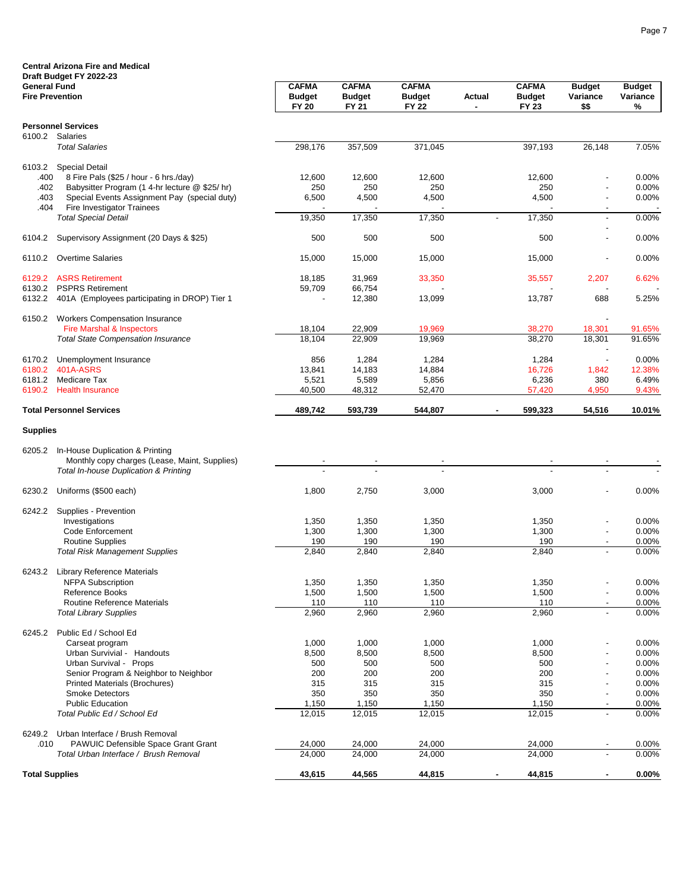**Central Arizona Fire and Medical**
**Draft Budget FY 2022-23**
**General Fund**
**Fire Prevention**

| | | CAFMA Budget FY 20 | CAFMA Budget FY 21 | CAFMA Budget FY 22 | Actual - | CAFMA Budget FY 23 | Budget Variance $$ | Budget Variance % |
|---|---|---|---|---|---|---|---|---|
| **Personnel Services** | | | | | | | | |
| 6100.2 | Salaries | | | | | | | |
| | *Total Salaries* | 298,176 | 357,509 | 371,045 | | 397,193 | 26,148 | 7.05% |
| 6103.2 | Special Detail | | | | | | | |
| .400 | 8 Fire Pals ($25 / hour - 6 hrs./day) | 12,600 | 12,600 | 12,600 | | 12,600 | - | 0.00% |
| .402 | Babysitter Program (1 4-hr lecture @ $25/ hr) | 250 | 250 | 250 | | 250 | - | 0.00% |
| .403 | Special Events Assignment Pay (special duty) | 6,500 | 4,500 | 4,500 | | 4,500 | - | 0.00% |
| .404 | Fire Investigator Trainees | - | - | - | | - | - | - |
| | *Total Special Detail* | 19,350 | 17,350 | 17,350 | - | 17,350 | - | 0.00% |
| 6104.2 | Supervisory Assignment (20 Days & $25) | 500 | 500 | 500 | | 500 | - | 0.00% |
| 6110.2 | Overtime Salaries | 15,000 | 15,000 | 15,000 | | 15,000 | - | 0.00% |
| 6129.2 | ASRS Retirement | 18,185 | 31,969 | 33,350 | | 35,557 | 2,207 | 6.62% |
| 6130.2 | PSPRS Retirement | 59,709 | 66,754 | - | | - | - | - |
| 6132.2 | 401A (Employees participating in DROP) Tier 1 | - | 12,380 | 13,099 | | 13,787 | 688 | 5.25% |
| 6150.2 | Workers Compensation Insurance | | | | | | - | |
| | Fire Marshal & Inspectors | 18,104 | 22,909 | 19,969 | | 38,270 | 18,301 | 91.65% |
| | *Total State Compensation Insurance* | 18,104 | 22,909 | 19,969 | | 38,270 | 18,301 | 91.65% |
| 6170.2 | Unemployment Insurance | 856 | 1,284 | 1,284 | | 1,284 | - | 0.00% |
| 6180.2 | 401A-ASRS | 13,841 | 14,183 | 14,884 | | 16,726 | 1,842 | 12.38% |
| 6181.2 | Medicare Tax | 5,521 | 5,589 | 5,856 | | 6,236 | 380 | 6.49% |
| 6190.2 | Health Insurance | 40,500 | 48,312 | 52,470 | | 57,420 | 4,950 | 9.43% |
| **Total Personnel Services** | | **489,742** | **593,739** | **544,807** | **-** | **599,323** | **54,516** | **10.01%** |
| **Supplies** | | | | | | | | |
| 6205.2 | In-House Duplication & Printing | | | | | | | |
| | Monthly copy charges (Lease, Maint, Supplies) | - | - | - | | - | - | - |
| | *Total In-house Duplication & Printing* | - | - | - | | - | - | - |
| 6230.2 | Uniforms ($500 each) | 1,800 | 2,750 | 3,000 | | 3,000 | - | 0.00% |
| 6242.2 | Supplies - Prevention | | | | | | | |
| | Investigations | 1,350 | 1,350 | 1,350 | | 1,350 | - | 0.00% |
| | Code Enforcement | 1,300 | 1,300 | 1,300 | | 1,300 | - | 0.00% |
| | Routine Supplies | 190 | 190 | 190 | | 190 | - | 0.00% |
| | *Total Risk Management Supplies* | 2,840 | 2,840 | 2,840 | | 2,840 | - | 0.00% |
| 6243.2 | Library Reference Materials | | | | | | | |
| | NFPA Subscription | 1,350 | 1,350 | 1,350 | | 1,350 | - | 0.00% |
| | Reference Books | 1,500 | 1,500 | 1,500 | | 1,500 | - | 0.00% |
| | Routine Reference Materials | 110 | 110 | 110 | | 110 | - | 0.00% |
| | *Total Library Supplies* | 2,960 | 2,960 | 2,960 | | 2,960 | - | 0.00% |
| 6245.2 | Public Ed / School Ed | | | | | | | |
| | Carseat program | 1,000 | 1,000 | 1,000 | | 1,000 | - | 0.00% |
| | Urban Survivial - Handouts | 8,500 | 8,500 | 8,500 | | 8,500 | - | 0.00% |
| | Urban Survivial - Props | 500 | 500 | 500 | | 500 | - | 0.00% |
| | Senior Program & Neighbor to Neighbor | 200 | 200 | 200 | | 200 | - | 0.00% |
| | Printed Materials (Brochures) | 315 | 315 | 315 | | 315 | - | 0.00% |
| | Smoke Detectors | 350 | 350 | 350 | | 350 | - | 0.00% |
| | Public Education | 1,150 | 1,150 | 1,150 | | 1,150 | - | 0.00% |
| | *Total Public Ed / School Ed* | 12,015 | 12,015 | 12,015 | | 12,015 | - | 0.00% |
| 6249.2 | Urban Interface / Brush Removal | | | | | | | |
| .010 | PAWUIC Defensible Space Grant Grant | 24,000 | 24,000 | 24,000 | | 24,000 | - | 0.00% |
| | *Total Urban Interface / Brush Removal* | 24,000 | 24,000 | 24,000 | | 24,000 | - | 0.00% |
| **Total Supplies** | | **43,615** | **44,565** | **44,815** | **-** | **44,815** | **-** | **0.00%** |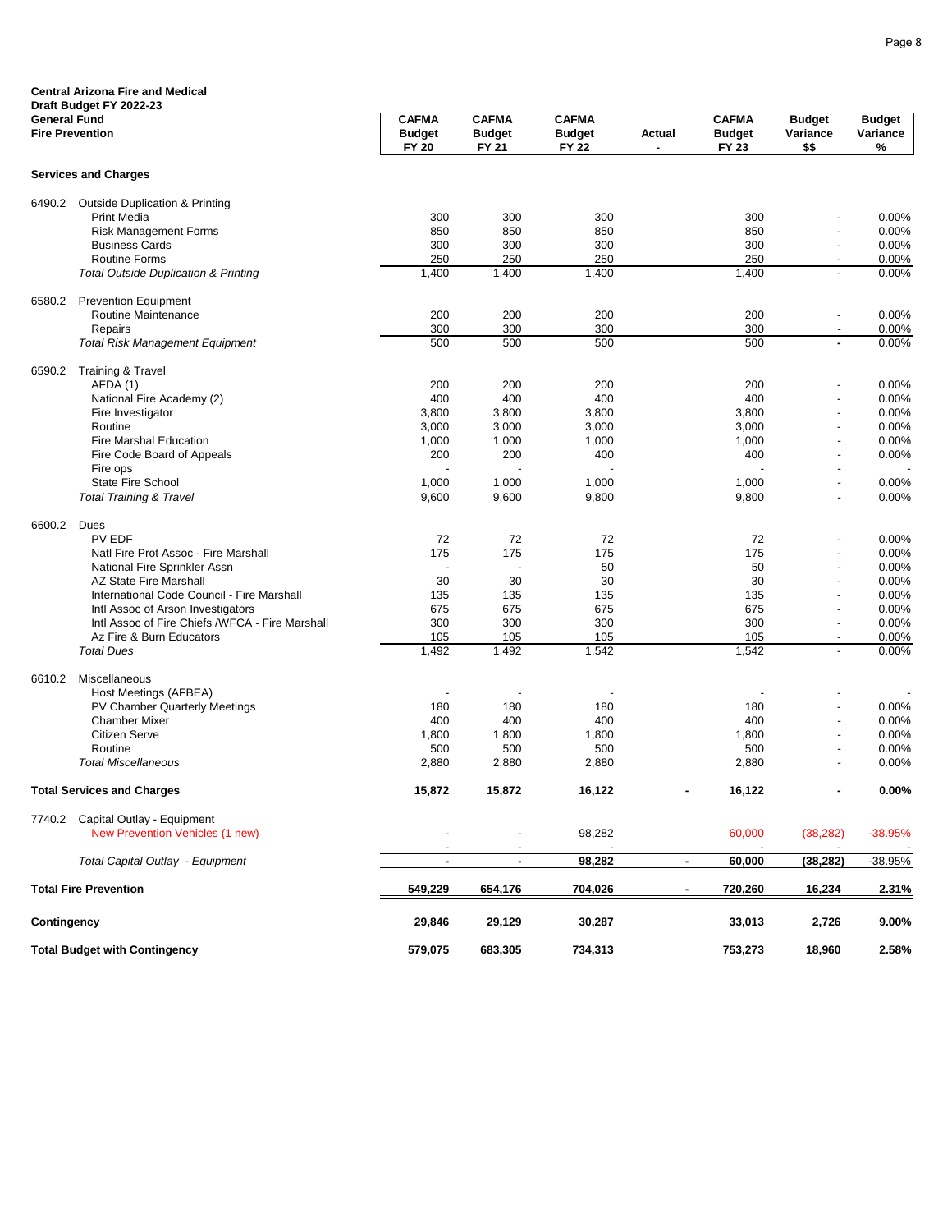**Central Arizona Fire and Medical**
**Draft Budget FY 2022-23**
**General Fund**
**Fire Prevention**

| | | CAFMA Budget FY 20 | CAFMA Budget FY 21 | CAFMA Budget FY 22 | Actual - | CAFMA Budget FY 23 | Budget Variance $$ | Budget Variance % |
|---|---|---|---|---|---|---|---|---|
| **Services and Charges** | | | | | | | | |
| 6490.2 | Outside Duplication & Printing | | | | | | | |
| | Print Media | 300 | 300 | 300 | | 300 | - | 0.00% |
| | Risk Management Forms | 850 | 850 | 850 | | 850 | - | 0.00% |
| | Business Cards | 300 | 300 | 300 | | 300 | - | 0.00% |
| | Routine Forms | 250 | 250 | 250 | | 250 | - | 0.00% |
| | *Total Outside Duplication & Printing* | 1,400 | 1,400 | 1,400 | | 1,400 | - | 0.00% |
| 6580.2 | Prevention Equipment | | | | | | | |
| | Routine Maintenance | 200 | 200 | 200 | | 200 | - | 0.00% |
| | Repairs | 300 | 300 | 300 | | 300 | - | 0.00% |
| | *Total Risk Management Equipment* | 500 | 500 | 500 | | 500 | - | 0.00% |
| 6590.2 | Training & Travel | | | | | | | |
| | AFDA (1) | 200 | 200 | 200 | | 200 | - | 0.00% |
| | National Fire Academy (2) | 400 | 400 | 400 | | 400 | - | 0.00% |
| | Fire Investigator | 3,800 | 3,800 | 3,800 | | 3,800 | - | 0.00% |
| | Routine | 3,000 | 3,000 | 3,000 | | 3,000 | - | 0.00% |
| | Fire Marshal Education | 1,000 | 1,000 | 1,000 | | 1,000 | - | 0.00% |
| | Fire Code Board of Appeals | 200 | 200 | 400 | | 400 | - | 0.00% |
| | Fire ops | - | - | - | | - | - | - |
| | State Fire School | 1,000 | 1,000 | 1,000 | | 1,000 | - | 0.00% |
| | *Total Training & Travel* | 9,600 | 9,600 | 9,800 | | 9,800 | - | 0.00% |
| 6600.2 | Dues | | | | | | | |
| | PV EDF | 72 | 72 | 72 | | 72 | - | 0.00% |
| | Natl Fire Prot Assoc - Fire Marshall | 175 | 175 | 175 | | 175 | - | 0.00% |
| | National Fire Sprinkler Assn | - | - | 50 | | 50 | - | 0.00% |
| | AZ State Fire Marshall | 30 | 30 | 30 | | 30 | - | 0.00% |
| | International Code Council - Fire Marshall | 135 | 135 | 135 | | 135 | - | 0.00% |
| | Intl Assoc of Arson Investigators | 675 | 675 | 675 | | 675 | - | 0.00% |
| | Intl Assoc of Fire Chiefs /WFCA - Fire Marshall | 300 | 300 | 300 | | 300 | - | 0.00% |
| | Az Fire & Burn Educators | 105 | 105 | 105 | | 105 | - | 0.00% |
| | *Total Dues* | 1,492 | 1,492 | 1,542 | | 1,542 | - | 0.00% |
| 6610.2 | Miscellaneous | | | | | | | |
| | Host Meetings (AFBEA) | - | - | - | | - | - | - |
| | PV Chamber Quarterly Meetings | 180 | 180 | 180 | | 180 | - | 0.00% |
| | Chamber Mixer | 400 | 400 | 400 | | 400 | - | 0.00% |
| | Citizen Serve | 1,800 | 1,800 | 1,800 | | 1,800 | - | 0.00% |
| | Routine | 500 | 500 | 500 | | 500 | - | 0.00% |
| | *Total Miscellaneous* | 2,880 | 2,880 | 2,880 | | 2,880 | - | 0.00% |
| **Total Services and Charges** | | **15,872** | **15,872** | **16,122** | **-** | **16,122** | **-** | **0.00%** |
| 7740.2 | Capital Outlay - Equipment | | | | | | | |
| | New Prevention Vehicles (1 new) | - | - | 98,282 | | 60,000 | (38,282) | -38.95% |
| | | - | - | - | | - | - | - |
| | *Total Capital Outlay - Equipment* | **-** | **-** | **98,282** | **-** | **60,000** | **(38,282)** | -38.95% |
| **Total Fire Prevention** | | **549,229** | **654,176** | **704,026** | **-** | **720,260** | **16,234** | **2.31%** |
| **Contingency** | | **29,846** | **29,129** | **30,287** | | **33,013** | **2,726** | **9.00%** |
| **Total Budget with Contingency** | | **579,075** | **683,305** | **734,313** | | **753,273** | **18,960** | **2.58%** |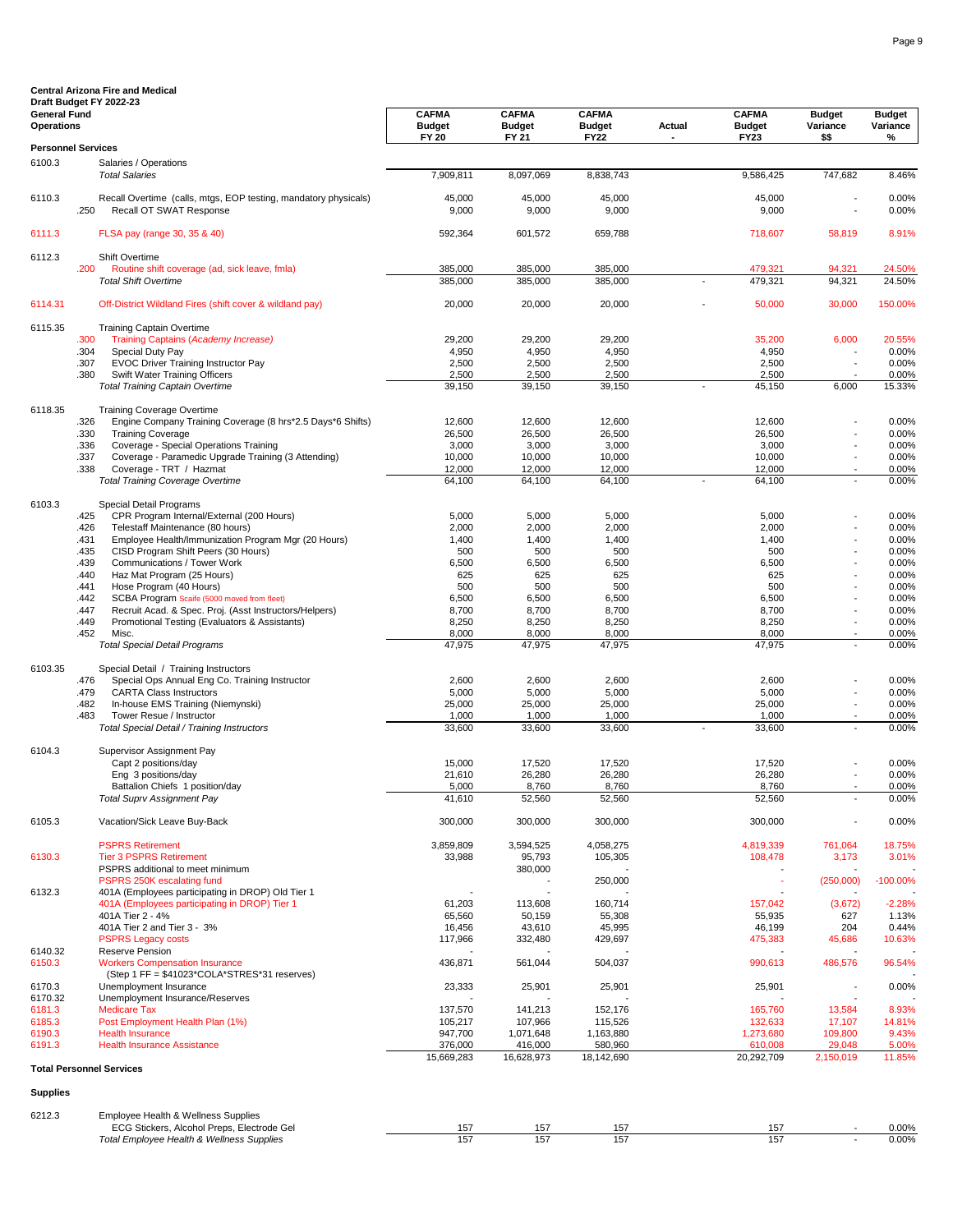**Central Arizona Fire and Medical**
**Draft Budget FY 2022-23**
**General Fund**
**Operations**

| Account | Sub | Description | CAFMA Budget FY 20 | CAFMA Budget FY 21 | CAFMA Budget FY22 | Actual - | CAFMA Budget FY23 | Budget Variance $$ | Budget Variance % |
|---|---|---|---|---|---|---|---|---|---|
| **Personnel Services** | | | | | | | | | |
| 6100.3 | | Salaries / Operations | | | | | | | |
| | | *Total Salaries* | 7,909,811 | 8,097,069 | 8,838,743 | | 9,586,425 | 747,682 | 8.46% |
| 6110.3 | | Recall Overtime (calls, mtgs, EOP testing, mandatory physicals) | 45,000 | 45,000 | 45,000 | | 45,000 | - | 0.00% |
| | .250 | Recall OT SWAT Response | 9,000 | 9,000 | 9,000 | | 9,000 | - | 0.00% |
| 6111.3 | | FLSA pay (range 30, 35 & 40) | 592,364 | 601,572 | 659,788 | | 718,607 | 58,819 | 8.91% |
| 6112.3 | | Shift Overtime | | | | | | | |
| | .200 | Routine shift coverage (ad, sick leave, fmla) | 385,000 | 385,000 | 385,000 | | 479,321 | 94,321 | 24.50% |
| | | *Total Shift Overtime* | 385,000 | 385,000 | 385,000 | - | 479,321 | 94,321 | 24.50% |
| 6114.31 | | Off-District Wildland Fires (shift cover & wildland pay) | 20,000 | 20,000 | 20,000 | - | 50,000 | 30,000 | 150.00% |
| 6115.35 | | Training Captain Overtime | | | | | | | |
| | .300 | Training Captains *(Academy Increase)* | 29,200 | 29,200 | 29,200 | | 35,200 | 6,000 | 20.55% |
| | .304 | Special Duty Pay | 4,950 | 4,950 | 4,950 | | 4,950 | - | 0.00% |
| | .307 | EVOC Driver Training Instructor Pay | 2,500 | 2,500 | 2,500 | | 2,500 | - | 0.00% |
| | .380 | Swift Water Training Officers | 2,500 | 2,500 | 2,500 | | 2,500 | - | 0.00% |
| | | *Total Training Captain Overtime* | 39,150 | 39,150 | 39,150 | - | 45,150 | 6,000 | 15.33% |
| 6118.35 | | Training Coverage Overtime | | | | | | | |
| | .326 | Engine Company Training Coverage (8 hrs*2.5 Days*6 Shifts) | 12,600 | 12,600 | 12,600 | | 12,600 | - | 0.00% |
| | .330 | Training Coverage | 26,500 | 26,500 | 26,500 | | 26,500 | - | 0.00% |
| | .336 | Coverage - Special Operations Training | 3,000 | 3,000 | 3,000 | | 3,000 | - | 0.00% |
| | .337 | Coverage - Paramedic Upgrade Training (3 Attending) | 10,000 | 10,000 | 10,000 | | 10,000 | - | 0.00% |
| | .338 | Coverage - TRT / Hazmat | 12,000 | 12,000 | 12,000 | | 12,000 | - | 0.00% |
| | | *Total Training Coverage Overtime* | 64,100 | 64,100 | 64,100 | - | 64,100 | - | 0.00% |
| 6103.3 | | Special Detail Programs | | | | | | | |
| | .425 | CPR Program Internal/External (200 Hours) | 5,000 | 5,000 | 5,000 | | 5,000 | - | 0.00% |
| | .426 | Telestaff Maintenance (80 hours) | 2,000 | 2,000 | 2,000 | | 2,000 | - | 0.00% |
| | .431 | Employee Health/Immunization Program Mgr (20 Hours) | 1,400 | 1,400 | 1,400 | | 1,400 | - | 0.00% |
| | .435 | CISD Program Shift Peers (30 Hours) | 500 | 500 | 500 | | 500 | - | 0.00% |
| | .439 | Communications / Tower Work | 6,500 | 6,500 | 6,500 | | 6,500 | - | 0.00% |
| | .440 | Haz Mat Program (25 Hours) | 625 | 625 | 625 | | 625 | - | 0.00% |
| | .441 | Hose Program (40 Hours) | 500 | 500 | 500 | | 500 | - | 0.00% |
| | .442 | SCBA Program Scaife ($000 moved from fleet) | 6,500 | 6,500 | 6,500 | | 6,500 | - | 0.00% |
| | .447 | Recruit Acad. & Spec. Proj. (Asst Instructors/Helpers) | 8,700 | 8,700 | 8,700 | | 8,700 | - | 0.00% |
| | .449 | Promotional Testing (Evaluators & Assistants) | 8,250 | 8,250 | 8,250 | | 8,250 | - | 0.00% |
| | .452 | Misc. | 8,000 | 8,000 | 8,000 | | 8,000 | - | 0.00% |
| | | *Total Special Detail Programs* | 47,975 | 47,975 | 47,975 | | 47,975 | - | 0.00% |
| 6103.35 | | Special Detail / Training Instructors | | | | | | | |
| | .476 | Special Ops Annual Eng Co. Training Instructor | 2,600 | 2,600 | 2,600 | | 2,600 | - | 0.00% |
| | .479 | CARTA Class Instructors | 5,000 | 5,000 | 5,000 | | 5,000 | - | 0.00% |
| | .482 | In-house EMS Training (Niemynski) | 25,000 | 25,000 | 25,000 | | 25,000 | - | 0.00% |
| | .483 | Tower Resue / Instructor | 1,000 | 1,000 | 1,000 | | 1,000 | - | 0.00% |
| | | *Total Special Detail / Training Instructors* | 33,600 | 33,600 | 33,600 | - | 33,600 | - | 0.00% |
| 6104.3 | | Supervisor Assignment Pay | | | | | | | |
| | | Capt 2 positions/day | 15,000 | 17,520 | 17,520 | | 17,520 | - | 0.00% |
| | | Eng 3 positions/day | 21,610 | 26,280 | 26,280 | | 26,280 | - | 0.00% |
| | | Battalion Chiefs 1 position/day | 5,000 | 8,760 | 8,760 | | 8,760 | - | 0.00% |
| | | *Total Suprv Assignment Pay* | 41,610 | 52,560 | 52,560 | | 52,560 | - | 0.00% |
| 6105.3 | | Vacation/Sick Leave Buy-Back | 300,000 | 300,000 | 300,000 | | 300,000 | - | 0.00% |
| | | PSPRS Retirement | 3,859,809 | 3,594,525 | 4,058,275 | | 4,819,339 | 761,064 | 18.75% |
| 6130.3 | | Tier 3 PSPRS Retirement | 33,988 | 95,793 | 105,305 | | 108,478 | 3,173 | 3.01% |
| | | PSPRS additional to meet minimum | | 380,000 | - | | - | - | - |
| | | PSPRS 250K escalating fund | | - | 250,000 | | - | (250,000) | -100.00% |
| 6132.3 | | 401A (Employees participating in DROP) Old Tier 1 | - | - | - | | - | - | - |
| | | 401A (Employees participating in DROP) Tier 1 | 61,203 | 113,608 | 160,714 | | 157,042 | (3,672) | -2.28% |
| | | 401A Tier 2 - 4% | 65,560 | 50,159 | 55,308 | | 55,935 | 627 | 1.13% |
| | | 401A Tier 2 and Tier 3 - 3% | 16,456 | 43,610 | 45,995 | | 46,199 | 204 | 0.44% |
| | | PSPRS Legacy costs | 117,966 | 332,480 | 429,697 | | 475,383 | 45,686 | 10.63% |
| 6140.32 | | Reserve Pension | - | - | - | | - | - | - |
| 6150.3 | | Workers Compensation Insurance | 436,871 | 561,044 | 504,037 | | 990,613 | 486,576 | 96.54% |
| | | (Step 1 FF = $41023*COLA*STRES*31 reserves) | | | | | | | - |
| 6170.3 | | Unemployment Insurance | 23,333 | 25,901 | 25,901 | | 25,901 | - | 0.00% |
| 6170.32 | | Unemployment Insurance/Reserves | - | - | - | | - | - | - |
| 6181.3 | | Medicare Tax | 137,570 | 141,213 | 152,176 | | 165,760 | 13,584 | 8.93% |
| 6185.3 | | Post Employment Health Plan (1%) | 105,217 | 107,966 | 115,526 | | 132,633 | 17,107 | 14.81% |
| 6190.3 | | Health Insurance | 947,700 | 1,071,648 | 1,163,880 | | 1,273,680 | 109,800 | 9.43% |
| 6191.3 | | Health Insurance Assistance | 376,000 | 416,000 | 580,960 | | 610,008 | 29,048 | 5.00% |
| | | | 15,669,283 | 16,628,973 | 18,142,690 | | 20,292,709 | 2,150,019 | 11.85% |
| **Total Personnel Services** | | | | | | | | | |
| **Supplies** | | | | | | | | | |
| 6212.3 | | Employee Health & Wellness Supplies | | | | | | | |
| | | ECG Stickers, Alcohol Preps, Electrode Gel | 157 | 157 | 157 | | 157 | - | 0.00% |
| | | *Total Employee Health & Wellness Supplies* | 157 | 157 | 157 | | 157 | - | 0.00% |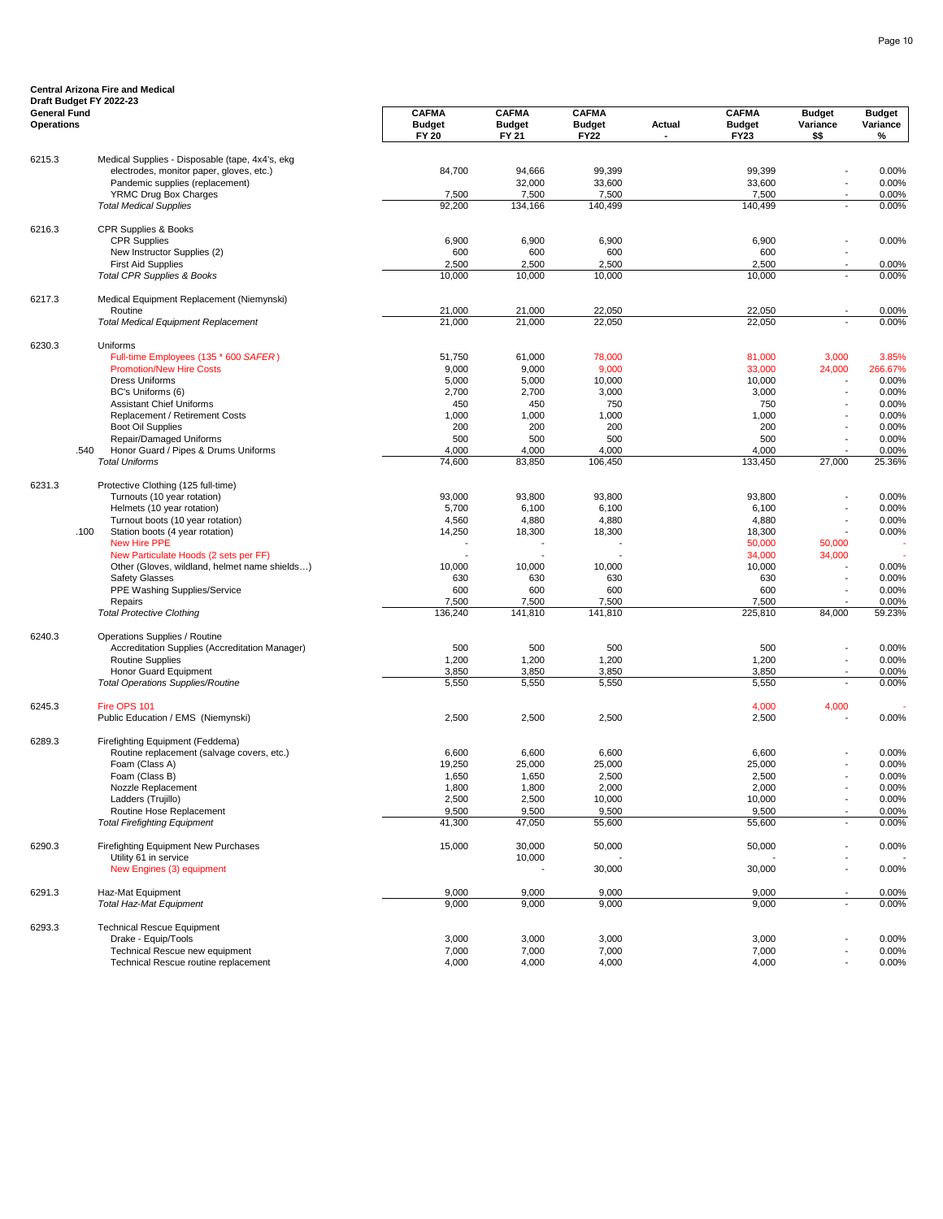**Central Arizona Fire and Medical**
**Draft Budget FY 2022-23**
**General Fund**
**Operations**

| | | Description | CAFMA Budget FY 20 | CAFMA Budget FY 21 | CAFMA Budget FY22 | Actual - | CAFMA Budget FY23 | Budget Variance $$ | Budget Variance % |
|---|---|---|---|---|---|---|---|---|---|
| 6215.3 | | Medical Supplies - Disposable (tape, 4x4's, ekg | | | | | | | |
| | | electrodes, monitor paper, gloves, etc.) | 84,700 | 94,666 | 99,399 | | 99,399 | - | 0.00% |
| | | Pandemic supplies (replacement) | | 32,000 | 33,600 | | 33,600 | - | 0.00% |
| | | YRMC Drug Box Charges | 7,500 | 7,500 | 7,500 | | 7,500 | - | 0.00% |
| | | *Total Medical Supplies* | 92,200 | 134,166 | 140,499 | | 140,499 | - | 0.00% |
| 6216.3 | | CPR Supplies & Books | | | | | | | |
| | | CPR Supplies | 6,900 | 6,900 | 6,900 | | 6,900 | - | 0.00% |
| | | New Instructor Supplies (2) | 600 | 600 | 600 | | 600 | - | |
| | | First Aid Supplies | 2,500 | 2,500 | 2,500 | | 2,500 | - | 0.00% |
| | | *Total CPR Supplies & Books* | 10,000 | 10,000 | 10,000 | | 10,000 | - | 0.00% |
| 6217.3 | | Medical Equipment Replacement (Niemynski) | | | | | | | |
| | | Routine | 21,000 | 21,000 | 22,050 | | 22,050 | - | 0.00% |
| | | *Total Medical Equipment Replacement* | 21,000 | 21,000 | 22,050 | | 22,050 | - | 0.00% |
| 6230.3 | | Uniforms | | | | | | | |
| | | Full-time Employees (135 * 600 *SAFER*) | 51,750 | 61,000 | 78,000 | | 81,000 | 3,000 | 3.85% |
| | | Promotion/New Hire Costs | 9,000 | 9,000 | 9,000 | | 33,000 | 24,000 | 266.67% |
| | | Dress Uniforms | 5,000 | 5,000 | 10,000 | | 10,000 | - | 0.00% |
| | | BC's Uniforms (6) | 2,700 | 2,700 | 3,000 | | 3,000 | - | 0.00% |
| | | Assistant Chief Uniforms | 450 | 450 | 750 | | 750 | - | 0.00% |
| | | Replacement / Retirement Costs | 1,000 | 1,000 | 1,000 | | 1,000 | - | 0.00% |
| | | Boot Oil Supplies | 200 | 200 | 200 | | 200 | - | 0.00% |
| | | Repair/Damaged Uniforms | 500 | 500 | 500 | | 500 | - | 0.00% |
| | .540 | Honor Guard / Pipes & Drums Uniforms | 4,000 | 4,000 | 4,000 | | 4,000 | - | 0.00% |
| | | *Total Uniforms* | 74,600 | 83,850 | 106,450 | | 133,450 | 27,000 | 25.36% |
| 6231.3 | | Protective Clothing (125 full-time) | | | | | | | |
| | | Turnouts (10 year rotation) | 93,000 | 93,800 | 93,800 | | 93,800 | - | 0.00% |
| | | Helmets (10 year rotation) | 5,700 | 6,100 | 6,100 | | 6,100 | - | 0.00% |
| | | Turnout boots (10 year rotation) | 4,560 | 4,880 | 4,880 | | 4,880 | - | 0.00% |
| | .100 | Station boots (4 year rotation) | 14,250 | 18,300 | 18,300 | | 18,300 | - | 0.00% |
| | | New Hire PPE | - | - | - | | 50,000 | 50,000 | - |
| | | New Particulate Hoods (2 sets per FF) | - | - | - | | 34,000 | 34,000 | - |
| | | Other (Gloves, wildland, helmet name shields…) | 10,000 | 10,000 | 10,000 | | 10,000 | - | 0.00% |
| | | Safety Glasses | 630 | 630 | 630 | | 630 | - | 0.00% |
| | | PPE Washing Supplies/Service | 600 | 600 | 600 | | 600 | - | 0.00% |
| | | Repairs | 7,500 | 7,500 | 7,500 | | 7,500 | - | 0.00% |
| | | *Total Protective Clothing* | 136,240 | 141,810 | 141,810 | | 225,810 | 84,000 | 59.23% |
| 6240.3 | | Operations Supplies / Routine | | | | | | | |
| | | Accreditation Supplies (Accreditation Manager) | 500 | 500 | 500 | | 500 | - | 0.00% |
| | | Routine Supplies | 1,200 | 1,200 | 1,200 | | 1,200 | - | 0.00% |
| | | Honor Guard Equipment | 3,850 | 3,850 | 3,850 | | 3,850 | - | 0.00% |
| | | *Total Operations Supplies/Routine* | 5,550 | 5,550 | 5,550 | | 5,550 | - | 0.00% |
| 6245.3 | | Fire OPS 101 | | | | | 4,000 | 4,000 | - |
| | | Public Education / EMS (Niemynski) | 2,500 | 2,500 | 2,500 | | 2,500 | - | 0.00% |
| 6289.3 | | Firefighting Equipment (Feddema) | | | | | | | |
| | | Routine replacement (salvage covers, etc.) | 6,600 | 6,600 | 6,600 | | 6,600 | - | 0.00% |
| | | Foam (Class A) | 19,250 | 25,000 | 25,000 | | 25,000 | - | 0.00% |
| | | Foam (Class B) | 1,650 | 1,650 | 2,500 | | 2,500 | - | 0.00% |
| | | Nozzle Replacement | 1,800 | 1,800 | 2,000 | | 2,000 | - | 0.00% |
| | | Ladders (Trujillo) | 2,500 | 2,500 | 10,000 | | 10,000 | - | 0.00% |
| | | Routine Hose Replacement | 9,500 | 9,500 | 9,500 | | 9,500 | - | 0.00% |
| | | *Total Firefighting Equipment* | 41,300 | 47,050 | 55,600 | | 55,600 | - | 0.00% |
| 6290.3 | | Firefighting Equipment New Purchases | 15,000 | 30,000 | 50,000 | | 50,000 | - | 0.00% |
| | | Utility 61 in service | | 10,000 | - | | - | - | - |
| | | New Engines (3) equipment | | - | 30,000 | | 30,000 | - | 0.00% |
| 6291.3 | | Haz-Mat Equipment | 9,000 | 9,000 | 9,000 | | 9,000 | - | 0.00% |
| | | *Total Haz-Mat Equipment* | 9,000 | 9,000 | 9,000 | | 9,000 | - | 0.00% |
| 6293.3 | | Technical Rescue Equipment | | | | | | | |
| | | Drake - Equip/Tools | 3,000 | 3,000 | 3,000 | | 3,000 | - | 0.00% |
| | | Technical Rescue new equipment | 7,000 | 7,000 | 7,000 | | 7,000 | - | 0.00% |
| | | Technical Rescue routine replacement | 4,000 | 4,000 | 4,000 | | 4,000 | - | 0.00% |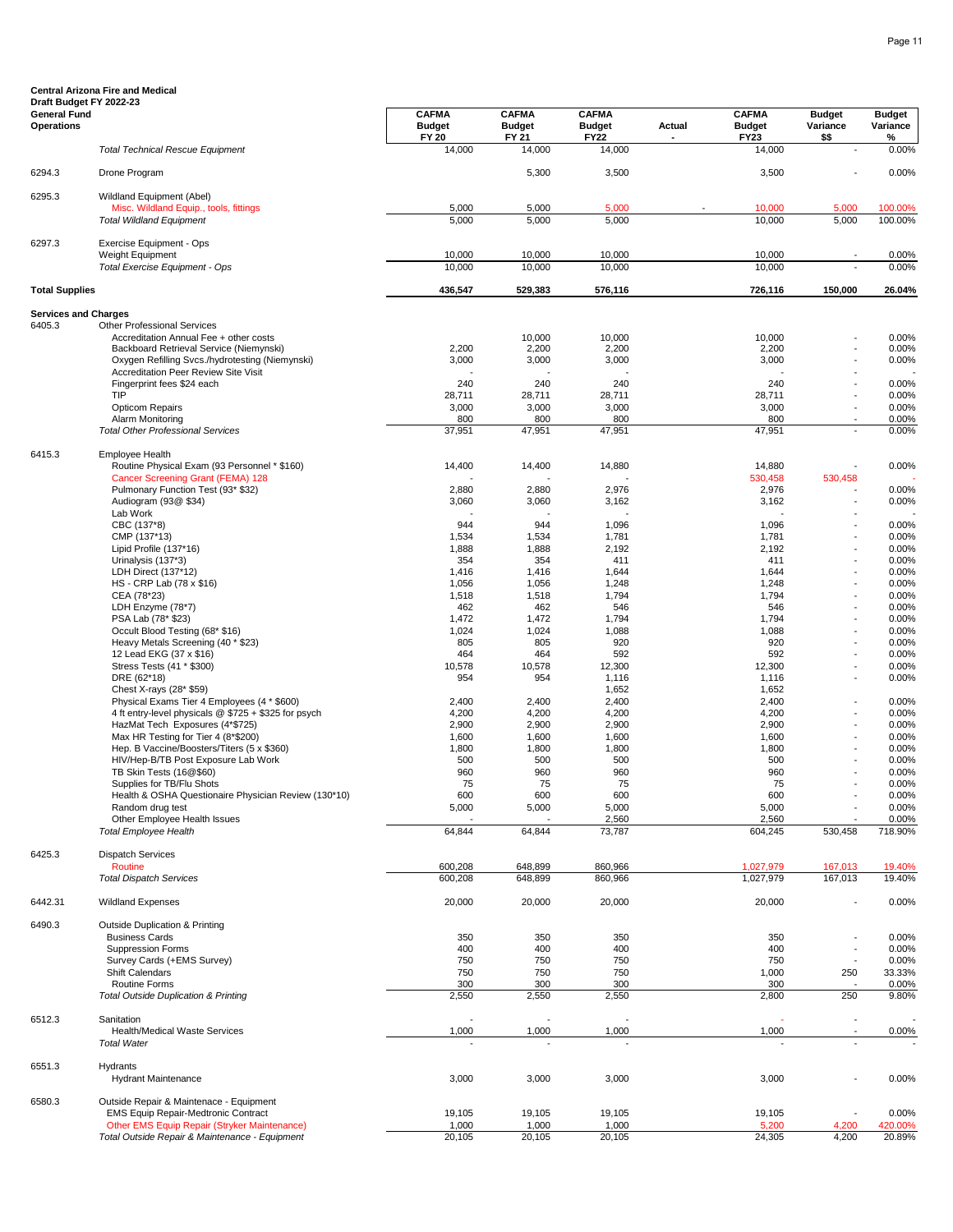**Central Arizona Fire and Medical**
**Draft Budget FY 2022-23**

| General Fund Operations | | CAFMA Budget FY 20 | CAFMA Budget FY 21 | CAFMA Budget FY22 | Actual - | CAFMA Budget FY23 | Budget Variance $$ | Budget Variance % |
|---|---|---|---|---|---|---|---|---|
| | *Total Technical Rescue Equipment* | 14,000 | 14,000 | 14,000 | | 14,000 | - | 0.00% |
| 6294.3 | Drone Program | | 5,300 | 3,500 | | 3,500 | - | 0.00% |
| 6295.3 | Wildland Equipment (Abel) | | | | | | | |
| | Misc. Wildland Equip., tools, fittings | 5,000 | 5,000 | 5,000 | - | 10,000 | 5,000 | 100.00% |
| | *Total Wildland Equipment* | 5,000 | 5,000 | 5,000 | | 10,000 | 5,000 | 100.00% |
| 6297.3 | Exercise Equipment - Ops | | | | | | | |
| | Weight Equipment | 10,000 | 10,000 | 10,000 | | 10,000 | - | 0.00% |
| | *Total Exercise Equipment - Ops* | 10,000 | 10,000 | 10,000 | | 10,000 | - | 0.00% |
| **Total Supplies** | | **436,547** | **529,383** | **576,116** | | **726,116** | **150,000** | **26.04%** |
| **Services and Charges** | | | | | | | | |
| 6405.3 | Other Professional Services | | | | | | | |
| | Accreditation Annual Fee + other costs | | 10,000 | 10,000 | | 10,000 | - | 0.00% |
| | Backboard Retrieval Service (Niemynski) | 2,200 | 2,200 | 2,200 | | 2,200 | - | 0.00% |
| | Oxygen Refilling Svcs./hydrotesting (Niemynski) | 3,000 | 3,000 | 3,000 | | 3,000 | - | 0.00% |
| | Accreditation Peer Review Site Visit | - | - | - | | - | - | - |
| | Fingerprint fees $24 each | 240 | 240 | 240 | | 240 | - | 0.00% |
| | TIP | 28,711 | 28,711 | 28,711 | | 28,711 | - | 0.00% |
| | Opticom Repairs | 3,000 | 3,000 | 3,000 | | 3,000 | - | 0.00% |
| | Alarm Monitoring | 800 | 800 | 800 | | 800 | - | 0.00% |
| | *Total Other Professional Services* | 37,951 | 47,951 | 47,951 | | 47,951 | - | 0.00% |
| 6415.3 | Employee Health | | | | | | | |
| | Routine Physical Exam (93 Personnel * $160) | 14,400 | 14,400 | 14,880 | | 14,880 | - | 0.00% |
| | Cancer Screening Grant (FEMA) 128 | - | - | - | | 530,458 | 530,458 | - |
| | Pulmonary Function Test (93* $32) | 2,880 | 2,880 | 2,976 | | 2,976 | - | 0.00% |
| | Audiogram (93@ $34) | 3,060 | 3,060 | 3,162 | | 3,162 | - | 0.00% |
| | Lab Work | - | - | - | | - | - | - |
| | CBC (137*8) | 944 | 944 | 1,096 | | 1,096 | - | 0.00% |
| | CMP (137*13) | 1,534 | 1,534 | 1,781 | | 1,781 | - | 0.00% |
| | Lipid Profile (137*16) | 1,888 | 1,888 | 2,192 | | 2,192 | - | 0.00% |
| | Urinalysis (137*3) | 354 | 354 | 411 | | 411 | - | 0.00% |
| | LDH Direct (137*12) | 1,416 | 1,416 | 1,644 | | 1,644 | - | 0.00% |
| | HS - CRP Lab (78 x $16) | 1,056 | 1,056 | 1,248 | | 1,248 | - | 0.00% |
| | CEA (78*23) | 1,518 | 1,518 | 1,794 | | 1,794 | - | 0.00% |
| | LDH Enzyme (78*7) | 462 | 462 | 546 | | 546 | - | 0.00% |
| | PSA Lab (78* $23) | 1,472 | 1,472 | 1,794 | | 1,794 | - | 0.00% |
| | Occult Blood Testing (68* $16) | 1,024 | 1,024 | 1,088 | | 1,088 | - | 0.00% |
| | Heavy Metals Screening (40 * $23) | 805 | 805 | 920 | | 920 | - | 0.00% |
| | 12 Lead EKG (37 x $16) | 464 | 464 | 592 | | 592 | - | 0.00% |
| | Stress Tests (41 * $300) | 10,578 | 10,578 | 12,300 | | 12,300 | - | 0.00% |
| | DRE (62*18) | 954 | 954 | 1,116 | | 1,116 | - | 0.00% |
| | Chest X-rays (28* $59) | | | 1,652 | | 1,652 | | |
| | Physical Exams Tier 4 Employees (4 * $600) | 2,400 | 2,400 | 2,400 | | 2,400 | - | 0.00% |
| | 4 ft entry-level physicals @ $725 + $325 for psych | 4,200 | 4,200 | 4,200 | | 4,200 | - | 0.00% |
| | HazMat Tech Exposures (4*$725) | 2,900 | 2,900 | 2,900 | | 2,900 | - | 0.00% |
| | Max HR Testing for Tier 4 (8*$200) | 1,600 | 1,600 | 1,600 | | 1,600 | - | 0.00% |
| | Hep. B Vaccine/Boosters/Titers (5 x $360) | 1,800 | 1,800 | 1,800 | | 1,800 | - | 0.00% |
| | HIV/Hep-B/TB Post Exposure Lab Work | 500 | 500 | 500 | | 500 | - | 0.00% |
| | TB Skin Tests (16@$60) | 960 | 960 | 960 | | 960 | - | 0.00% |
| | Supplies for TB/Flu Shots | 75 | 75 | 75 | | 75 | - | 0.00% |
| | Health & OSHA Questionaire Physician Review (130*10) | 600 | 600 | 600 | | 600 | - | 0.00% |
| | Random drug test | 5,000 | 5,000 | 5,000 | | 5,000 | - | 0.00% |
| | Other Employee Health Issues | - | - | 2,560 | | 2,560 | - | 0.00% |
| | *Total Employee Health* | 64,844 | 64,844 | 73,787 | | 604,245 | 530,458 | 718.90% |
| 6425.3 | Dispatch Services | | | | | | | |
| | Routine | 600,208 | 648,899 | 860,966 | | 1,027,979 | 167,013 | 19.40% |
| | *Total Dispatch Services* | 600,208 | 648,899 | 860,966 | | 1,027,979 | 167,013 | 19.40% |
| 6442.31 | Wildland Expenses | 20,000 | 20,000 | 20,000 | | 20,000 | - | 0.00% |
| 6490.3 | Outside Duplication & Printing | | | | | | | |
| | Business Cards | 350 | 350 | 350 | | 350 | - | 0.00% |
| | Suppression Forms | 400 | 400 | 400 | | 400 | - | 0.00% |
| | Survey Cards (+EMS Survey) | 750 | 750 | 750 | | 750 | - | 0.00% |
| | Shift Calendars | 750 | 750 | 750 | | 1,000 | 250 | 33.33% |
| | Routine Forms | 300 | 300 | 300 | | 300 | - | 0.00% |
| | *Total Outside Duplication & Printing* | 2,550 | 2,550 | 2,550 | | 2,800 | 250 | 9.80% |
| 6512.3 | Sanitation | - | - | - | | - | - | - |
| | Health/Medical Waste Services | 1,000 | 1,000 | 1,000 | | 1,000 | - | 0.00% |
| | *Total Water* | - | - | - | | - | - | - |
| 6551.3 | Hydrants | | | | | | | |
| | Hydrant Maintenance | 3,000 | 3,000 | 3,000 | | 3,000 | - | 0.00% |
| 6580.3 | Outside Repair & Maintenance - Equipment | | | | | | | |
| | EMS Equip Repair-Medtronic Contract | 19,105 | 19,105 | 19,105 | | 19,105 | - | 0.00% |
| | Other EMS Equip Repair (Stryker Maintenance) | 1,000 | 1,000 | 1,000 | | 5,200 | 4,200 | 420.00% |
| | *Total Outside Repair & Maintenance - Equipment* | 20,105 | 20,105 | 20,105 | | 24,305 | 4,200 | 20.89% |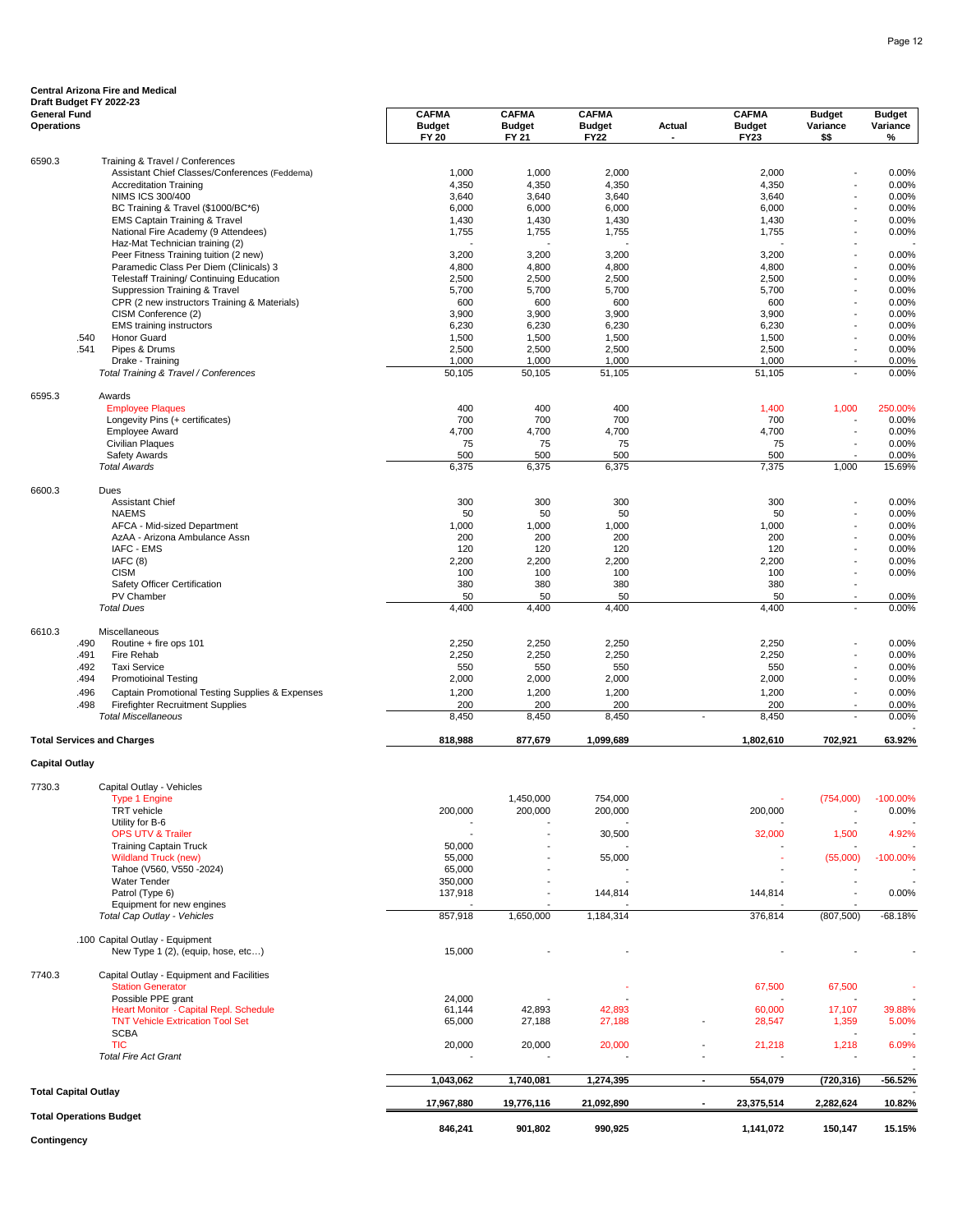**Central Arizona Fire and Medical**
**Draft Budget FY 2022-23**
**General Fund**
**Operations**

| Account | | Description | CAFMA Budget FY 20 | CAFMA Budget FY 21 | CAFMA Budget FY22 | Actual - | CAFMA Budget FY23 | Budget Variance $$ | Budget Variance % |
|---|---|---|---|---|---|---|---|---|---|
| 6590.3 | | Training & Travel / Conferences | | | | | | | |
| | | Assistant Chief Classes/Conferences (Feddema) | 1,000 | 1,000 | 2,000 | | 2,000 | - | 0.00% |
| | | Accreditation Training | 4,350 | 4,350 | 4,350 | | 4,350 | - | 0.00% |
| | | NIMS ICS 300/400 | 3,640 | 3,640 | 3,640 | | 3,640 | - | 0.00% |
| | | BC Training & Travel ($1000/BC*6) | 6,000 | 6,000 | 6,000 | | 6,000 | - | 0.00% |
| | | EMS Captain Training & Travel | 1,430 | 1,430 | 1,430 | | 1,430 | - | 0.00% |
| | | National Fire Academy (9 Attendees) | 1,755 | 1,755 | 1,755 | | 1,755 | - | 0.00% |
| | | Haz-Mat Technician training (2) | - | - | - | | - | - | - |
| | | Peer Fitness Training tuition (2 new) | 3,200 | 3,200 | 3,200 | | 3,200 | - | 0.00% |
| | | Paramedic Class Per Diem (Clinicals) 3 | 4,800 | 4,800 | 4,800 | | 4,800 | - | 0.00% |
| | | Telestaff Training/ Continuing Education | 2,500 | 2,500 | 2,500 | | 2,500 | - | 0.00% |
| | | Suppression Training & Travel | 5,700 | 5,700 | 5,700 | | 5,700 | - | 0.00% |
| | | CPR (2 new instructors Training & Materials) | 600 | 600 | 600 | | 600 | - | 0.00% |
| | | CISM Conference (2) | 3,900 | 3,900 | 3,900 | | 3,900 | - | 0.00% |
| | | EMS training instructors | 6,230 | 6,230 | 6,230 | | 6,230 | - | 0.00% |
| | .540 | Honor Guard | 1,500 | 1,500 | 1,500 | | 1,500 | - | 0.00% |
| | .541 | Pipes & Drums | 2,500 | 2,500 | 2,500 | | 2,500 | - | 0.00% |
| | | Drake - Training | 1,000 | 1,000 | 1,000 | | 1,000 | - | 0.00% |
| | | *Total Training & Travel / Conferences* | 50,105 | 50,105 | 51,105 | | 51,105 | - | 0.00% |
| 6595.3 | | Awards | | | | | | | |
| | | Employee Plaques | 400 | 400 | 400 | | 1,400 | 1,000 | 250.00% |
| | | Longevity Pins (+ certificates) | 700 | 700 | 700 | | 700 | - | 0.00% |
| | | Employee Award | 4,700 | 4,700 | 4,700 | | 4,700 | - | 0.00% |
| | | Civilian Plaques | 75 | 75 | 75 | | 75 | - | 0.00% |
| | | Safety Awards | 500 | 500 | 500 | | 500 | - | 0.00% |
| | | *Total Awards* | 6,375 | 6,375 | 6,375 | | 7,375 | 1,000 | 15.69% |
| 6600.3 | | Dues | | | | | | | |
| | | Assistant Chief | 300 | 300 | 300 | | 300 | - | 0.00% |
| | | NAEMS | 50 | 50 | 50 | | 50 | - | 0.00% |
| | | AFCA - Mid-sized Department | 1,000 | 1,000 | 1,000 | | 1,000 | - | 0.00% |
| | | AzAA - Arizona Ambulance Assn | 200 | 200 | 200 | | 200 | - | 0.00% |
| | | IAFC - EMS | 120 | 120 | 120 | | 120 | - | 0.00% |
| | | IAFC (8) | 2,200 | 2,200 | 2,200 | | 2,200 | - | 0.00% |
| | | CISM | 100 | 100 | 100 | | 100 | - | 0.00% |
| | | Safety Officer Certification | 380 | 380 | 380 | | 380 | - | |
| | | PV Chamber | 50 | 50 | 50 | | 50 | - | 0.00% |
| | | *Total Dues* | 4,400 | 4,400 | 4,400 | | 4,400 | - | 0.00% |
| 6610.3 | | Miscellaneous | | | | | | | |
| | .490 | Routine + fire ops 101 | 2,250 | 2,250 | 2,250 | | 2,250 | - | 0.00% |
| | .491 | Fire Rehab | 2,250 | 2,250 | 2,250 | | 2,250 | - | 0.00% |
| | .492 | Taxi Service | 550 | 550 | 550 | | 550 | - | 0.00% |
| | .494 | Promotioinal Testing | 2,000 | 2,000 | 2,000 | | 2,000 | - | 0.00% |
| | .496 | Captain Promotional Testing Supplies & Expenses | 1,200 | 1,200 | 1,200 | | 1,200 | - | 0.00% |
| | .498 | Firefighter Recruitment Supplies | 200 | 200 | 200 | | 200 | - | 0.00% |
| | | *Total Miscellaneous* | 8,450 | 8,450 | 8,450 | - | 8,450 | - | 0.00% |
| **Total Services and Charges** | | | **818,988** | **877,679** | **1,099,689** | | **1,802,610** | **702,921** | **63.92%** |
| **Capital Outlay** | | | | | | | | | |
| 7730.3 | | Capital Outlay - Vehicles | | | | | | | |
| | | Type 1 Engine | | 1,450,000 | 754,000 | | - | (754,000) | -100.00% |
| | | TRT vehicle | 200,000 | 200,000 | 200,000 | | 200,000 | - | 0.00% |
| | | Utility for B-6 | - | - | - | | - | - | - |
| | | OPS UTV & Trailer | - | - | 30,500 | | 32,000 | 1,500 | 4.92% |
| | | Training Captain Truck | 50,000 | - | - | | - | - | - |
| | | Wildland Truck (new) | 55,000 | - | 55,000 | | - | (55,000) | -100.00% |
| | | Tahoe (V560, V550 -2024) | 65,000 | - | - | | - | - | - |
| | | Water Tender | 350,000 | - | - | | - | - | - |
| | | Patrol (Type 6) | 137,918 | - | 144,814 | | 144,814 | - | 0.00% |
| | | Equipment for new engines | - | - | - | | - | - | |
| | | *Total Cap Outlay - Vehicles* | 857,918 | 1,650,000 | 1,184,314 | | 376,814 | (807,500) | -68.18% |
| | .100 | Capital Outlay - Equipment | | | | | | | |
| | | New Type 1 (2), (equip, hose, etc…) | 15,000 | - | - | | - | - | - |
| 7740.3 | | Capital Outlay - Equipment and Facilities | | | | | | | |
| | | Station Generator | | | - | | 67,500 | 67,500 | - |
| | | Possible PPE grant | 24,000 | - | - | | - | - | - |
| | | Heart Monitor - Capital Repl. Schedule | 61,144 | 42,893 | 42,893 | | 60,000 | 17,107 | 39.88% |
| | | TNT Vehicle Extrication Tool Set | 65,000 | 27,188 | 27,188 | - | 28,547 | 1,359 | 5.00% |
| | | SCBA | | | | | - | - | - |
| | | TIC | 20,000 | 20,000 | 20,000 | - | 21,218 | 1,218 | 6.09% |
| | | *Total Fire Act Grant* | - | - | - | - | - | - | - |
| **Total Capital Outlay** | | | **1,043,062** | **1,740,081** | **1,274,395** | **-** | **554,079** | **(720,316)** | **-56.52%** |
| **Total Operations Budget** | | | **17,967,880** | **19,776,116** | **21,092,890** | **-** | **23,375,514** | **2,282,624** | **10.82%** |
| **Contingency** | | | **846,241** | **901,802** | **990,925** | | **1,141,072** | **150,147** | **15.15%** |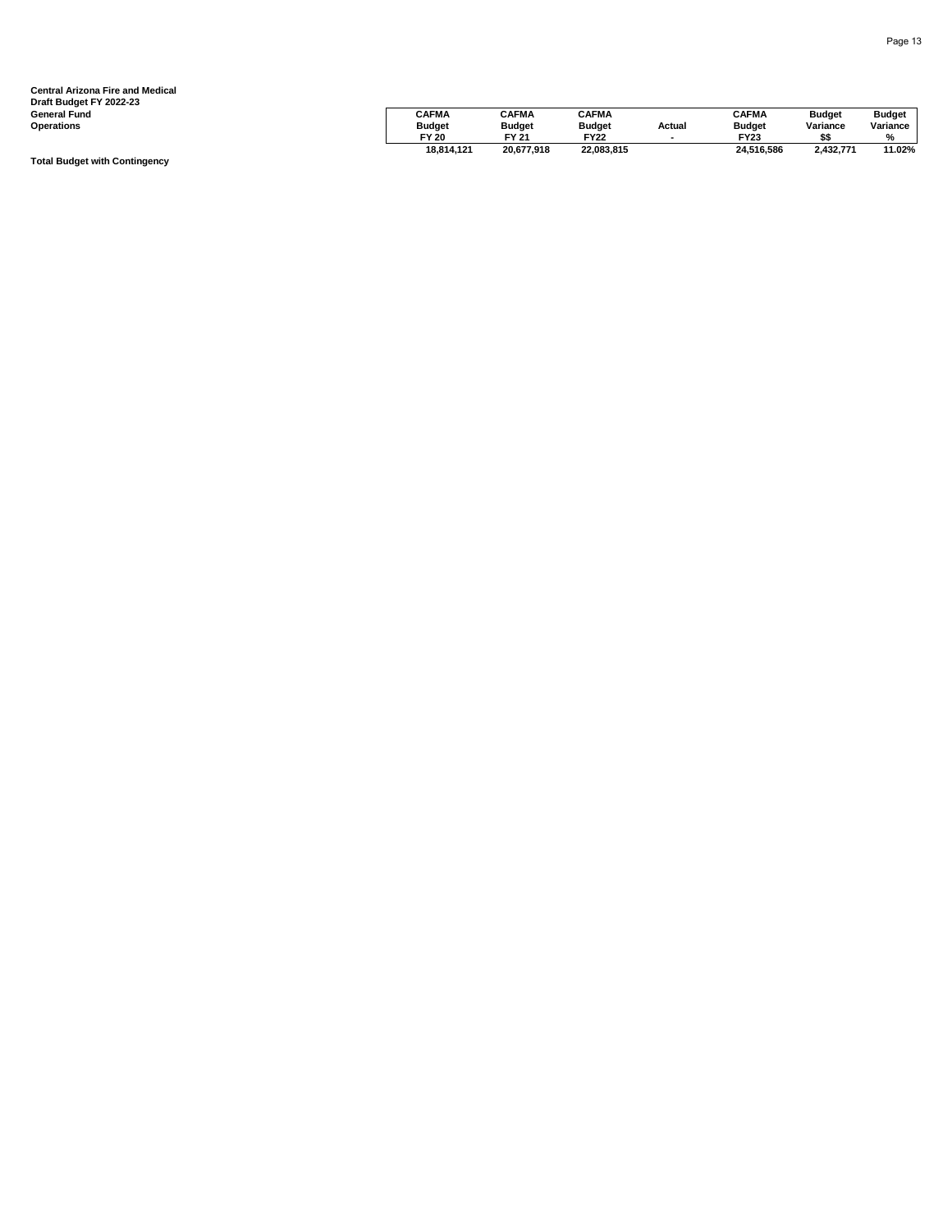**Central Arizona Fire and Medical**
**Draft Budget FY 2022-23**
**General Fund**
**Operations**

| | CAFMA Budget FY 20 | CAFMA Budget FY 21 | CAFMA Budget FY22 | Actual - | CAFMA Budget FY23 | Budget Variance $$ | Budget Variance % |
|---|---|---|---|---|---|---|---|
| **Total Budget with Contingency** | **18,814,121** | **20,677,918** | **22,083,815** | | **24,516,586** | **2,432,771** | **11.02%** |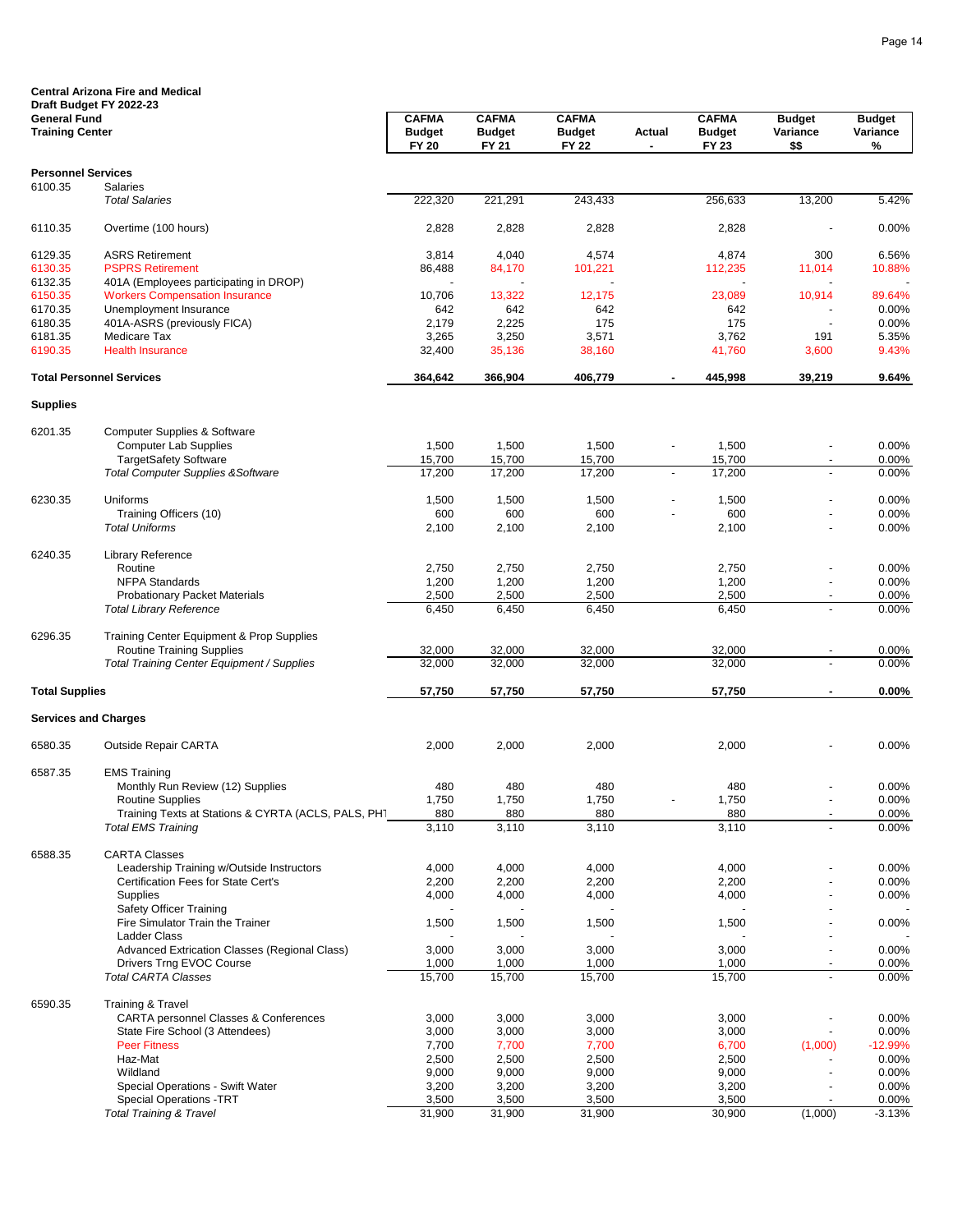**Central Arizona Fire and Medical**
**Draft Budget FY 2022-23**
**General Fund**
**Training Center**

| | | CAFMA Budget FY 20 | CAFMA Budget FY 21 | CAFMA Budget FY 22 | Actual - | CAFMA Budget FY 23 | Budget Variance $$ | Budget Variance % |
|---|---|---|---|---|---|---|---|---|
| **Personnel Services** | | | | | | | | |
| 6100.35 | Salaries | | | | | | | |
| | *Total Salaries* | 222,320 | 221,291 | 243,433 | | 256,633 | 13,200 | 5.42% |
| 6110.35 | Overtime (100 hours) | 2,828 | 2,828 | 2,828 | | 2,828 | - | 0.00% |
| 6129.35 | ASRS Retirement | 3,814 | 4,040 | 4,574 | | 4,874 | 300 | 6.56% |
| 6130.35 | PSPRS Retirement | 86,488 | 84,170 | 101,221 | | 112,235 | 11,014 | 10.88% |
| 6132.35 | 401A (Employees participating in DROP) | - | - | - | | - | - | - |
| 6150.35 | Workers Compensation Insurance | 10,706 | 13,322 | 12,175 | | 23,089 | 10,914 | 89.64% |
| 6170.35 | Unemployment Insurance | 642 | 642 | 642 | | 642 | - | 0.00% |
| 6180.35 | 401A-ASRS (previously FICA) | 2,179 | 2,225 | 175 | | 175 | - | 0.00% |
| 6181.35 | Medicare Tax | 3,265 | 3,250 | 3,571 | | 3,762 | 191 | 5.35% |
| 6190.35 | Health Insurance | 32,400 | 35,136 | 38,160 | | 41,760 | 3,600 | 9.43% |
| **Total Personnel Services** | | **364,642** | **366,904** | **406,779** | **-** | **445,998** | **39,219** | **9.64%** |
| **Supplies** | | | | | | | | |
| 6201.35 | Computer Supplies & Software | | | | | | | |
| | Computer Lab Supplies | 1,500 | 1,500 | 1,500 | - | 1,500 | - | 0.00% |
| | TargetSafety Software | 15,700 | 15,700 | 15,700 | | 15,700 | - | 0.00% |
| | *Total Computer Supplies &Software* | 17,200 | 17,200 | 17,200 | - | 17,200 | - | 0.00% |
| 6230.35 | Uniforms | 1,500 | 1,500 | 1,500 | - | 1,500 | - | 0.00% |
| | Training Officers (10) | 600 | 600 | 600 | - | 600 | - | 0.00% |
| | *Total Uniforms* | 2,100 | 2,100 | 2,100 | | 2,100 | - | 0.00% |
| 6240.35 | Library Reference | | | | | | | |
| | Routine | 2,750 | 2,750 | 2,750 | | 2,750 | - | 0.00% |
| | NFPA Standards | 1,200 | 1,200 | 1,200 | | 1,200 | - | 0.00% |
| | Probationary Packet Materials | 2,500 | 2,500 | 2,500 | | 2,500 | - | 0.00% |
| | *Total Library Reference* | 6,450 | 6,450 | 6,450 | | 6,450 | - | 0.00% |
| 6296.35 | Training Center Equipment & Prop Supplies | | | | | | | |
| | Routine Training Supplies | 32,000 | 32,000 | 32,000 | | 32,000 | - | 0.00% |
| | *Total Training Center Equipment / Supplies* | 32,000 | 32,000 | 32,000 | | 32,000 | - | 0.00% |
| **Total Supplies** | | **57,750** | **57,750** | **57,750** | | **57,750** | **-** | **0.00%** |
| **Services and Charges** | | | | | | | | |
| 6580.35 | Outside Repair CARTA | 2,000 | 2,000 | 2,000 | | 2,000 | - | 0.00% |
| 6587.35 | EMS Training | | | | | | | |
| | Monthly Run Review (12) Supplies | 480 | 480 | 480 | | 480 | - | 0.00% |
| | Routine Supplies | 1,750 | 1,750 | 1,750 | - | 1,750 | - | 0.00% |
| | Training Texts at Stations & CYRTA (ACLS, PALS, PHT | 880 | 880 | 880 | | 880 | - | 0.00% |
| | *Total EMS Training* | 3,110 | 3,110 | 3,110 | | 3,110 | - | 0.00% |
| 6588.35 | CARTA Classes | | | | | | | |
| | Leadership Training w/Outside Instructors | 4,000 | 4,000 | 4,000 | | 4,000 | - | 0.00% |
| | Certification Fees for State Cert's | 2,200 | 2,200 | 2,200 | | 2,200 | - | 0.00% |
| | Supplies | 4,000 | 4,000 | 4,000 | | 4,000 | - | 0.00% |
| | Safety Officer Training | - | - | - | | - | - | - |
| | Fire Simulator Train the Trainer | 1,500 | 1,500 | 1,500 | | 1,500 | - | 0.00% |
| | Ladder Class | - | - | - | | - | - | - |
| | Advanced Extrication Classes (Regional Class) | 3,000 | 3,000 | 3,000 | | 3,000 | - | 0.00% |
| | Drivers Trng EVOC Course | 1,000 | 1,000 | 1,000 | | 1,000 | - | 0.00% |
| | *Total CARTA Classes* | 15,700 | 15,700 | 15,700 | | 15,700 | - | 0.00% |
| 6590.35 | Training & Travel | | | | | | | |
| | CARTA personnel Classes & Conferences | 3,000 | 3,000 | 3,000 | | 3,000 | - | 0.00% |
| | State Fire School (3 Attendees) | 3,000 | 3,000 | 3,000 | | 3,000 | - | 0.00% |
| | Peer Fitness | 7,700 | 7,700 | 7,700 | | 6,700 | (1,000) | -12.99% |
| | Haz-Mat | 2,500 | 2,500 | 2,500 | | 2,500 | - | 0.00% |
| | Wildland | 9,000 | 9,000 | 9,000 | | 9,000 | - | 0.00% |
| | Special Operations - Swift Water | 3,200 | 3,200 | 3,200 | | 3,200 | - | 0.00% |
| | Special Operations -TRT | 3,500 | 3,500 | 3,500 | | 3,500 | - | 0.00% |
| | *Total Training & Travel* | 31,900 | 31,900 | 31,900 | | 30,900 | (1,000) | -3.13% |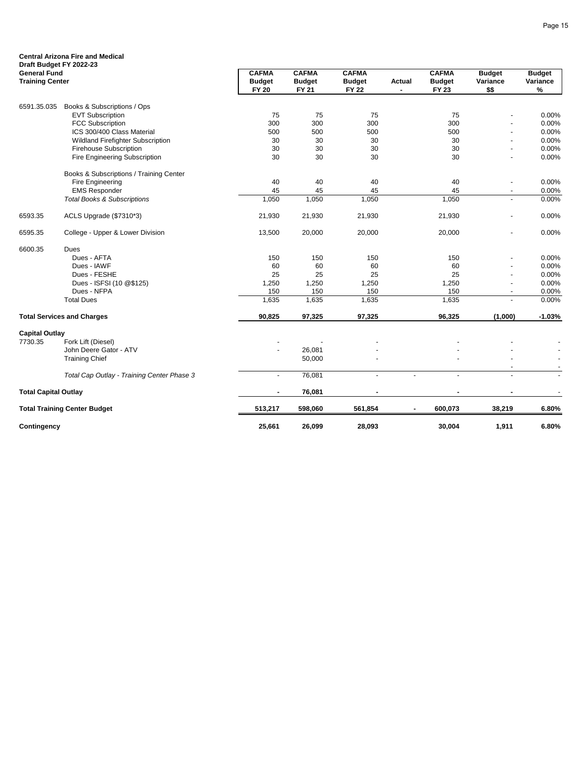**Central Arizona Fire and Medical**
**Draft Budget FY 2022-23**
**General Fund**
**Training Center**

| | | CAFMA Budget FY 20 | CAFMA Budget FY 21 | CAFMA Budget FY 22 | Actual - | CAFMA Budget FY 23 | Budget Variance $$ | Budget Variance % |
|---|---|---|---|---|---|---|---|---|
| 6591.35.035 | Books & Subscriptions / Ops | | | | | | | |
| | EVT Subscription | 75 | 75 | 75 | | 75 | - | 0.00% |
| | FCC Subscription | 300 | 300 | 300 | | 300 | - | 0.00% |
| | ICS 300/400 Class Material | 500 | 500 | 500 | | 500 | - | 0.00% |
| | Wildland Firefighter Subscription | 30 | 30 | 30 | | 30 | - | 0.00% |
| | Firehouse Subscription | 30 | 30 | 30 | | 30 | - | 0.00% |
| | Fire Engineering Subscription | 30 | 30 | 30 | | 30 | - | 0.00% |
| | Books & Subscriptions / Training Center | | | | | | | |
| | Fire Engineering | 40 | 40 | 40 | | 40 | - | 0.00% |
| | EMS Responder | 45 | 45 | 45 | | 45 | - | 0.00% |
| | *Total Books & Subscriptions* | 1,050 | 1,050 | 1,050 | | 1,050 | - | 0.00% |
| 6593.35 | ACLS Upgrade ($7310*3) | 21,930 | 21,930 | 21,930 | | 21,930 | - | 0.00% |
| 6595.35 | College - Upper & Lower Division | 13,500 | 20,000 | 20,000 | | 20,000 | - | 0.00% |
| 6600.35 | Dues | | | | | | | |
| | Dues - AFTA | 150 | 150 | 150 | | 150 | - | 0.00% |
| | Dues - IAWF | 60 | 60 | 60 | | 60 | - | 0.00% |
| | Dues - FESHE | 25 | 25 | 25 | | 25 | - | 0.00% |
| | Dues - ISFSI (10 @$125) | 1,250 | 1,250 | 1,250 | | 1,250 | - | 0.00% |
| | Dues - NFPA | 150 | 150 | 150 | | 150 | - | 0.00% |
| | Total Dues | 1,635 | 1,635 | 1,635 | | 1,635 | - | 0.00% |
| **Total Services and Charges** | | **90,825** | **97,325** | **97,325** | | **96,325** | **(1,000)** | **-1.03%** |
| **Capital Outlay** | | | | | | | | |
| 7730.35 | Fork Lift (Diesel) | - | - | - | | - | - | - |
| | John Deere Gator - ATV | - | 26,081 | - | | - | - | - |
| | Training Chief | | 50,000 | - | | - | - | - |
| | | | | | | | - | - |
| | *Total Cap Outlay - Training Center Phase 3* | - | 76,081 | - | - | - | - | - |
| **Total Capital Outlay** | | **-** | **76,081** | **-** | | **-** | **-** | **-** |
| **Total Training Center Budget** | | **513,217** | **598,060** | **561,854** | **-** | **600,073** | **38,219** | **6.80%** |
| **Contingency** | | **25,661** | **26,099** | **28,093** | | **30,004** | **1,911** | **6.80%** |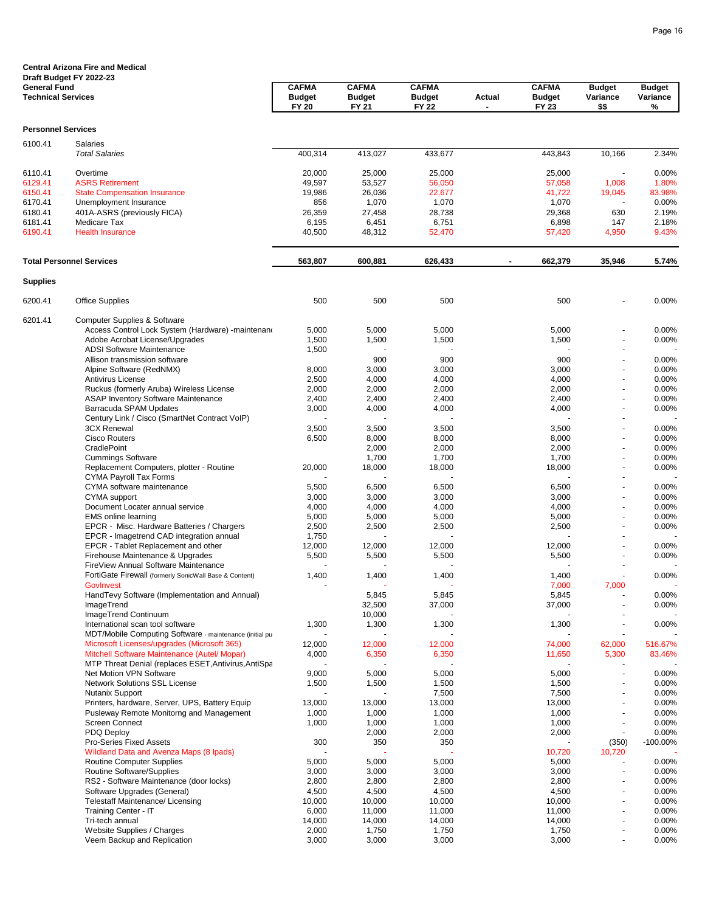**Central Arizona Fire and Medical**
**Draft Budget FY 2022-23**
**General Fund**
**Technical Services**

| | | CAFMA Budget FY 20 | CAFMA Budget FY 21 | CAFMA Budget FY 22 | Actual - | CAFMA Budget FY 23 | Budget Variance $$ | Budget Variance % |
|---|---|---|---|---|---|---|---|---|
| **Personnel Services** | | | | | | | | |
| 6100.41 | Salaries | | | | | | | |
| | *Total Salaries* | 400,314 | 413,027 | 433,677 | | 443,843 | 10,166 | 2.34% |
| 6110.41 | Overtime | 20,000 | 25,000 | 25,000 | | 25,000 | - | 0.00% |
| 6129.41 | ASRS Retirement | 49,597 | 53,527 | 56,050 | | 57,058 | 1,008 | 1.80% |
| 6150.41 | State Compensation Insurance | 19,986 | 26,036 | 22,677 | | 41,722 | 19,045 | 83.98% |
| 6170.41 | Unemployment Insurance | 856 | 1,070 | 1,070 | | 1,070 | - | 0.00% |
| 6180.41 | 401A-ASRS (previously FICA) | 26,359 | 27,458 | 28,738 | | 29,368 | 630 | 2.19% |
| 6181.41 | Medicare Tax | 6,195 | 6,451 | 6,751 | | 6,898 | 147 | 2.18% |
| 6190.41 | Health Insurance | 40,500 | 48,312 | 52,470 | | 57,420 | 4,950 | 9.43% |
| **Total Personnel Services** | | **563,807** | **600,881** | **626,433** | **-** | **662,379** | **35,946** | **5.74%** |
| **Supplies** | | | | | | | | |
| 6200.41 | Office Supplies | 500 | 500 | 500 | | 500 | - | 0.00% |
| 6201.41 | Computer Supplies & Software | | | | | | | |
| | Access Control Lock System (Hardware) -maintenanc | 5,000 | 5,000 | 5,000 | | 5,000 | - | 0.00% |
| | Adobe Acrobat License/Upgrades | 1,500 | 1,500 | 1,500 | | 1,500 | - | 0.00% |
| | ADSI Software Maintenance | 1,500 | - | - | | - | - | - |
| | Allison transmission software | | 900 | 900 | | 900 | - | 0.00% |
| | Alpine Software (RedNMX) | 8,000 | 3,000 | 3,000 | | 3,000 | - | 0.00% |
| | Antivirus License | 2,500 | 4,000 | 4,000 | | 4,000 | - | 0.00% |
| | Ruckus (formerly Aruba) Wireless License | 2,000 | 2,000 | 2,000 | | 2,000 | - | 0.00% |
| | ASAP Inventory Software Maintenance | 2,400 | 2,400 | 2,400 | | 2,400 | - | 0.00% |
| | Barracuda SPAM Updates | 3,000 | 4,000 | 4,000 | | 4,000 | - | 0.00% |
| | Century Link / Cisco (SmartNet Contract VoIP) | - | - | - | | - | - | - |
| | 3CX Renewal | 3,500 | 3,500 | 3,500 | | 3,500 | - | 0.00% |
| | Cisco Routers | 6,500 | 8,000 | 8,000 | | 8,000 | - | 0.00% |
| | CradlePoint | | 2,000 | 2,000 | | 2,000 | - | 0.00% |
| | Cummings Software | | 1,700 | 1,700 | | 1,700 | - | 0.00% |
| | Replacement Computers, plotter - Routine | 20,000 | 18,000 | 18,000 | | 18,000 | - | 0.00% |
| | CYMA Payroll Tax Forms | - | - | - | | - | - | - |
| | CYMA software maintenance | 5,500 | 6,500 | 6,500 | | 6,500 | - | 0.00% |
| | CYMA support | 3,000 | 3,000 | 3,000 | | 3,000 | - | 0.00% |
| | Document Locater annual service | 4,000 | 4,000 | 4,000 | | 4,000 | - | 0.00% |
| | EMS online learning | 5,000 | 5,000 | 5,000 | | 5,000 | - | 0.00% |
| | EPCR - Misc. Hardware Batteries / Chargers | 2,500 | 2,500 | 2,500 | | 2,500 | - | 0.00% |
| | EPCR - Imagetrend CAD integration annual | 1,750 | - | - | | - | - | - |
| | EPCR - Tablet Replacement and other | 12,000 | 12,000 | 12,000 | | 12,000 | - | 0.00% |
| | Firehouse Maintenance & Upgrades | 5,500 | 5,500 | 5,500 | | 5,500 | - | 0.00% |
| | FireView Annual Software Maintenance | - | - | - | | - | - | - |
| | FortiGate Firewall (formerly SonicWall Base & Content) | 1,400 | 1,400 | 1,400 | | 1,400 | - | 0.00% |
| | GovInvest | - | - | - | | 7,000 | 7,000 | - |
| | HandTevy Software (Implementation and Annual) | | 5,845 | 5,845 | | 5,845 | - | 0.00% |
| | ImageTrend | | 32,500 | 37,000 | | 37,000 | - | 0.00% |
| | ImageTrend Continuum | | 10,000 | - | | - | - | - |
| | International scan tool software | 1,300 | 1,300 | 1,300 | | 1,300 | - | 0.00% |
| | MDT/Mobile Computing Software - maintenance (initial pu | - | - | - | | - | - | - |
| | Microsoft Licenses/upgrades (Microsoft 365) | 12,000 | 12,000 | 12,000 | | 74,000 | 62,000 | 516.67% |
| | Mitchell Software Maintenance (Autel/ Mopar) | 4,000 | 6,350 | 6,350 | | 11,650 | 5,300 | 83.46% |
| | MTP Threat Denial (replaces ESET,Antivirus,AntiSpa | - | - | - | | - | - | - |
| | Net Motion VPN Software | 9,000 | 5,000 | 5,000 | | 5,000 | - | 0.00% |
| | Network Solutions SSL License | 1,500 | 1,500 | 1,500 | | 1,500 | - | 0.00% |
| | Nutanix Support | - | - | 7,500 | | 7,500 | - | 0.00% |
| | Printers, hardware, Server, UPS, Battery Equip | 13,000 | 13,000 | 13,000 | | 13,000 | - | 0.00% |
| | Pusleway Remote Monitorng and Management | 1,000 | 1,000 | 1,000 | | 1,000 | - | 0.00% |
| | Screen Connect | 1,000 | 1,000 | 1,000 | | 1,000 | - | 0.00% |
| | PDQ Deploy | | 2,000 | 2,000 | | 2,000 | - | 0.00% |
| | Pro-Series Fixed Assets | 300 | 350 | 350 | | - | (350) | -100.00% |
| | Wildland Data and Avenza Maps (8 Ipads) | - | - | - | | 10,720 | 10,720 | - |
| | Routine Computer Supplies | 5,000 | 5,000 | 5,000 | | 5,000 | - | 0.00% |
| | Routine Software/Supplies | 3,000 | 3,000 | 3,000 | | 3,000 | - | 0.00% |
| | RS2 - Software Maintenance (door locks) | 2,800 | 2,800 | 2,800 | | 2,800 | - | 0.00% |
| | Software Upgrades (General) | 4,500 | 4,500 | 4,500 | | 4,500 | - | 0.00% |
| | Telestaff Maintenance/ Licensing | 10,000 | 10,000 | 10,000 | | 10,000 | - | 0.00% |
| | Training Center - IT | 6,000 | 11,000 | 11,000 | | 11,000 | - | 0.00% |
| | Tri-tech annual | 14,000 | 14,000 | 14,000 | | 14,000 | - | 0.00% |
| | Website Supplies / Charges | 2,000 | 1,750 | 1,750 | | 1,750 | - | 0.00% |
| | Veem Backup and Replication | 3,000 | 3,000 | 3,000 | | 3,000 | - | 0.00% |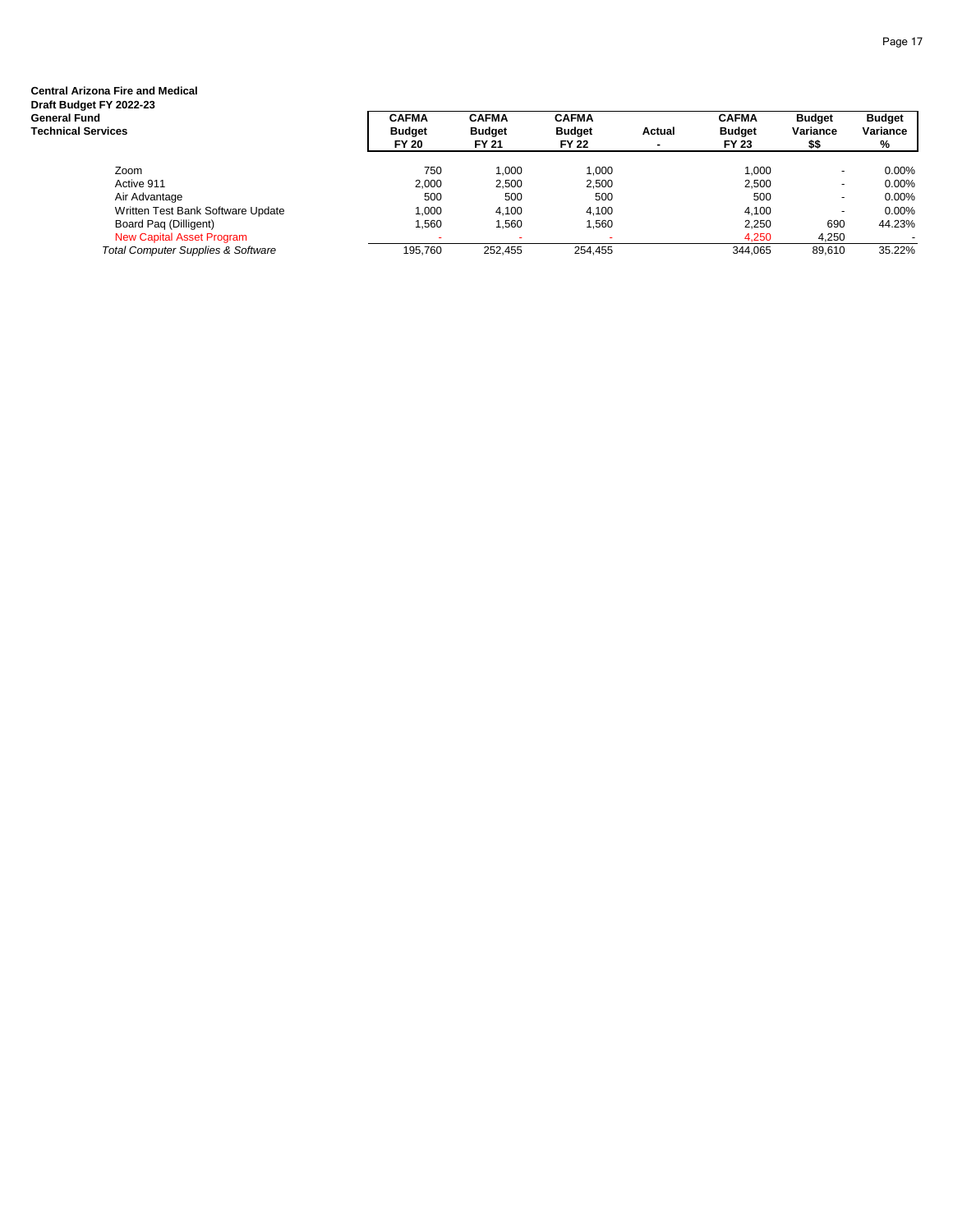**Central Arizona Fire and Medical**
**Draft Budget FY 2022-23**
**General Fund**
**Technical Services**

| | CAFMA Budget FY 20 | CAFMA Budget FY 21 | CAFMA Budget FY 22 | Actual - | CAFMA Budget FY 23 | Budget Variance $$ | Budget Variance % |
|---|---|---|---|---|---|---|---|
| Zoom | 750 | 1,000 | 1,000 | | 1,000 | - | 0.00% |
| Active 911 | 2,000 | 2,500 | 2,500 | | 2,500 | - | 0.00% |
| Air Advantage | 500 | 500 | 500 | | 500 | - | 0.00% |
| Written Test Bank Software Update | 1,000 | 4,100 | 4,100 | | 4,100 | - | 0.00% |
| Board Paq (Dilligent) | 1,560 | 1,560 | 1,560 | | 2,250 | 690 | 44.23% |
| New Capital Asset Program | - | - | - | | 4,250 | 4,250 | - |
| *Total Computer Supplies & Software* | 195,760 | 252,455 | 254,455 | | 344,065 | 89,610 | 35.22% |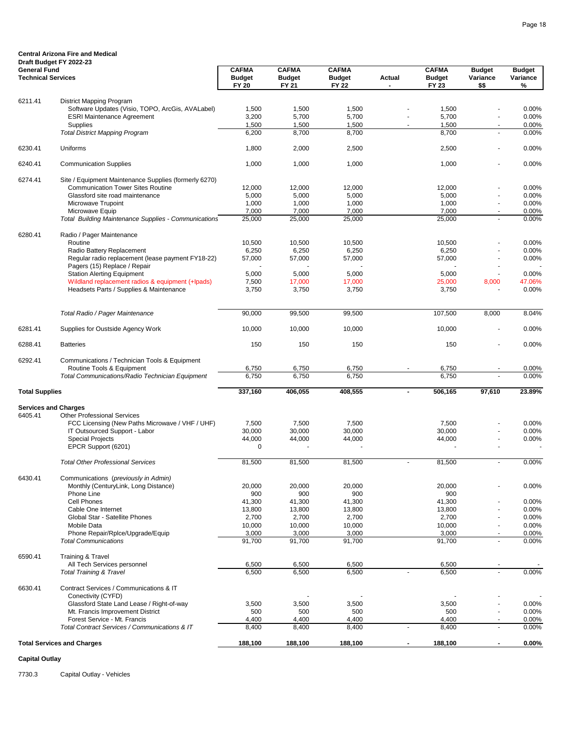**Central Arizona Fire and Medical**
**Draft Budget FY 2022-23**
**General Fund**
**Technical Services**

| | | CAFMA Budget FY 20 | CAFMA Budget FY 21 | CAFMA Budget FY 22 | Actual - | CAFMA Budget FY 23 | Budget Variance $$ | Budget Variance % |
|---|---|---|---|---|---|---|---|---|
| 6211.41 | District Mapping Program | | | | | | | |
| | Software Updates (Visio, TOPO, ArcGis, AVALabel) | 1,500 | 1,500 | 1,500 | - | 1,500 | - | 0.00% |
| | ESRI Maintenance Agreement | 3,200 | 5,700 | 5,700 | - | 5,700 | - | 0.00% |
| | Supplies | 1,500 | 1,500 | 1,500 | - | 1,500 | - | 0.00% |
| | *Total District Mapping Program* | 6,200 | 8,700 | 8,700 | | 8,700 | - | 0.00% |
| 6230.41 | Uniforms | 1,800 | 2,000 | 2,500 | | 2,500 | - | 0.00% |
| 6240.41 | Communication Supplies | 1,000 | 1,000 | 1,000 | | 1,000 | - | 0.00% |
| 6274.41 | Site / Equipment Maintenance Supplies (formerly 6270) | | | | | | | |
| | Communication Tower Sites Routine | 12,000 | 12,000 | 12,000 | | 12,000 | - | 0.00% |
| | Glassford site road maintenance | 5,000 | 5,000 | 5,000 | | 5,000 | - | 0.00% |
| | Microwave Trupoint | 1,000 | 1,000 | 1,000 | | 1,000 | - | 0.00% |
| | Microwave Equip | 7,000 | 7,000 | 7,000 | | 7,000 | - | 0.00% |
| | *Total Building Maintenance Supplies - Communications* | 25,000 | 25,000 | 25,000 | | 25,000 | - | 0.00% |
| 6280.41 | Radio / Pager Maintenance | | | | | | | |
| | Routine | 10,500 | 10,500 | 10,500 | | 10,500 | - | 0.00% |
| | Radio Battery Replacement | 6,250 | 6,250 | 6,250 | | 6,250 | - | 0.00% |
| | Regular radio replacement (lease payment FY18-22) | 57,000 | 57,000 | 57,000 | | 57,000 | - | 0.00% |
| | Pagers (15) Replace / Repair | - | - | - | | - | - | - |
| | Station Alerting Equipment | 5,000 | 5,000 | 5,000 | | 5,000 | - | 0.00% |
| | Wildland replacement radios & equipment (+Ipads) | 7,500 | 17,000 | 17,000 | | 25,000 | 8,000 | 47.06% |
| | Headsets Parts / Supplies & Maintenance | 3,750 | 3,750 | 3,750 | | 3,750 | - | 0.00% |
| | *Total Radio / Pager Maintenance* | 90,000 | 99,500 | 99,500 | | 107,500 | 8,000 | 8.04% |
| 6281.41 | Supplies for Oustside Agency Work | 10,000 | 10,000 | 10,000 | | 10,000 | - | 0.00% |
| 6288.41 | Batteries | 150 | 150 | 150 | | 150 | - | 0.00% |
| 6292.41 | Communications / Technician Tools & Equipment | | | | | | | |
| | Routine Tools & Equipment | 6,750 | 6,750 | 6,750 | - | 6,750 | - | 0.00% |
| | *Total Communications/Radio Technician Equipment* | 6,750 | 6,750 | 6,750 | | 6,750 | - | 0.00% |
| **Total Supplies** | | **337,160** | **406,055** | **408,555** | **-** | **506,165** | **97,610** | **23.89%** |
| **Services and Charges** | | | | | | | | |
| 6405.41 | Other Professional Services | | | | | | | |
| | FCC Licensing (New Paths Microwave / VHF / UHF) | 7,500 | 7,500 | 7,500 | | 7,500 | - | 0.00% |
| | IT Outsourced Support - Labor | 30,000 | 30,000 | 30,000 | | 30,000 | - | 0.00% |
| | Special Projects | 44,000 | 44,000 | 44,000 | | 44,000 | - | 0.00% |
| | EPCR Support (6201) | 0 | - | - | | - | - | - |
| | *Total Other Professional Services* | 81,500 | 81,500 | 81,500 | - | 81,500 | - | 0.00% |
| 6430.41 | Communications *(previously in Admin)* | | | | | | | |
| | Monthly (CenturyLink, Long Distance) | 20,000 | 20,000 | 20,000 | | 20,000 | - | 0.00% |
| | Phone Line | 900 | 900 | 900 | | 900 | | |
| | Cell Phones | 41,300 | 41,300 | 41,300 | | 41,300 | - | 0.00% |
| | Cable One Internet | 13,800 | 13,800 | 13,800 | | 13,800 | - | 0.00% |
| | Global Star - Satellite Phones | 2,700 | 2,700 | 2,700 | | 2,700 | - | 0.00% |
| | Mobile Data | 10,000 | 10,000 | 10,000 | | 10,000 | - | 0.00% |
| | Phone Repair/Rplce/Upgrade/Equip | 3,000 | 3,000 | 3,000 | | 3,000 | - | 0.00% |
| | *Total Communications* | 91,700 | 91,700 | 91,700 | | 91,700 | - | 0.00% |
| 6590.41 | Training & Travel | | | | | | | |
| | All Tech Services personnel | 6,500 | 6,500 | 6,500 | | 6,500 | - | - |
| | *Total Training & Travel* | 6,500 | 6,500 | 6,500 | - | 6,500 | - | 0.00% |
| 6630.41 | Contract Services / Communications & IT | | | | | | | |
| | Conectivity (CYFD) | | - | - | | - | - | - |
| | Glassford State Land Lease / Right-of-way | 3,500 | 3,500 | 3,500 | | 3,500 | - | 0.00% |
| | Mt. Francis Improvement District | 500 | 500 | 500 | | 500 | - | 0.00% |
| | Forest Service - Mt. Francis | 4,400 | 4,400 | 4,400 | | 4,400 | - | 0.00% |
| | *Total Contract Services / Communications & IT* | 8,400 | 8,400 | 8,400 | - | 8,400 | - | 0.00% |
| **Total Services and Charges** | | **188,100** | **188,100** | **188,100** | **-** | **188,100** | **-** | **0.00%** |
| **Capital Outlay** | | | | | | | | |
| 7730.3 | Capital Outlay - Vehicles | | | | | | | |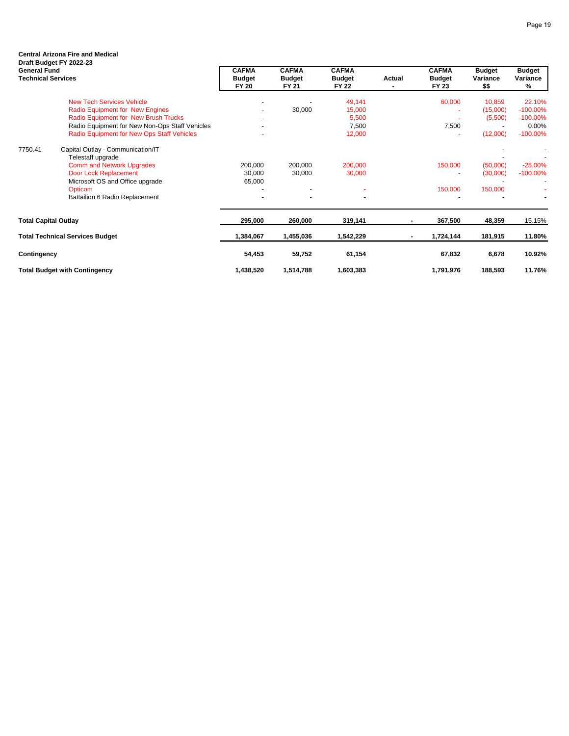**Central Arizona Fire and Medical**
**Draft Budget FY 2022-23**
**General Fund**
**Technical Services**

| | | CAFMA Budget FY 20 | CAFMA Budget FY 21 | CAFMA Budget FY 22 | Actual - | CAFMA Budget FY 23 | Budget Variance $$ | Budget Variance % |
|---|---|---|---|---|---|---|---|---|
| | New Tech Services Vehicle | - | - | 49,141 | | 60,000 | 10,859 | 22.10% |
| | Radio Equipment for New Engines | - | 30,000 | 15,000 | | - | (15,000) | -100.00% |
| | Radio Equipment for New Brush Trucks | - | | 5,500 | | - | (5,500) | -100.00% |
| | Radio Equipment for New Non-Ops Staff Vehicles | - | | 7,500 | | 7,500 | - | 0.00% |
| | Radio Equipment for New Ops Staff Vehicles | - | | 12,000 | | - | (12,000) | -100.00% |
| 7750.41 | Capital Outlay - Communication/IT | | | | | | - | - |
| | Telestaff upgrade | | | | | | - | - |
| | Comm and Network Upgrades | 200,000 | 200,000 | 200,000 | | 150,000 | (50,000) | -25.00% |
| | Door Lock Replacement | 30,000 | 30,000 | 30,000 | | - | (30,000) | -100.00% |
| | Microsoft OS and Office upgrade | 65,000 | | | | | - | - |
| | Opticom | - | - | - | | 150,000 | 150,000 | - |
| | Battailion 6 Radio Replacement | - | - | - | | - | - | - |
| **Total Capital Outlay** | | **295,000** | **260,000** | **319,141** | **-** | **367,500** | **48,359** | 15.15% |
| **Total Technical Services Budget** | | **1,384,067** | **1,455,036** | **1,542,229** | **-** | **1,724,144** | **181,915** | **11.80%** |
| **Contingency** | | **54,453** | **59,752** | **61,154** | | **67,832** | **6,678** | **10.92%** |
| **Total Budget with Contingency** | | **1,438,520** | **1,514,788** | **1,603,383** | | **1,791,976** | **188,593** | **11.76%** |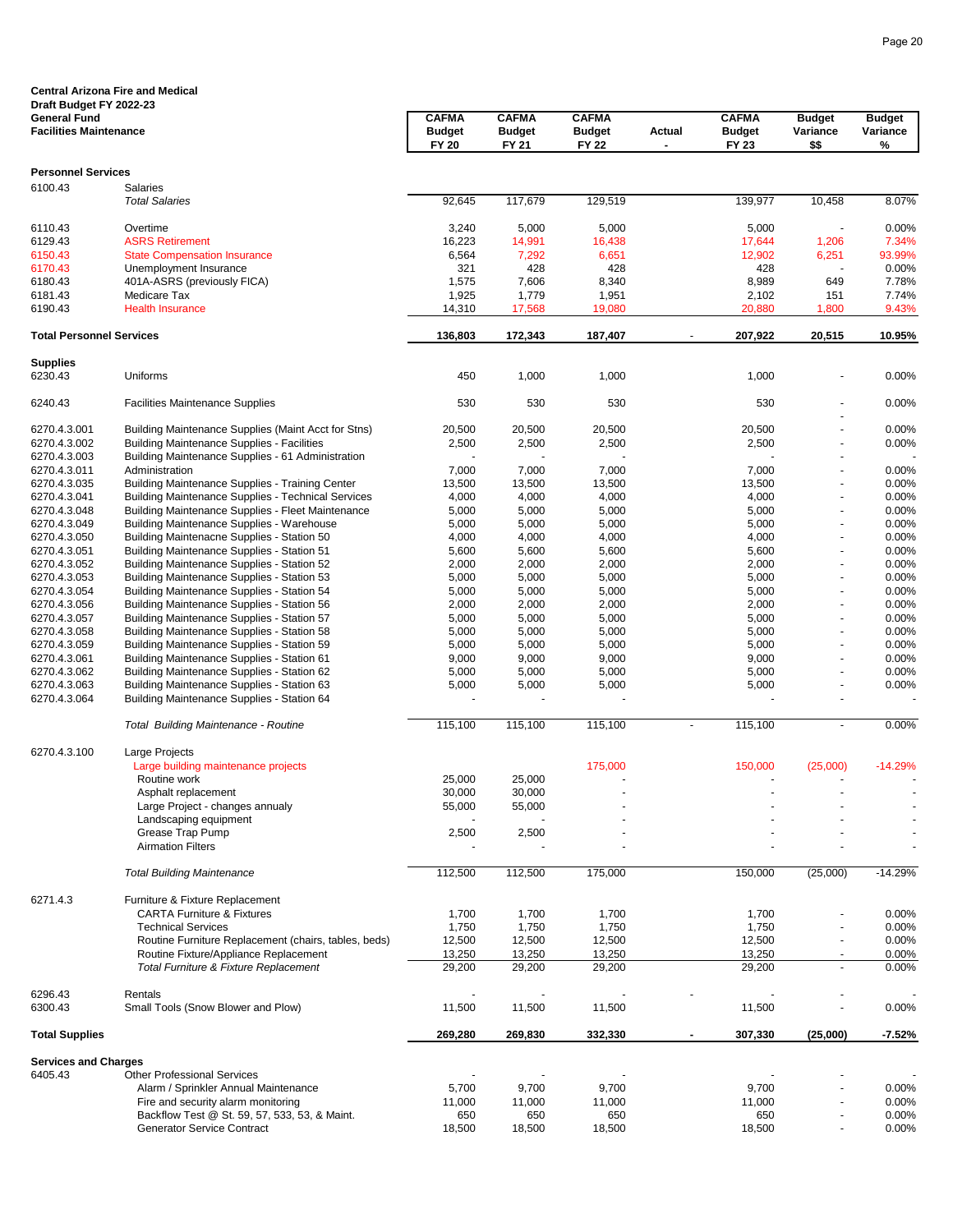**Central Arizona Fire and Medical**
**Draft Budget FY 2022-23**
**General Fund**
**Facilities Maintenance**

| | | CAFMA Budget FY 20 | CAFMA Budget FY 21 | CAFMA Budget FY 22 | Actual - | CAFMA Budget FY 23 | Budget Variance $$ | Budget Variance % |
|---|---|---|---|---|---|---|---|---|
| **Personnel Services** | | | | | | | | |
| 6100.43 | Salaries | | | | | | | |
| | *Total Salaries* | 92,645 | 117,679 | 129,519 | | 139,977 | 10,458 | 8.07% |
| 6110.43 | Overtime | 3,240 | 5,000 | 5,000 | | 5,000 | - | 0.00% |
| 6129.43 | ASRS Retirement | 16,223 | 14,991 | 16,438 | | 17,644 | 1,206 | 7.34% |
| 6150.43 | State Compensation Insurance | 6,564 | 7,292 | 6,651 | | 12,902 | 6,251 | 93.99% |
| 6170.43 | Unemployment Insurance | 321 | 428 | 428 | | 428 | - | 0.00% |
| 6180.43 | 401A-ASRS (previously FICA) | 1,575 | 7,606 | 8,340 | | 8,989 | 649 | 7.78% |
| 6181.43 | Medicare Tax | 1,925 | 1,779 | 1,951 | | 2,102 | 151 | 7.74% |
| 6190.43 | Health Insurance | 14,310 | 17,568 | 19,080 | | 20,880 | 1,800 | 9.43% |
| **Total Personnel Services** | | **136,803** | **172,343** | **187,407** | - | **207,922** | **20,515** | **10.95%** |
| **Supplies** | | | | | | | | |
| 6230.43 | Uniforms | 450 | 1,000 | 1,000 | | 1,000 | - | 0.00% |
| 6240.43 | Facilities Maintenance Supplies | 530 | 530 | 530 | | 530 | - | 0.00% |
| 6270.4.3.001 | Building Maintenance Supplies (Maint Acct for Stns) | 20,500 | 20,500 | 20,500 | | 20,500 | - | 0.00% |
| 6270.4.3.002 | Building Maintenance Supplies - Facilities | 2,500 | 2,500 | 2,500 | | 2,500 | - | 0.00% |
| 6270.4.3.003 | Building Maintenance Supplies - 61 Administration | - | - | - | | - | - | - |
| 6270.4.3.011 | Administration | 7,000 | 7,000 | 7,000 | | 7,000 | - | 0.00% |
| 6270.4.3.035 | Building Maintenance Supplies - Training Center | 13,500 | 13,500 | 13,500 | | 13,500 | - | 0.00% |
| 6270.4.3.041 | Building Maintenance Supplies - Technical Services | 4,000 | 4,000 | 4,000 | | 4,000 | - | 0.00% |
| 6270.4.3.048 | Building Maintenance Supplies - Fleet Maintenance | 5,000 | 5,000 | 5,000 | | 5,000 | - | 0.00% |
| 6270.4.3.049 | Building Maintenance Supplies - Warehouse | 5,000 | 5,000 | 5,000 | | 5,000 | - | 0.00% |
| 6270.4.3.050 | Building Maintenacne Supplies - Station 50 | 4,000 | 4,000 | 4,000 | | 4,000 | - | 0.00% |
| 6270.4.3.051 | Building Maintenance Supplies - Station 51 | 5,600 | 5,600 | 5,600 | | 5,600 | - | 0.00% |
| 6270.4.3.052 | Building Maintenance Supplies - Station 52 | 2,000 | 2,000 | 2,000 | | 2,000 | - | 0.00% |
| 6270.4.3.053 | Building Maintenance Supplies - Station 53 | 5,000 | 5,000 | 5,000 | | 5,000 | - | 0.00% |
| 6270.4.3.054 | Building Maintenance Supplies - Station 54 | 5,000 | 5,000 | 5,000 | | 5,000 | - | 0.00% |
| 6270.4.3.056 | Building Maintenance Supplies - Station 56 | 2,000 | 2,000 | 2,000 | | 2,000 | - | 0.00% |
| 6270.4.3.057 | Building Maintenance Supplies - Station 57 | 5,000 | 5,000 | 5,000 | | 5,000 | - | 0.00% |
| 6270.4.3.058 | Building Maintenance Supplies - Station 58 | 5,000 | 5,000 | 5,000 | | 5,000 | - | 0.00% |
| 6270.4.3.059 | Building Maintenance Supplies - Station 59 | 5,000 | 5,000 | 5,000 | | 5,000 | - | 0.00% |
| 6270.4.3.061 | Building Maintenance Supplies - Station 61 | 9,000 | 9,000 | 9,000 | | 9,000 | - | 0.00% |
| 6270.4.3.062 | Building Maintenance Supplies - Station 62 | 5,000 | 5,000 | 5,000 | | 5,000 | - | 0.00% |
| 6270.4.3.063 | Building Maintenance Supplies - Station 63 | 5,000 | 5,000 | 5,000 | | 5,000 | - | 0.00% |
| 6270.4.3.064 | Building Maintenance Supplies - Station 64 | - | - | - | | - | - | - |
| | *Total Building Maintenance - Routine* | 115,100 | 115,100 | 115,100 | - | 115,100 | - | 0.00% |
| 6270.4.3.100 | Large Projects | | | | | | | |
| | Large building maintenance projects | | | 175,000 | | 150,000 | (25,000) | -14.29% |
| | Routine work | 25,000 | 25,000 | - | | - | - | - |
| | Asphalt replacement | 30,000 | 30,000 | - | | - | - | - |
| | Large Project - changes annualy | 55,000 | 55,000 | - | | - | - | - |
| | Landscaping equipment | - | - | - | | - | - | - |
| | Grease Trap Pump | 2,500 | 2,500 | - | | - | - | - |
| | Airmation Filters | - | - | - | | - | - | - |
| | *Total Building Maintenance* | 112,500 | 112,500 | 175,000 | | 150,000 | (25,000) | -14.29% |
| 6271.4.3 | Furniture & Fixture Replacement | | | | | | | |
| | CARTA Furniture & Fixtures | 1,700 | 1,700 | 1,700 | | 1,700 | - | 0.00% |
| | Technical Services | 1,750 | 1,750 | 1,750 | | 1,750 | - | 0.00% |
| | Routine Furniture Replacement (chairs, tables, beds) | 12,500 | 12,500 | 12,500 | | 12,500 | - | 0.00% |
| | Routine Fixture/Appliance Replacement | 13,250 | 13,250 | 13,250 | | 13,250 | - | 0.00% |
| | *Total Furniture & Fixture Replacement* | 29,200 | 29,200 | 29,200 | | 29,200 | - | 0.00% |
| 6296.43 | Rentals | - | - | - | - | - | - | - |
| 6300.43 | Small Tools (Snow Blower and Plow) | 11,500 | 11,500 | 11,500 | | 11,500 | - | 0.00% |
| **Total Supplies** | | **269,280** | **269,830** | **332,330** | **-** | **307,330** | **(25,000)** | **-7.52%** |
| **Services and Charges** | | | | | | | | |
| 6405.43 | Other Professional Services | - | - | - | | - | - | - |
| | Alarm / Sprinkler Annual Maintenance | 5,700 | 9,700 | 9,700 | | 9,700 | - | 0.00% |
| | Fire and security alarm monitoring | 11,000 | 11,000 | 11,000 | | 11,000 | - | 0.00% |
| | Backflow Test @ St. 59, 57, 533, 53, & Maint. | 650 | 650 | 650 | | 650 | - | 0.00% |
| | Generator Service Contract | 18,500 | 18,500 | 18,500 | | 18,500 | - | 0.00% |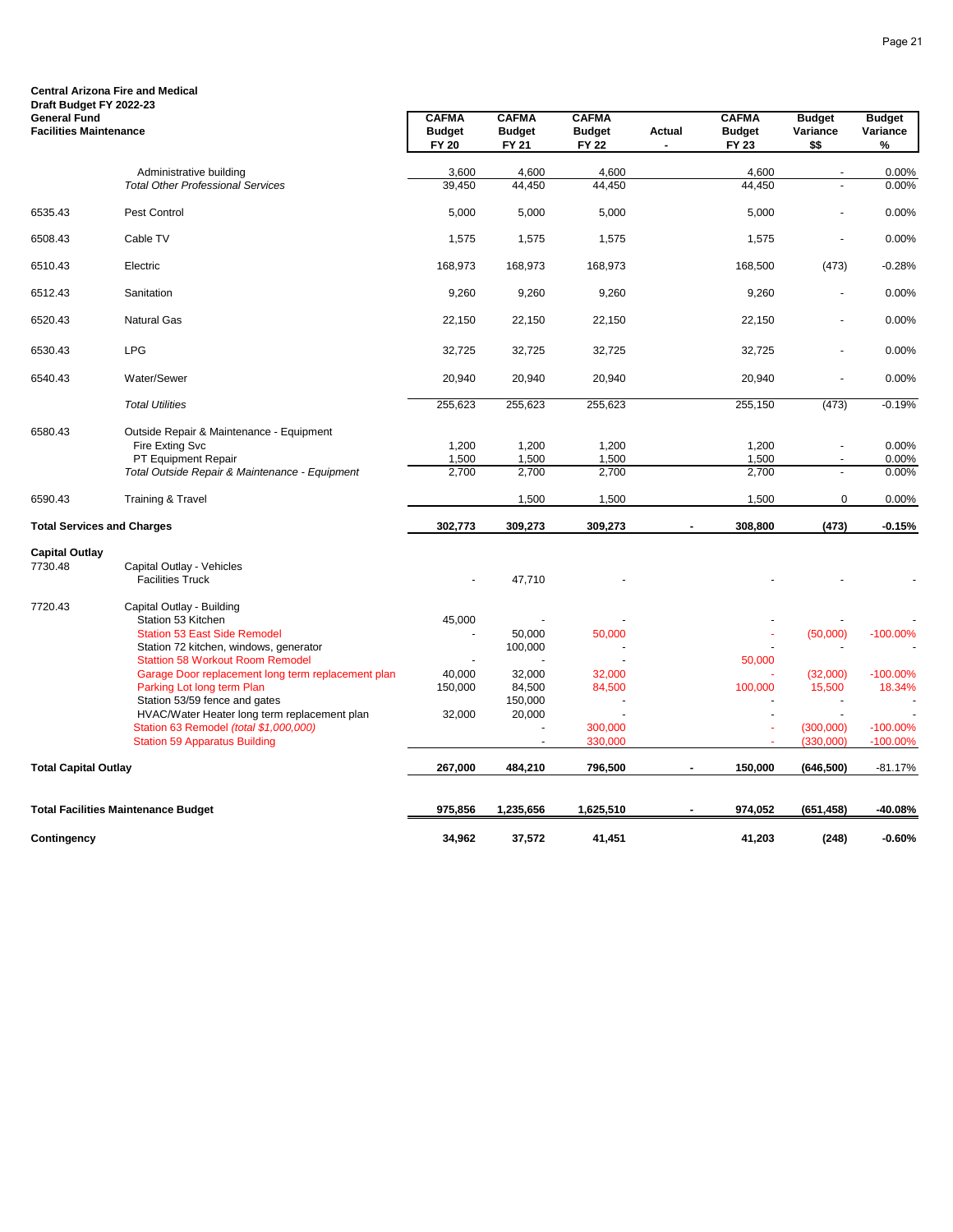**Central Arizona Fire and Medical**
**Draft Budget FY 2022-23**
**General Fund**
**Facilities Maintenance**

| | | CAFMA Budget FY 20 | CAFMA Budget FY 21 | CAFMA Budget FY 22 | Actual - | CAFMA Budget FY 23 | Budget Variance $$ | Budget Variance % |
|---|---|---|---|---|---|---|---|---|
| | Administrative building | 3,600 | 4,600 | 4,600 | | 4,600 | - | 0.00% |
| | *Total Other Professional Services* | 39,450 | 44,450 | 44,450 | | 44,450 | - | 0.00% |
| 6535.43 | Pest Control | 5,000 | 5,000 | 5,000 | | 5,000 | - | 0.00% |
| 6508.43 | Cable TV | 1,575 | 1,575 | 1,575 | | 1,575 | - | 0.00% |
| 6510.43 | Electric | 168,973 | 168,973 | 168,973 | | 168,500 | (473) | -0.28% |
| 6512.43 | Sanitation | 9,260 | 9,260 | 9,260 | | 9,260 | - | 0.00% |
| 6520.43 | Natural Gas | 22,150 | 22,150 | 22,150 | | 22,150 | - | 0.00% |
| 6530.43 | LPG | 32,725 | 32,725 | 32,725 | | 32,725 | - | 0.00% |
| 6540.43 | Water/Sewer | 20,940 | 20,940 | 20,940 | | 20,940 | - | 0.00% |
| | *Total Utilities* | 255,623 | 255,623 | 255,623 | | 255,150 | (473) | -0.19% |
| 6580.43 | Outside Repair & Maintenance - Equipment | | | | | | | |
| | Fire Exting Svc | 1,200 | 1,200 | 1,200 | | 1,200 | - | 0.00% |
| | PT Equipment Repair | 1,500 | 1,500 | 1,500 | | 1,500 | - | 0.00% |
| | *Total Outside Repair & Maintenance - Equipment* | 2,700 | 2,700 | 2,700 | | 2,700 | - | 0.00% |
| 6590.43 | Training & Travel | | 1,500 | 1,500 | | 1,500 | 0 | 0.00% |
| **Total Services and Charges** | | **302,773** | **309,273** | **309,273** | **-** | **308,800** | **(473)** | **-0.15%** |
| **Capital Outlay** | | | | | | | | |
| 7730.48 | Capital Outlay - Vehicles | | | | | | | |
| | Facilities Truck | - | 47,710 | - | | - | - | - |
| 7720.43 | Capital Outlay - Building | | | | | | | |
| | Station 53 Kitchen | 45,000 | - | - | | - | - | - |
| | Station 53 East Side Remodel | - | 50,000 | 50,000 | | - | (50,000) | -100.00% |
| | Station 72 kitchen, windows, generator | | 100,000 | - | | - | - | - |
| | Stattion 58 Workout Room Remodel | - | - | - | | 50,000 | | |
| | Garage Door replacement long term replacement plan | 40,000 | 32,000 | 32,000 | | - | (32,000) | -100.00% |
| | Parking Lot long term Plan | 150,000 | 84,500 | 84,500 | | 100,000 | 15,500 | 18.34% |
| | Station 53/59 fence and gates | | 150,000 | - | | - | - | - |
| | HVAC/Water Heater long term replacement plan | 32,000 | 20,000 | - | | - | - | - |
| | Station 63 Remodel *(total $1,000,000)* | | - | 300,000 | | - | (300,000) | -100.00% |
| | Station 59 Apparatus Building | | - | 330,000 | | - | (330,000) | -100.00% |
| **Total Capital Outlay** | | **267,000** | **484,210** | **796,500** | **-** | **150,000** | **(646,500)** | -81.17% |
| **Total Facilities Maintenance Budget** | | **975,856** | **1,235,656** | **1,625,510** | **-** | **974,052** | **(651,458)** | **-40.08%** |
| **Contingency** | | **34,962** | **37,572** | **41,451** | | **41,203** | **(248)** | **-0.60%** |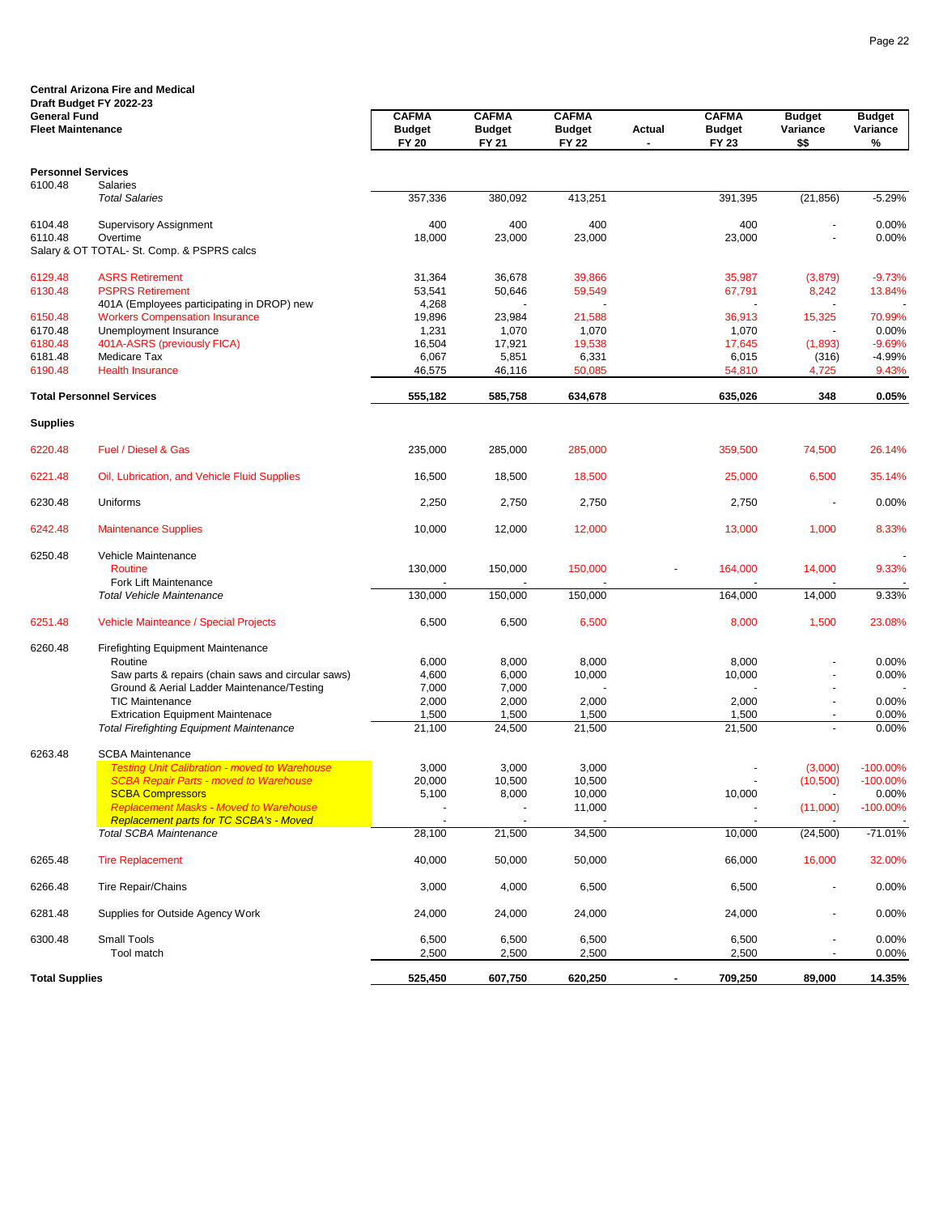**Central Arizona Fire and Medical**
**Draft Budget FY 2022-23**
**General Fund**
**Fleet Maintenance**

| | | CAFMA Budget FY 20 | CAFMA Budget FY 21 | CAFMA Budget FY 22 | Actual - | CAFMA Budget FY 23 | Budget Variance $$ | Budget Variance % |
|---|---|---|---|---|---|---|---|---|
| **Personnel Services** | | | | | | | | |
| 6100.48 | Salaries | | | | | | | |
| | *Total Salaries* | 357,336 | 380,092 | 413,251 | | 391,395 | (21,856) | -5.29% |
| 6104.48 | Supervisory Assignment | 400 | 400 | 400 | | 400 | - | 0.00% |
| 6110.48 | Overtime | 18,000 | 23,000 | 23,000 | | 23,000 | - | 0.00% |
| Salary & OT TOTAL- St. Comp. & PSPRS calcs | | | | | | | | |
| 6129.48 | ASRS Retirement | 31,364 | 36,678 | 39,866 | | 35,987 | (3,879) | -9.73% |
| 6130.48 | PSPRS Retirement | 53,541 | 50,646 | 59,549 | | 67,791 | 8,242 | 13.84% |
| | 401A (Employees participating in DROP) new | 4,268 | - | - | | - | - | - |
| 6150.48 | Workers Compensation Insurance | 19,896 | 23,984 | 21,588 | | 36,913 | 15,325 | 70.99% |
| 6170.48 | Unemployment Insurance | 1,231 | 1,070 | 1,070 | | 1,070 | - | 0.00% |
| 6180.48 | 401A-ASRS (previously FICA) | 16,504 | 17,921 | 19,538 | | 17,645 | (1,893) | -9.69% |
| 6181.48 | Medicare Tax | 6,067 | 5,851 | 6,331 | | 6,015 | (316) | -4.99% |
| 6190.48 | Health Insurance | 46,575 | 46,116 | 50,085 | | 54,810 | 4,725 | 9.43% |
| **Total Personnel Services** | | **555,182** | **585,758** | **634,678** | | **635,026** | **348** | **0.05%** |
| **Supplies** | | | | | | | | |
| 6220.48 | Fuel / Diesel & Gas | 235,000 | 285,000 | 285,000 | | 359,500 | 74,500 | 26.14% |
| 6221.48 | Oil, Lubrication, and Vehicle Fluid Supplies | 16,500 | 18,500 | 18,500 | | 25,000 | 6,500 | 35.14% |
| 6230.48 | Uniforms | 2,250 | 2,750 | 2,750 | | 2,750 | - | 0.00% |
| 6242.48 | Maintenance Supplies | 10,000 | 12,000 | 12,000 | | 13,000 | 1,000 | 8.33% |
| 6250.48 | Vehicle Maintenance | | | | | | | - |
| | Routine | 130,000 | 150,000 | 150,000 | - | 164,000 | 14,000 | 9.33% |
| | Fork Lift Maintenance | - | - | - | | - | - | - |
| | *Total Vehicle Maintenance* | 130,000 | 150,000 | 150,000 | | 164,000 | 14,000 | 9.33% |
| 6251.48 | Vehicle Mainteance / Special Projects | 6,500 | 6,500 | 6,500 | | 8,000 | 1,500 | 23.08% |
| 6260.48 | Firefighting Equipment Maintenance | | | | | | | |
| | Routine | 6,000 | 8,000 | 8,000 | | 8,000 | - | 0.00% |
| | Saw parts & repairs (chain saws and circular saws) | 4,600 | 6,000 | 10,000 | | 10,000 | - | 0.00% |
| | Ground & Aerial Ladder Maintenance/Testing | 7,000 | 7,000 | - | | - | - | - |
| | TIC Maintenance | 2,000 | 2,000 | 2,000 | | 2,000 | - | 0.00% |
| | Extrication Equipment Maintenace | 1,500 | 1,500 | 1,500 | | 1,500 | - | 0.00% |
| | *Total Firefighting Equipment Maintenance* | 21,100 | 24,500 | 21,500 | | 21,500 | - | 0.00% |
| 6263.48 | SCBA Maintenance | | | | | | | |
| | *Testing Unit Calibration - moved to Warehouse* | 3,000 | 3,000 | 3,000 | | - | (3,000) | -100.00% |
| | *SCBA Repair Parts - moved to Warehouse* | 20,000 | 10,500 | 10,500 | | - | (10,500) | -100.00% |
| | SCBA Compressors | 5,100 | 8,000 | 10,000 | | 10,000 | - | 0.00% |
| | *Replacement Masks - Moved to Warehouse* | - | - | 11,000 | | - | (11,000) | -100.00% |
| | *Replacement parts for TC SCBA's - Moved* | - | - | - | | - | - | - |
| | *Total SCBA Maintenance* | 28,100 | 21,500 | 34,500 | | 10,000 | (24,500) | -71.01% |
| 6265.48 | Tire Replacement | 40,000 | 50,000 | 50,000 | | 66,000 | 16,000 | 32.00% |
| 6266.48 | Tire Repair/Chains | 3,000 | 4,000 | 6,500 | | 6,500 | - | 0.00% |
| 6281.48 | Supplies for Outside Agency Work | 24,000 | 24,000 | 24,000 | | 24,000 | - | 0.00% |
| 6300.48 | Small Tools | 6,500 | 6,500 | 6,500 | | 6,500 | - | 0.00% |
| | Tool match | 2,500 | 2,500 | 2,500 | | 2,500 | - | 0.00% |
| **Total Supplies** | | **525,450** | **607,750** | **620,250** | **-** | **709,250** | **89,000** | **14.35%** |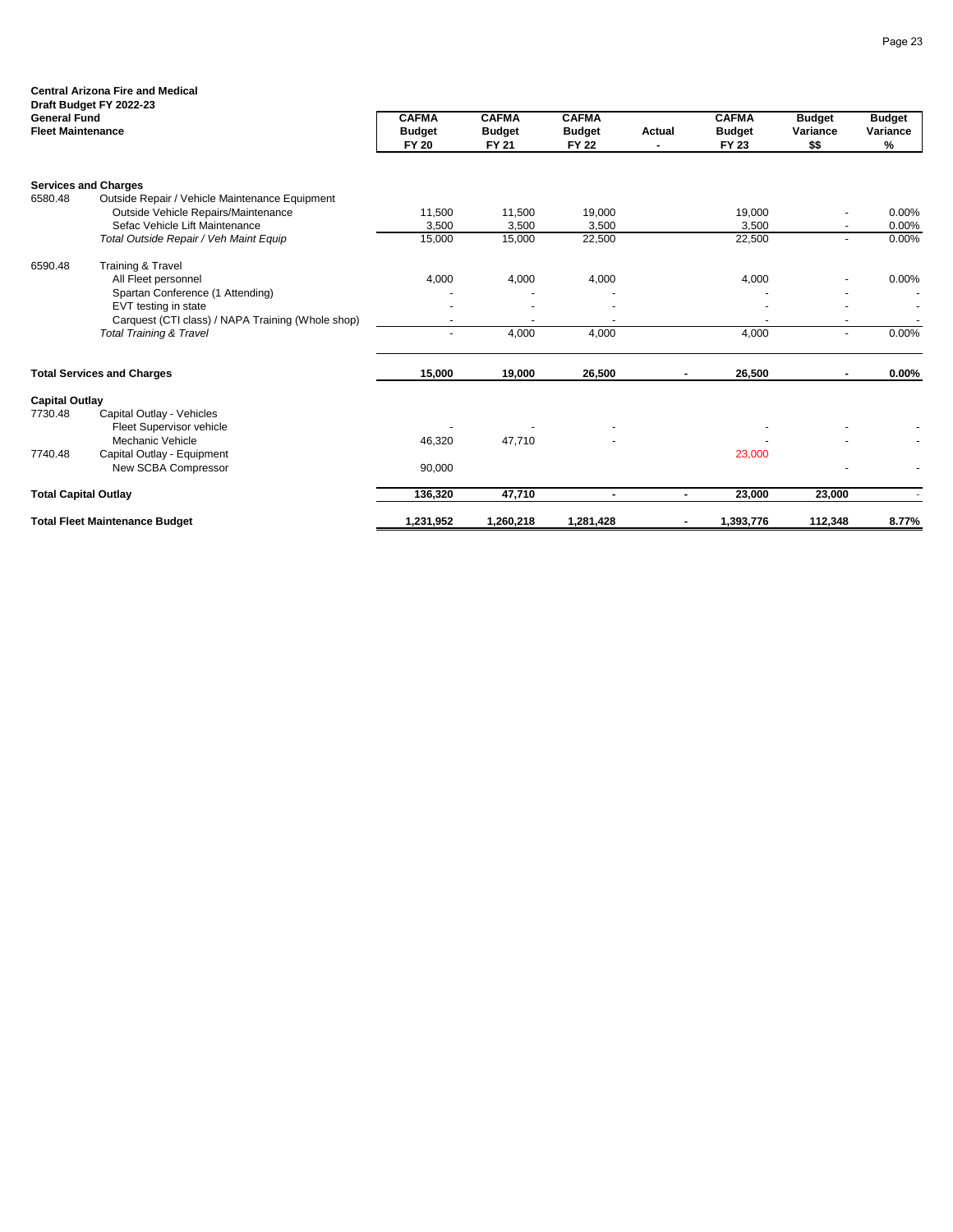**Central Arizona Fire and Medical**
**Draft Budget FY 2022-23**
**General Fund**
**Fleet Maintenance**

| | | CAFMA Budget FY 20 | CAFMA Budget FY 21 | CAFMA Budget FY 22 | Actual - | CAFMA Budget FY 23 | Budget Variance $$ | Budget Variance % |
|---|---|---|---|---|---|---|---|---|
| **Services and Charges** | | | | | | | | |
| 6580.48 | Outside Repair / Vehicle Maintenance Equipment | | | | | | | |
| | Outside Vehicle Repairs/Maintenance | 11,500 | 11,500 | 19,000 | | 19,000 | - | 0.00% |
| | Sefac Vehicle Lift Maintenance | 3,500 | 3,500 | 3,500 | | 3,500 | - | 0.00% |
| | *Total Outside Repair / Veh Maint Equip* | 15,000 | 15,000 | 22,500 | | 22,500 | - | 0.00% |
| 6590.48 | Training & Travel | | | | | | | |
| | All Fleet personnel | 4,000 | 4,000 | 4,000 | | 4,000 | - | 0.00% |
| | Spartan Conference (1 Attending) | - | - | - | | - | - | - |
| | EVT testing in state | - | - | - | | - | - | - |
| | Carquest (CTI class) / NAPA Training (Whole shop) | - | - | - | | - | - | - |
| | *Total Training & Travel* | - | 4,000 | 4,000 | | 4,000 | - | 0.00% |
| **Total Services and Charges** | | **15,000** | **19,000** | **26,500** | **-** | **26,500** | **-** | **0.00%** |
| **Capital Outlay** | | | | | | | | |
| 7730.48 | Capital Outlay - Vehicles | | | | | | | |
| | Fleet Supervisor vehicle | - | - | - | | - | - | - |
| | Mechanic Vehicle | 46,320 | 47,710 | - | | - | - | - |
| 7740.48 | Capital Outlay - Equipment | | | | | 23,000 | | |
| | New SCBA Compressor | 90,000 | | | | | - | - |
| **Total Capital Outlay** | | **136,320** | **47,710** | **-** | **-** | **23,000** | **23,000** | - |
| **Total Fleet Maintenance Budget** | | **1,231,952** | **1,260,218** | **1,281,428** | **-** | **1,393,776** | **112,348** | **8.77%** |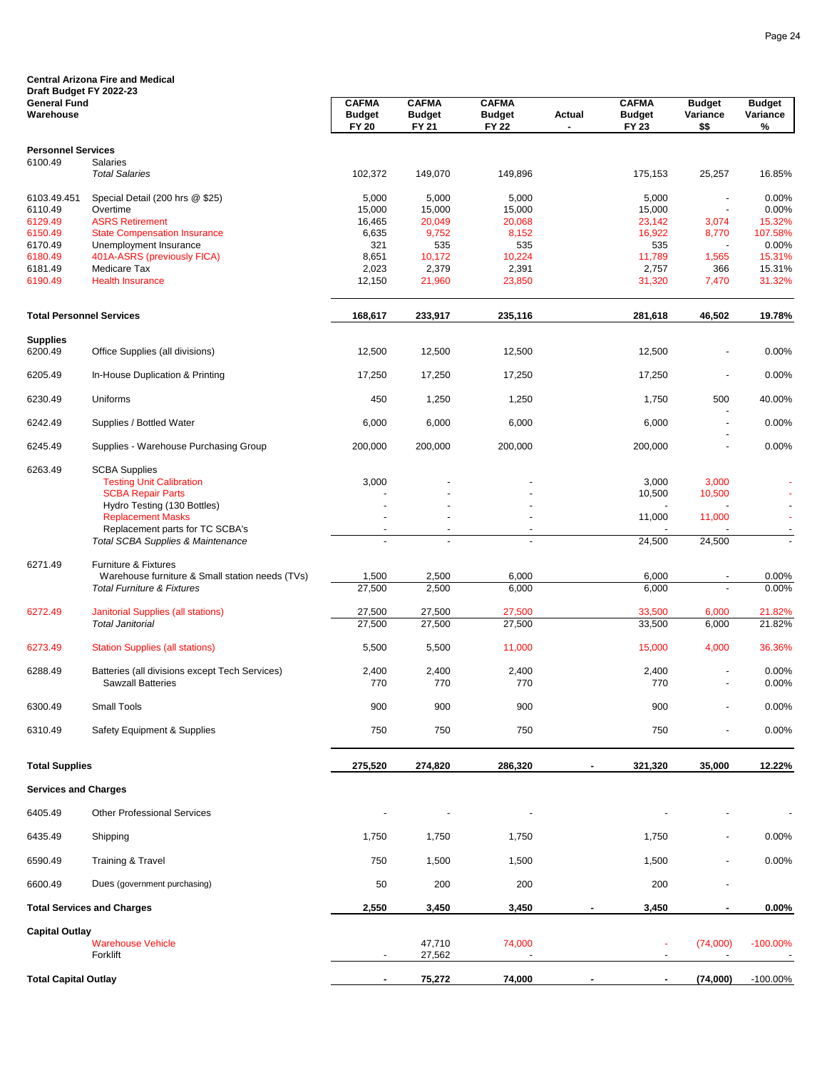**Central Arizona Fire and Medical**
**Draft Budget FY 2022-23**
**General Fund**
**Warehouse**

| | | CAFMA Budget FY 20 | CAFMA Budget FY 21 | CAFMA Budget FY 22 | Actual - | CAFMA Budget FY 23 | Budget Variance $$ | Budget Variance % |
|---|---|---|---|---|---|---|---|---|
| **Personnel Services** | | | | | | | | |
| 6100.49 | Salaries | | | | | | | |
| | *Total Salaries* | 102,372 | 149,070 | 149,896 | | 175,153 | 25,257 | 16.85% |
| 6103.49.451 | Special Detail (200 hrs @ $25) | 5,000 | 5,000 | 5,000 | | 5,000 | - | 0.00% |
| 6110.49 | Overtime | 15,000 | 15,000 | 15,000 | | 15,000 | - | 0.00% |
| 6129.49 | ASRS Retirement | 16,465 | 20,049 | 20,068 | | 23,142 | 3,074 | 15.32% |
| 6150.49 | State Compensation Insurance | 6,635 | 9,752 | 8,152 | | 16,922 | 8,770 | 107.58% |
| 6170.49 | Unemployment Insurance | 321 | 535 | 535 | | 535 | - | 0.00% |
| 6180.49 | 401A-ASRS (previously FICA) | 8,651 | 10,172 | 10,224 | | 11,789 | 1,565 | 15.31% |
| 6181.49 | Medicare Tax | 2,023 | 2,379 | 2,391 | | 2,757 | 366 | 15.31% |
| 6190.49 | Health Insurance | 12,150 | 21,960 | 23,850 | | 31,320 | 7,470 | 31.32% |
| **Total Personnel Services** | | **168,617** | **233,917** | **235,116** | | **281,618** | **46,502** | **19.78%** |
| **Supplies** | | | | | | | | |
| 6200.49 | Office Supplies (all divisions) | 12,500 | 12,500 | 12,500 | | 12,500 | - | 0.00% |
| 6205.49 | In-House Duplication & Printing | 17,250 | 17,250 | 17,250 | | 17,250 | - | 0.00% |
| 6230.49 | Uniforms | 450 | 1,250 | 1,250 | | 1,750 | 500 | 40.00% |
| 6242.49 | Supplies / Bottled Water | 6,000 | 6,000 | 6,000 | | 6,000 | - | 0.00% |
| 6245.49 | Supplies - Warehouse Purchasing Group | 200,000 | 200,000 | 200,000 | | 200,000 | - | 0.00% |
| 6263.49 | SCBA Supplies | | | | | | | |
| | Testing Unit Calibration | 3,000 | - | - | | 3,000 | 3,000 | - |
| | SCBA Repair Parts | - | - | - | | 10,500 | 10,500 | - |
| | Hydro Testing (130 Bottles) | - | - | - | | - | - | - |
| | Replacement Masks | - | - | - | | 11,000 | 11,000 | - |
| | Replacement parts for TC SCBA's | - | - | - | | - | - | - |
| | *Total SCBA Supplies & Maintenance* | - | - | - | | 24,500 | 24,500 | - |
| 6271.49 | Furniture & Fixtures | | | | | | | |
| | Warehouse furniture & Small station needs (TVs) | 1,500 | 2,500 | 6,000 | | 6,000 | - | 0.00% |
| | *Total Furniture & Fixtures* | 27,500 | 2,500 | 6,000 | | 6,000 | - | 0.00% |
| 6272.49 | Janitorial Supplies (all stations) | 27,500 | 27,500 | 27,500 | | 33,500 | 6,000 | 21.82% |
| | *Total Janitorial* | 27,500 | 27,500 | 27,500 | | 33,500 | 6,000 | 21.82% |
| 6273.49 | Station Supplies (all stations) | 5,500 | 5,500 | 11,000 | | 15,000 | 4,000 | 36.36% |
| 6288.49 | Batteries (all divisions except Tech Services) | 2,400 | 2,400 | 2,400 | | 2,400 | - | 0.00% |
| | Sawzall Batteries | 770 | 770 | 770 | | 770 | - | 0.00% |
| 6300.49 | Small Tools | 900 | 900 | 900 | | 900 | - | 0.00% |
| 6310.49 | Safety Equipment & Supplies | 750 | 750 | 750 | | 750 | - | 0.00% |
| **Total Supplies** | | **275,520** | **274,820** | **286,320** | **-** | **321,320** | **35,000** | **12.22%** |
| **Services and Charges** | | | | | | | | |
| 6405.49 | Other Professional Services | - | - | - | | - | - | - |
| 6435.49 | Shipping | 1,750 | 1,750 | 1,750 | | 1,750 | - | 0.00% |
| 6590.49 | Training & Travel | 750 | 1,500 | 1,500 | | 1,500 | - | 0.00% |
| 6600.49 | Dues (government purchasing) | 50 | 200 | 200 | | 200 | - | |
| **Total Services and Charges** | | **2,550** | **3,450** | **3,450** | **-** | **3,450** | **-** | **0.00%** |
| **Capital Outlay** | | | | | | | | |
| | Warehouse Vehicle | | 47,710 | 74,000 | | - | (74,000) | -100.00% |
| | Forklift | - | 27,562 | - | | - | - | - |
| **Total Capital Outlay** | | **-** | **75,272** | **74,000** | **-** | **-** | **(74,000)** | -100.00% |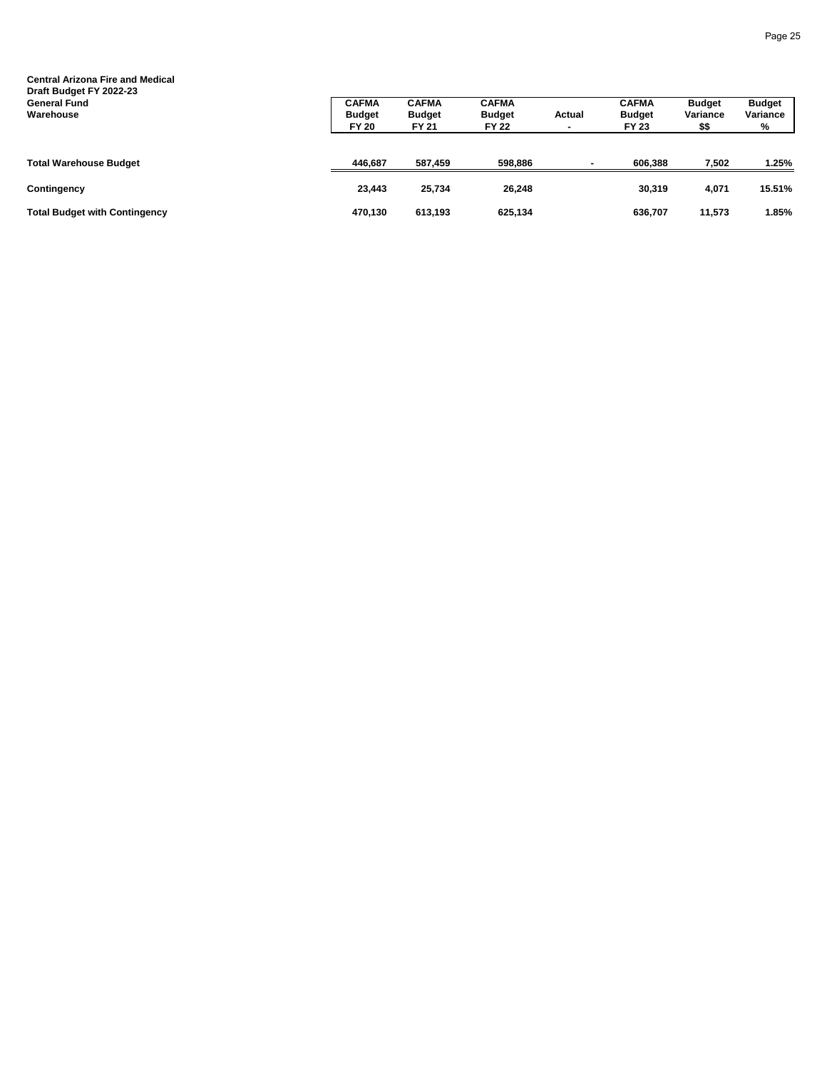**Central Arizona Fire and Medical**
**Draft Budget FY 2022-23**
**General Fund**
**Warehouse**

| | CAFMA Budget FY 20 | CAFMA Budget FY 21 | CAFMA Budget FY 22 | Actual - | CAFMA Budget FY 23 | Budget Variance $$ | Budget Variance % |
|---|---|---|---|---|---|---|---|
| **Total Warehouse Budget** | 446,687 | 587,459 | 598,886 | - | 606,388 | 7,502 | 1.25% |
| **Contingency** | 23,443 | 25,734 | 26,248 | | 30,319 | 4,071 | 15.51% |
| **Total Budget with Contingency** | 470,130 | 613,193 | 625,134 | | 636,707 | 11,573 | 1.85% |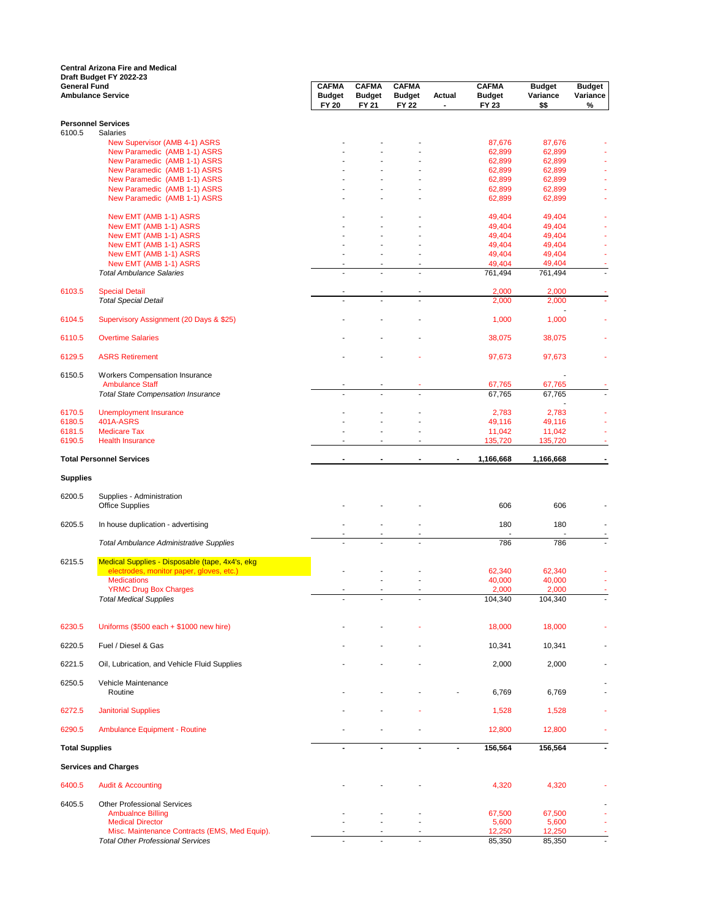**Central Arizona Fire and Medical**
**Draft Budget FY 2022-23**
**General Fund**
**Ambulance Service**

| | | CAFMA Budget FY 20 | CAFMA Budget FY 21 | CAFMA Budget FY 22 | Actual - | CAFMA Budget FY 23 | Budget Variance $$ | Budget Variance % |
|---|---|---|---|---|---|---|---|---|
| **Personnel Services** | | | | | | | | |
| 6100.5 | Salaries | | | | | | | |
| | New Supervisor (AMB 4-1) ASRS | - | - | - | | 87,676 | 87,676 | - |
| | New Paramedic (AMB 1-1) ASRS | - | - | - | | 62,899 | 62,899 | - |
| | New Paramedic (AMB 1-1) ASRS | - | - | - | | 62,899 | 62,899 | - |
| | New Paramedic (AMB 1-1) ASRS | - | - | - | | 62,899 | 62,899 | - |
| | New Paramedic (AMB 1-1) ASRS | - | - | - | | 62,899 | 62,899 | - |
| | New Paramedic (AMB 1-1) ASRS | - | - | - | | 62,899 | 62,899 | - |
| | New Paramedic (AMB 1-1) ASRS | - | - | - | | 62,899 | 62,899 | - |
| | New EMT (AMB 1-1) ASRS | - | - | - | | 49,404 | 49,404 | - |
| | New EMT (AMB 1-1) ASRS | - | - | - | | 49,404 | 49,404 | - |
| | New EMT (AMB 1-1) ASRS | - | - | - | | 49,404 | 49,404 | - |
| | New EMT (AMB 1-1) ASRS | - | - | - | | 49,404 | 49,404 | - |
| | New EMT (AMB 1-1) ASRS | - | - | - | | 49,404 | 49,404 | - |
| | New EMT (AMB 1-1) ASRS | - | - | - | | 49,404 | 49,404 | - |
| | *Total Ambulance Salaries* | - | - | - | | 761,494 | 761,494 | - |
| 6103.5 | Special Detail | - | - | - | | 2,000 | 2,000 | - |
| | *Total Special Detail* | - | - | - | | 2,000 | 2,000 | - |
| 6104.5 | Supervisory Assignment (20 Days & $25) | - | - | - | | 1,000 | 1,000 | - |
| 6110.5 | Overtime Salaries | - | - | - | | 38,075 | 38,075 | - |
| 6129.5 | ASRS Retirement | - | - | - | | 97,673 | 97,673 | - |
| 6150.5 | Workers Compensation Insurance | | | | | | - | |
| | Ambulance Staff | - | - | - | | 67,765 | 67,765 | - |
| | *Total State Compensation Insurance* | - | - | - | | 67,765 | 67,765 | - |
| 6170.5 | Unemployment Insurance | - | - | - | | 2,783 | 2,783 | - |
| 6180.5 | 401A-ASRS | - | - | - | | 49,116 | 49,116 | - |
| 6181.5 | Medicare Tax | - | - | - | | 11,042 | 11,042 | - |
| 6190.5 | Health Insurance | - | - | - | | 135,720 | 135,720 | - |
| **Total Personnel Services** | | **-** | **-** | **-** | **-** | **1,166,668** | **1,166,668** | **-** |
| **Supplies** | | | | | | | | |
| 6200.5 | Supplies - Administration | | | | | | | |
| | Office Supplies | - | - | - | | 606 | 606 | - |
| 6205.5 | In house duplication - advertising | - | - | - | | 180 | 180 | - |
| | | - | - | - | | - | - | - |
| | *Total Ambulance Administrative Supplies* | - | - | - | | 786 | 786 | - |
| 6215.5 | Medical Supplies - Disposable (tape, 4x4's, ekg electrodes, monitor paper, gloves, etc.) | - | - | - | | 62,340 | 62,340 | - |
| | Medications | | - | - | | 40,000 | 40,000 | - |
| | YRMC Drug Box Charges | - | - | - | | 2,000 | 2,000 | - |
| | *Total Medical Supplies* | - | - | - | | 104,340 | 104,340 | - |
| 6230.5 | Uniforms ($500 each + $1000 new hire) | - | - | - | | 18,000 | 18,000 | - |
| 6220.5 | Fuel / Diesel & Gas | - | - | - | | 10,341 | 10,341 | - |
| 6221.5 | Oil, Lubrication, and Vehicle Fluid Supplies | - | - | - | | 2,000 | 2,000 | - |
| 6250.5 | Vehicle Maintenance | | | | | | | - |
| | Routine | - | - | - | - | 6,769 | 6,769 | - |
| 6272.5 | Janitorial Supplies | - | - | - | | 1,528 | 1,528 | - |
| 6290.5 | Ambulance Equipment - Routine | - | - | - | | 12,800 | 12,800 | - |
| **Total Supplies** | | **-** | **-** | **-** | **-** | **156,564** | **156,564** | **-** |
| **Services and Charges** | | | | | | | | |
| 6400.5 | Audit & Accounting | - | - | - | | 4,320 | 4,320 | - |
| 6405.5 | Other Professional Services | | | | | | | - |
| | Ambualnce Billing | - | - | - | | 67,500 | 67,500 | - |
| | Medical Director | - | - | - | | 5,600 | 5,600 | - |
| | Misc. Maintenance Contracts (EMS, Med Equip). | - | - | - | | 12,250 | 12,250 | - |
| | *Total Other Professional Services* | - | - | - | | 85,350 | 85,350 | - |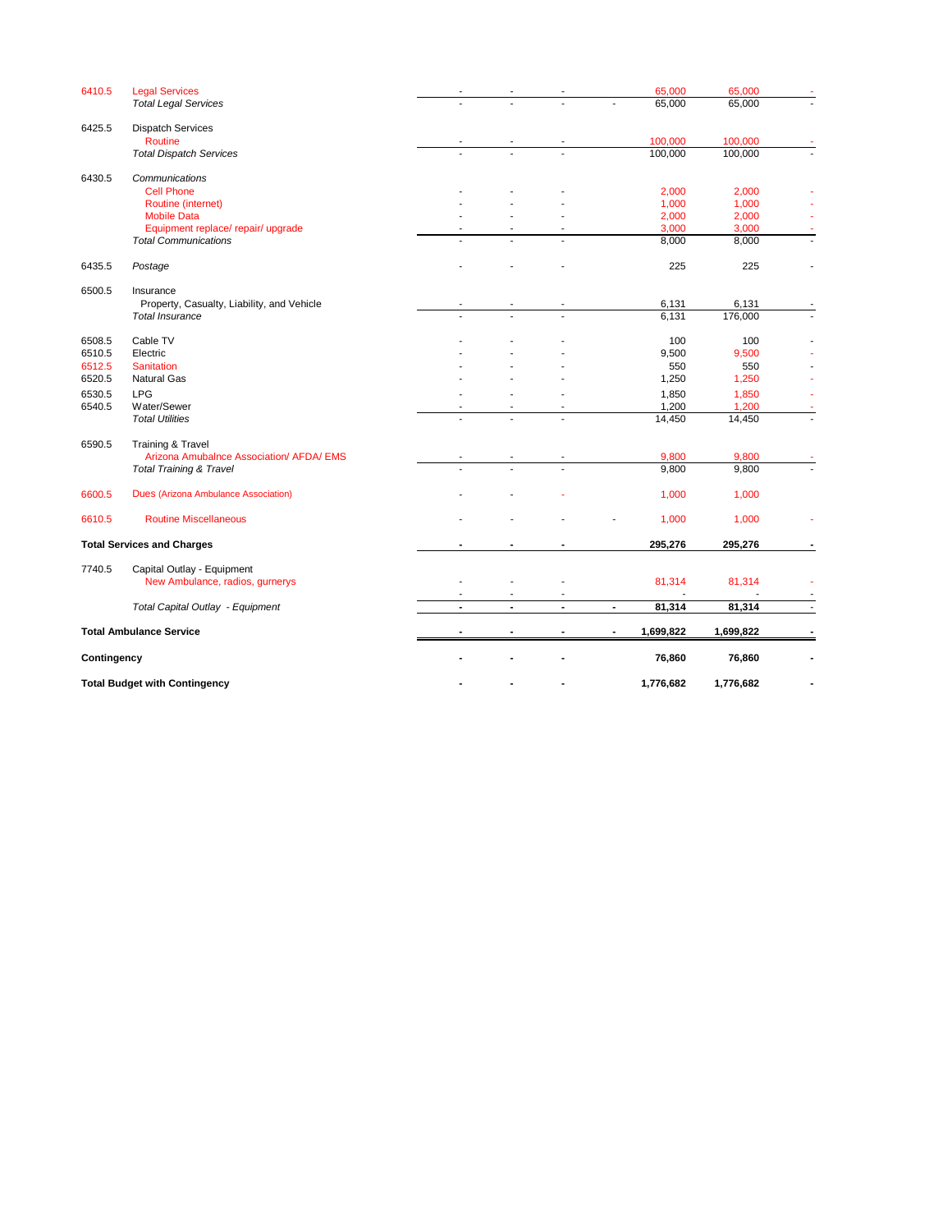| Account | Description | | | | | | | |
|---|---|---|---|---|---|---|---|---|
| 6410.5 | Legal Services | - | - | - | | 65,000 | 65,000 | - |
| | *Total Legal Services* | - | - | - | - | 65,000 | 65,000 | - |
| 6425.5 | Dispatch Services | | | | | | | |
| | Routine | - | - | - | | 100,000 | 100,000 | - |
| | *Total Dispatch Services* | - | - | - | | 100,000 | 100,000 | - |
| 6430.5 | *Communications* | | | | | | | |
| | Cell Phone | - | - | - | | 2,000 | 2,000 | - |
| | Routine (internet) | - | - | - | | 1,000 | 1,000 | - |
| | Mobile Data | - | - | - | | 2,000 | 2,000 | - |
| | Equipment replace/ repair/ upgrade | - | - | - | | 3,000 | 3,000 | - |
| | *Total Communications* | - | - | - | | 8,000 | 8,000 | - |
| 6435.5 | *Postage* | - | - | - | | 225 | 225 | - |
| 6500.5 | Insurance | | | | | | | |
| | Property, Casualty, Liability, and Vehicle | - | - | - | | 6,131 | 6,131 | - |
| | *Total Insurance* | - | - | - | | 6,131 | 176,000 | - |
| 6508.5 | Cable TV | - | - | - | | 100 | 100 | - |
| 6510.5 | Electric | - | - | - | | 9,500 | 9,500 | - |
| 6512.5 | Sanitation | - | - | - | | 550 | 550 | - |
| 6520.5 | Natural Gas | - | - | - | | 1,250 | 1,250 | - |
| 6530.5 | LPG | - | - | - | | 1,850 | 1,850 | - |
| 6540.5 | Water/Sewer | - | - | - | | 1,200 | 1,200 | - |
| | *Total Utilities* | - | - | - | | 14,450 | 14,450 | - |
| 6590.5 | Training & Travel | | | | | | | |
| | Arizona Amubalnce Association/ AFDA/ EMS | - | - | - | | 9,800 | 9,800 | - |
| | *Total Training & Travel* | - | - | - | | 9,800 | 9,800 | - |
| 6600.5 | Dues (Arizona Ambulance Association) | - | - | - | | 1,000 | 1,000 | |
| 6610.5 | Routine Miscellaneous | - | - | - | - | 1,000 | 1,000 | - |
| **Total Services and Charges** | | **-** | **-** | **-** | | **295,276** | **295,276** | **-** |
| 7740.5 | Capital Outlay - Equipment | | | | | | | |
| | New Ambulance, radios, gurnerys | - | - | - | | 81,314 | 81,314 | - |
| | | - | - | - | | - | - | - |
| | *Total Capital Outlay - Equipment* | **-** | **-** | **-** | **-** | **81,314** | **81,314** | - |
| **Total Ambulance Service** | | **-** | **-** | **-** | **-** | **1,699,822** | **1,699,822** | **-** |
| **Contingency** | | **-** | **-** | **-** | | **76,860** | **76,860** | **-** |
| **Total Budget with Contingency** | | **-** | **-** | **-** | | **1,776,682** | **1,776,682** | **-** |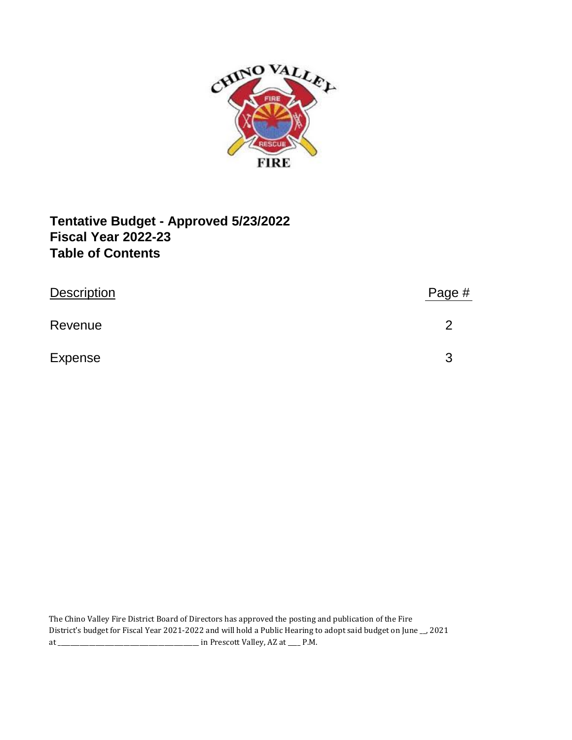**Tentative Budget - Approved 5/23/2022**
**Fiscal Year 2022-23**
**Table of Contents**

| Description | Page # |
| --- | --- |
| Revenue | 2 |
| Expense | 3 |

The Chino Valley Fire District Board of Directors has approved the posting and publication of the Fire District's budget for Fiscal Year 2021-2022 and will hold a Public Hearing to adopt said budget on June __, 2021 at ________________________________________ in Prescott Valley, AZ at ____ P.M.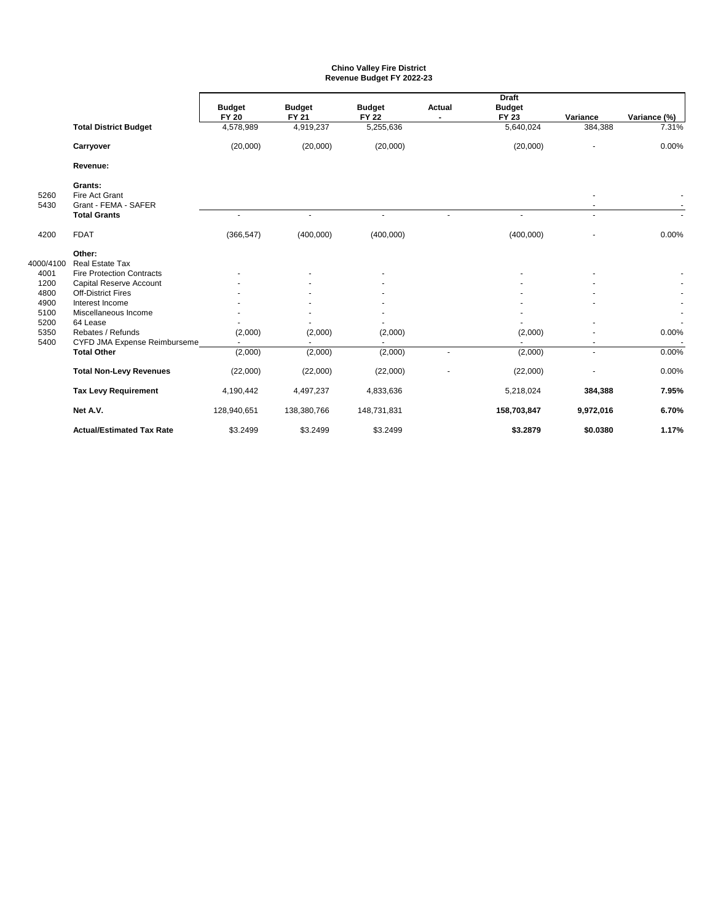**Chino Valley Fire District**
**Revenue Budget FY 2022-23**

| | | Budget FY 20 | Budget FY 21 | Budget FY 22 | Actual - | Draft Budget FY 23 | Variance | Variance (%) |
|---|---|---|---|---|---|---|---|---|
| | **Total District Budget** | 4,578,989 | 4,919,237 | 5,255,636 | | 5,640,024 | 384,388 | 7.31% |
| | **Carryover** | (20,000) | (20,000) | (20,000) | | (20,000) | - | 0.00% |
| | **Revenue:** | | | | | | | |
| | **Grants:** | | | | | | | |
| 5260 | Fire Act Grant | | | | | | - | - |
| 5430 | Grant - FEMA - SAFER | | | | | | - | - |
| | **Total Grants** | - | - | - | - | - | - | - |
| 4200 | FDAT | (366,547) | (400,000) | (400,000) | | (400,000) | - | 0.00% |
| | **Other:** | | | | | | | |
| 4000/4100 | Real Estate Tax | | | | | | | |
| 4001 | Fire Protection Contracts | - | - | - | | - | - | - |
| 1200 | Capital Reserve Account | - | - | - | | - | - | - |
| 4800 | Off-District Fires | - | - | - | | - | - | - |
| 4900 | Interest Income | - | - | - | | - | - | - |
| 5100 | Miscellaneous Income | - | - | - | | - | | - |
| 5200 | 64 Lease | - | - | - | | - | - | - |
| 5350 | Rebates / Refunds | (2,000) | (2,000) | (2,000) | | (2,000) | - | 0.00% |
| 5400 | CYFD JMA Expense Reimburseme | - | - | - | | - | - | - |
| | **Total Other** | (2,000) | (2,000) | (2,000) | - | (2,000) | - | 0.00% |
| | **Total Non-Levy Revenues** | (22,000) | (22,000) | (22,000) | - | (22,000) | - | 0.00% |
| | **Tax Levy Requirement** | 4,190,442 | 4,497,237 | 4,833,636 | | 5,218,024 | **384,388** | **7.95%** |
| | **Net A.V.** | 128,940,651 | 138,380,766 | 148,731,831 | | **158,703,847** | **9,972,016** | **6.70%** |
| | **Actual/Estimated Tax Rate** | $3.2499 | $3.2499 | $3.2499 | | **$3.2879** | **$0.0380** | **1.17%** |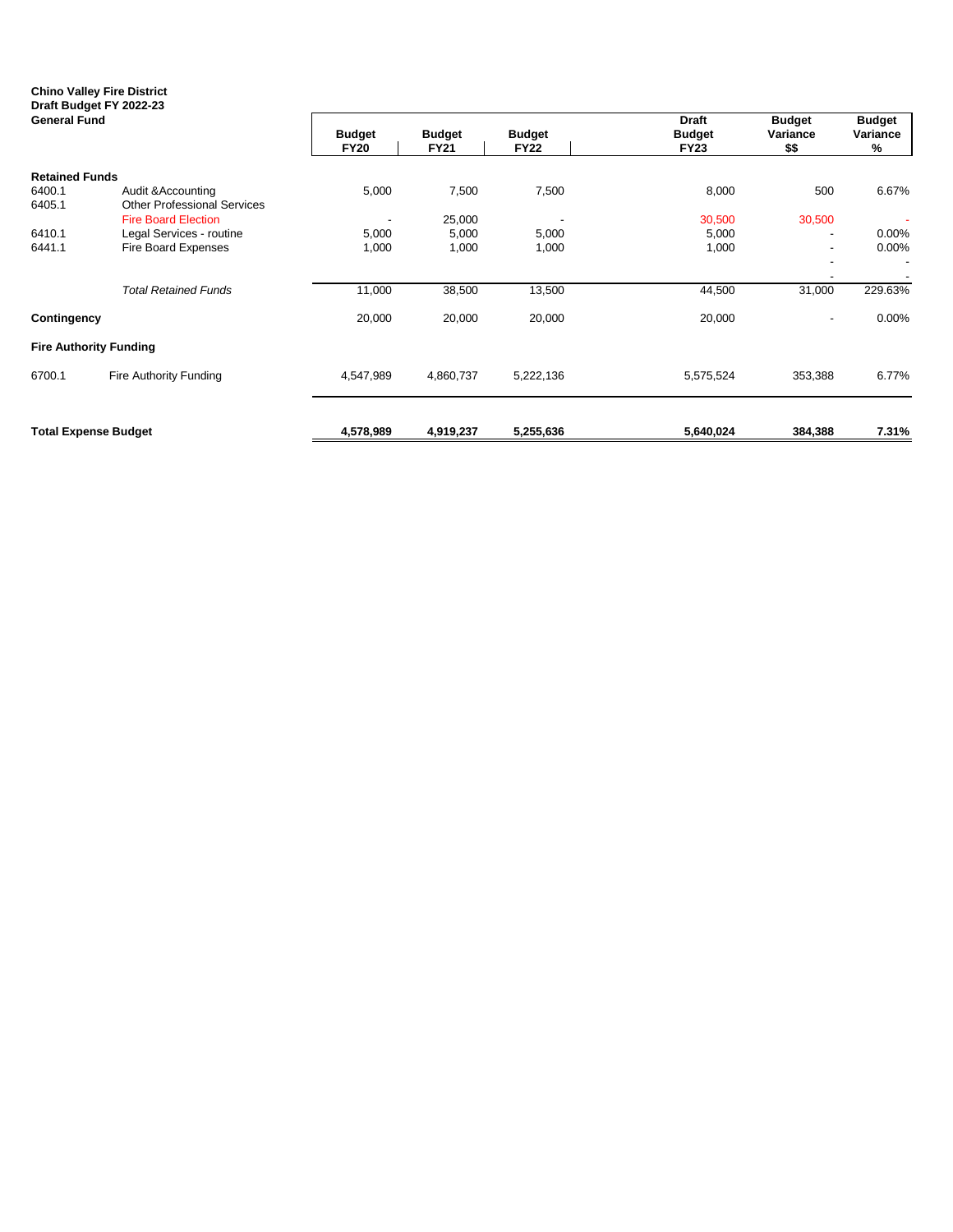**Chino Valley Fire District**
**Draft Budget FY 2022-23**
**General Fund**

| | | Budget FY20 | Budget FY21 | Budget FY22 | Draft Budget FY23 | Budget Variance $$ | Budget Variance % |
|---|---|---|---|---|---|---|---|
| **Retained Funds** | | | | | | | |
| 6400.1 | Audit &Accounting | 5,000 | 7,500 | 7,500 | 8,000 | 500 | 6.67% |
| 6405.1 | Other Professional Services | | | | | | |
| | Fire Board Election | - | 25,000 | - | 30,500 | 30,500 | - |
| 6410.1 | Legal Services - routine | 5,000 | 5,000 | 5,000 | 5,000 | - | 0.00% |
| 6441.1 | Fire Board Expenses | 1,000 | 1,000 | 1,000 | 1,000 | - | 0.00% |
| | | | | | | - | - |
| | | | | | | - | - |
| | *Total Retained Funds* | 11,000 | 38,500 | 13,500 | 44,500 | 31,000 | 229.63% |
| **Contingency** | | 20,000 | 20,000 | 20,000 | 20,000 | - | 0.00% |
| **Fire Authority Funding** | | | | | | | |
| 6700.1 | Fire Authority Funding | 4,547,989 | 4,860,737 | 5,222,136 | 5,575,524 | 353,388 | 6.77% |
| **Total Expense Budget** | | **4,578,989** | **4,919,237** | **5,255,636** | **5,640,024** | **384,388** | **7.31%** |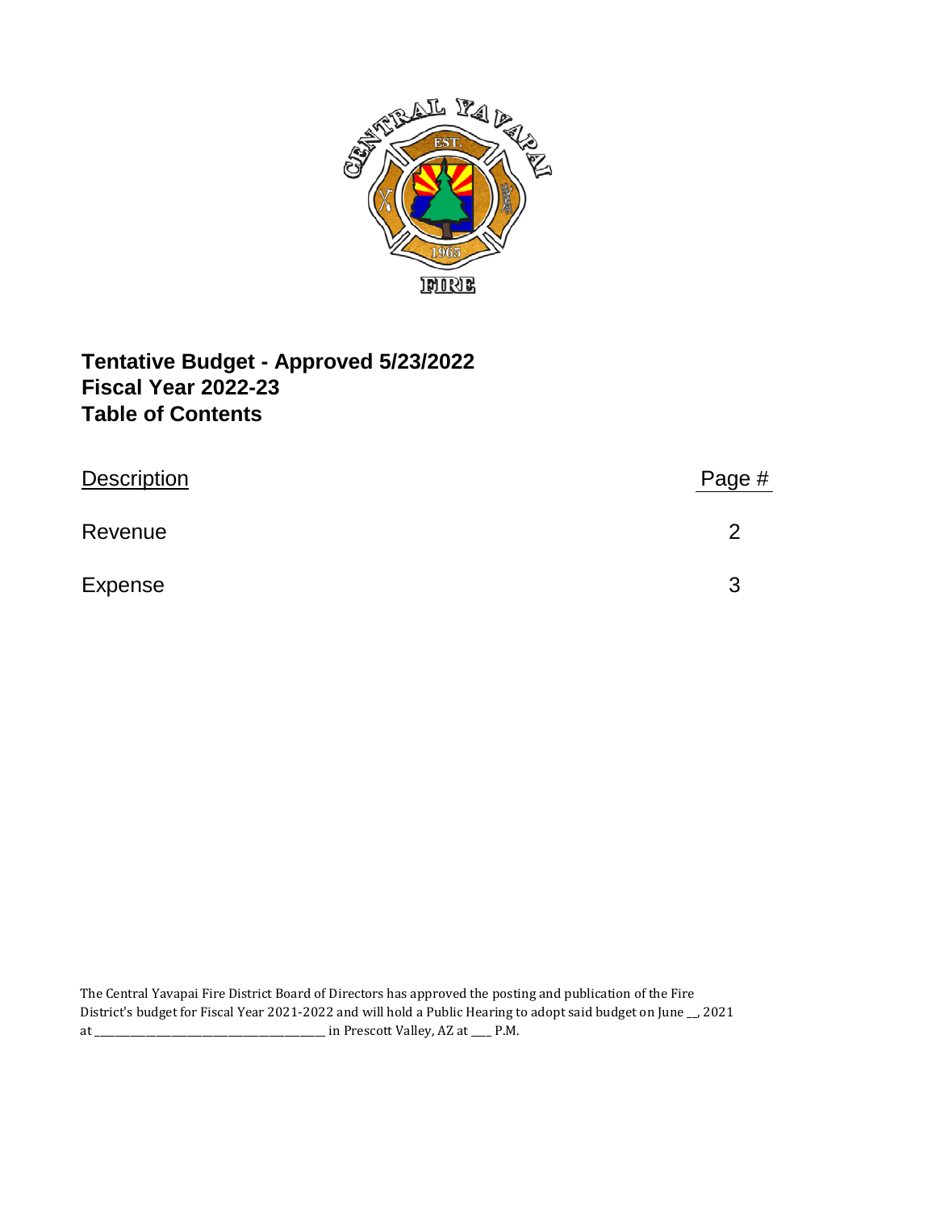**Tentative Budget - Approved 5/23/2022**
**Fiscal Year 2022-23**
**Table of Contents**

| Description | Page # |
| --- | --- |
| Revenue | 2 |
| Expense | 3 |

The Central Yavapai Fire District Board of Directors has approved the posting and publication of the Fire District's budget for Fiscal Year 2021-2022 and will hold a Public Hearing to adopt said budget on June __, 2021 at ________________________________________ in Prescott Valley, AZ at ___ P.M.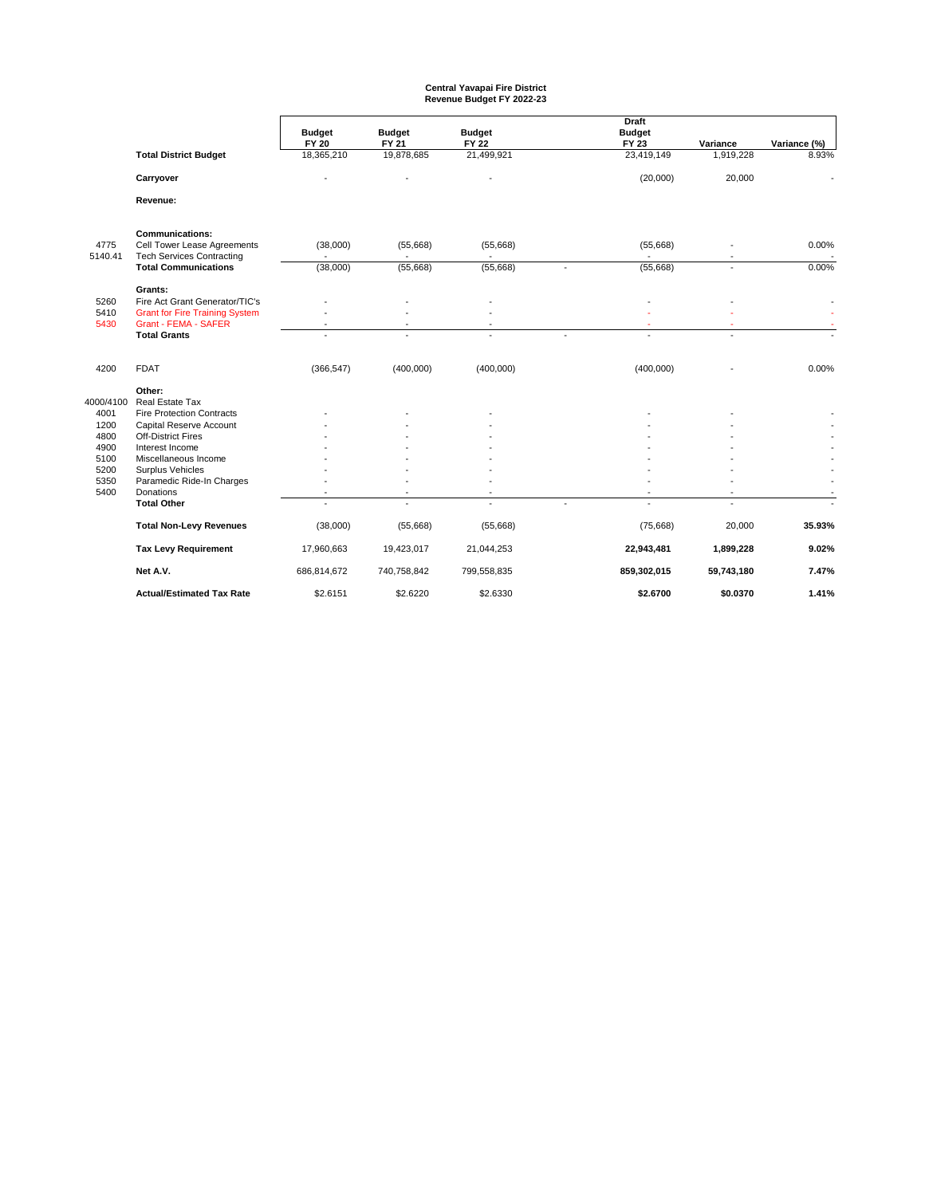# Central Yavapai Fire District
## Revenue Budget FY 2022-23

| | | Budget FY 20 | Budget FY 21 | Budget FY 22 | | Draft Budget FY 23 | Variance | Variance (%) |
|---|---|---|---|---|---|---|---|---|
| | **Total District Budget** | 18,365,210 | 19,878,685 | 21,499,921 | | 23,419,149 | 1,919,228 | 8.93% |
| | **Carryover** | - | - | - | | (20,000) | 20,000 | - |
| | **Revenue:** | | | | | | | |
| | **Communications:** | | | | | | | |
| 4775 | Cell Tower Lease Agreements | (38,000) | (55,668) | (55,668) | | (55,668) | - | 0.00% |
| 5140.41 | Tech Services Contracting | - | - | - | | - | - | - |
| | **Total Communications** | (38,000) | (55,668) | (55,668) | - | (55,668) | - | 0.00% |
| | **Grants:** | | | | | | | |
| 5260 | Fire Act Grant Generator/TIC's | - | - | - | | - | - | - |
| 5410 | Grant for Fire Training System | - | - | - | | - | - | - |
| 5430 | Grant - FEMA - SAFER | - | - | - | | - | - | - |
| | **Total Grants** | - | - | - | - | - | - | - |
| 4200 | FDAT | (366,547) | (400,000) | (400,000) | | (400,000) | - | 0.00% |
| | **Other:** | | | | | | | |
| 4000/4100 | Real Estate Tax | | | | | | | |
| 4001 | Fire Protection Contracts | - | - | - | | - | - | - |
| 1200 | Capital Reserve Account | - | - | - | | - | - | - |
| 4800 | Off-District Fires | - | - | - | | - | - | - |
| 4900 | Interest Income | - | - | - | | - | - | - |
| 5100 | Miscellaneous Income | - | - | - | | - | - | - |
| 5200 | Surplus Vehicles | - | - | - | | - | - | - |
| 5350 | Paramedic Ride-In Charges | - | - | - | | - | - | - |
| 5400 | Donations | - | - | - | | - | - | - |
| | **Total Other** | - | - | - | - | - | - | - |
| | **Total Non-Levy Revenues** | (38,000) | (55,668) | (55,668) | | (75,668) | 20,000 | **35.93%** |
| | **Tax Levy Requirement** | 17,960,663 | 19,423,017 | 21,044,253 | | **22,943,481** | **1,899,228** | **9.02%** |
| | **Net A.V.** | 686,814,672 | 740,758,842 | 799,558,835 | | **859,302,015** | **59,743,180** | **7.47%** |
| | **Actual/Estimated Tax Rate** | $2.6151 | $2.6220 | $2.6330 | | **$2.6700** | **$0.0370** | **1.41%** |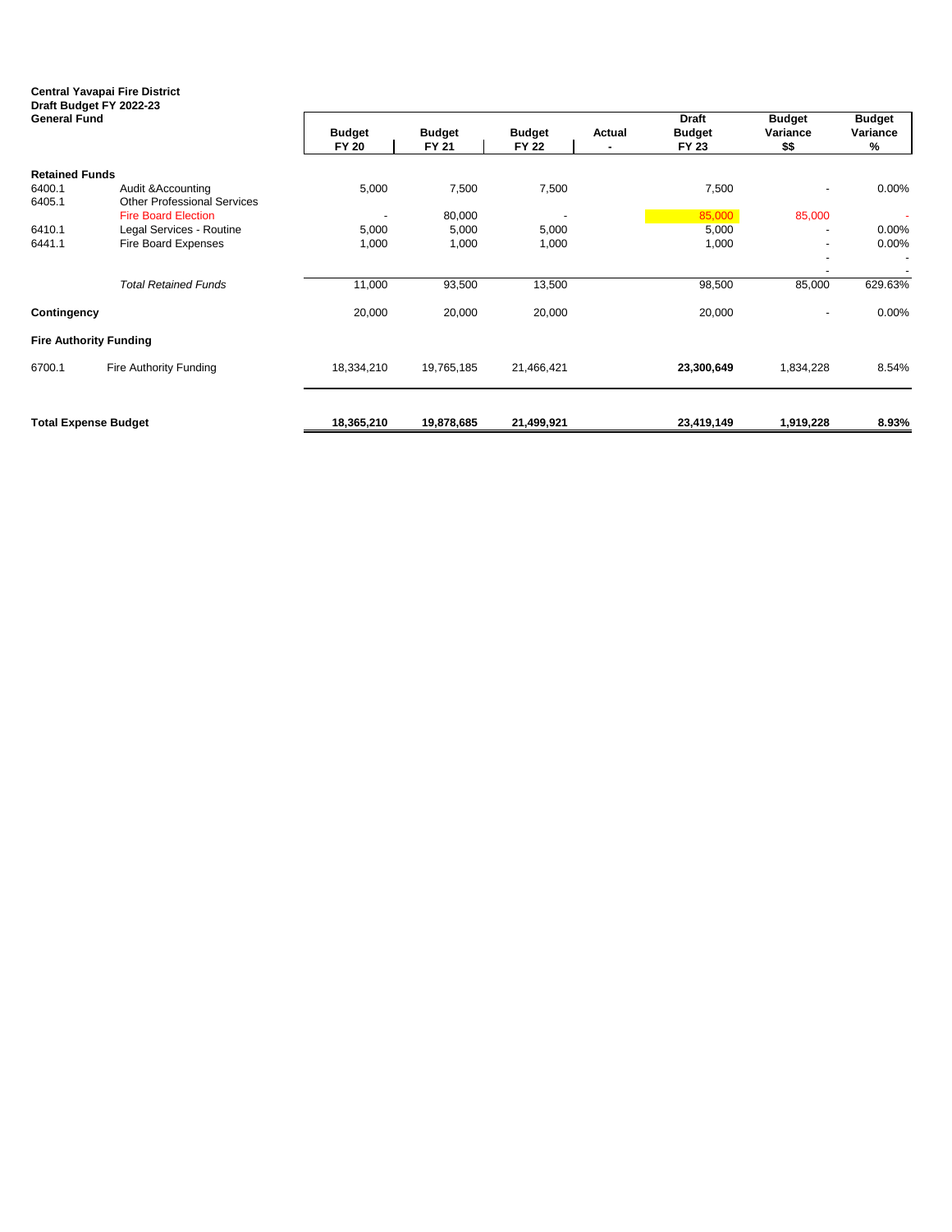**Central Yavapai Fire District**
**Draft Budget FY 2022-23**
**General Fund**

| | | Budget FY 20 | Budget FY 21 | Budget FY 22 | Actual - | Draft Budget FY 23 | Budget Variance $$ | Budget Variance % |
|---|---|---|---|---|---|---|---|---|
| **Retained Funds** | | | | | | | | |
| 6400.1 | Audit &Accounting | 5,000 | 7,500 | 7,500 | | 7,500 | - | 0.00% |
| 6405.1 | Other Professional Services | | | | | | | |
| | Fire Board Election | - | 80,000 | - | | 85,000 | 85,000 | - |
| 6410.1 | Legal Services - Routine | 5,000 | 5,000 | 5,000 | | 5,000 | - | 0.00% |
| 6441.1 | Fire Board Expenses | 1,000 | 1,000 | 1,000 | | 1,000 | - | 0.00% |
| | | | | | | | - | - |
| | | | | | | | - | - |
| | *Total Retained Funds* | 11,000 | 93,500 | 13,500 | | 98,500 | 85,000 | 629.63% |
| **Contingency** | | 20,000 | 20,000 | 20,000 | | 20,000 | - | 0.00% |
| **Fire Authority Funding** | | | | | | | | |
| 6700.1 | Fire Authority Funding | 18,334,210 | 19,765,185 | 21,466,421 | | **23,300,649** | 1,834,228 | 8.54% |
| **Total Expense Budget** | | **18,365,210** | **19,878,685** | **21,499,921** | | **23,419,149** | **1,919,228** | **8.93%** |